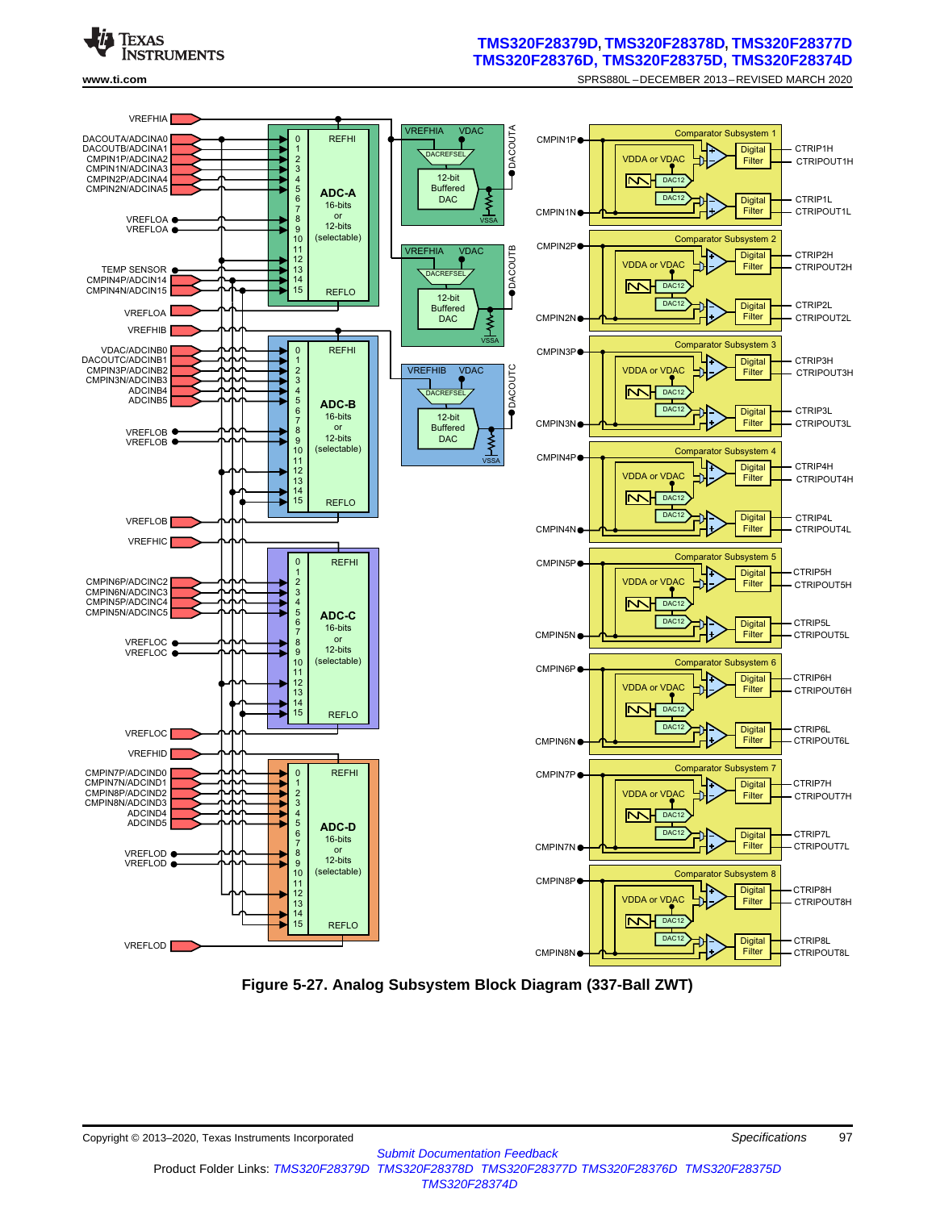Figure 5-27. Analog Subsystem Block Diagram (337-Ball ZWT)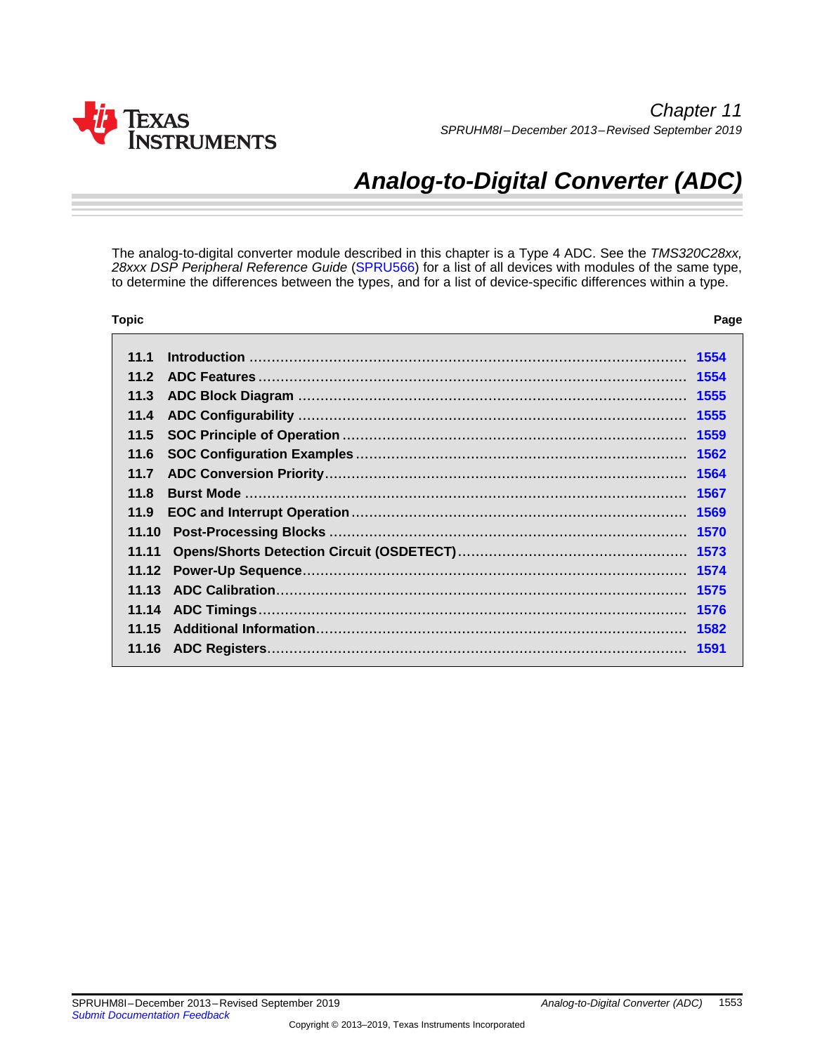Chapter 11

# Analog-to-Digital Converter (ADC)

The analog-to-digital converter module described in this chapter is a Type 4 ADC. See the *TMS320C28xx, 28xxx DSP Peripheral Reference Guide* (SPRU566) for a list of all devices with modules of the same type, to determine the differences between the types, and for a list of device-specific differences within a type.

| Topic | | Page |
| --- | --- | --- |
| 11.1 | Introduction | 1554 |
| 11.2 | ADC Features | 1554 |
| 11.3 | ADC Block Diagram | 1555 |
| 11.4 | ADC Configurability | 1555 |
| 11.5 | SOC Principle of Operation | 1559 |
| 11.6 | SOC Configuration Examples | 1562 |
| 11.7 | ADC Conversion Priority | 1564 |
| 11.8 | Burst Mode | 1567 |
| 11.9 | EOC and Interrupt Operation | 1569 |
| 11.10 | Post-Processing Blocks | 1570 |
| 11.11 | Opens/Shorts Detection Circuit (OSDETECT) | 1573 |
| 11.12 | Power-Up Sequence | 1574 |
| 11.13 | ADC Calibration | 1575 |
| 11.14 | ADC Timings | 1576 |
| 11.15 | Additional Information | 1582 |
| 11.16 | ADC Registers | 1591 |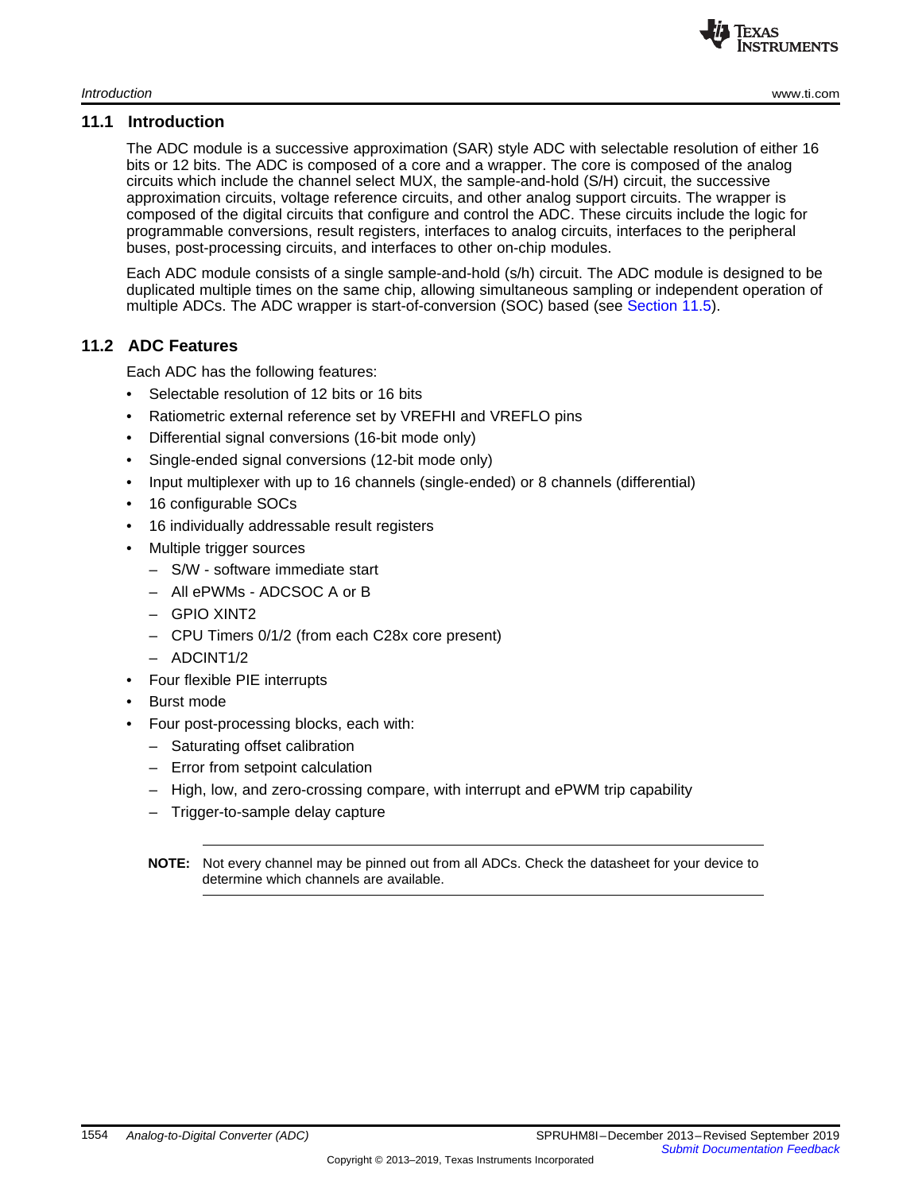## 11.1 Introduction

The ADC module is a successive approximation (SAR) style ADC with selectable resolution of either 16 bits or 12 bits. The ADC is composed of a core and a wrapper. The core is composed of the analog circuits which include the channel select MUX, the sample-and-hold (S/H) circuit, the successive approximation circuits, voltage reference circuits, and other analog support circuits. The wrapper is composed of the digital circuits that configure and control the ADC. These circuits include the logic for programmable conversions, result registers, interfaces to analog circuits, interfaces to the peripheral buses, post-processing circuits, and interfaces to other on-chip modules.

Each ADC module consists of a single sample-and-hold (s/h) circuit. The ADC module is designed to be duplicated multiple times on the same chip, allowing simultaneous sampling or independent operation of multiple ADCs. The ADC wrapper is start-of-conversion (SOC) based (see Section 11.5).

## 11.2 ADC Features

Each ADC has the following features:

- Selectable resolution of 12 bits or 16 bits
- Ratiometric external reference set by VREFHI and VREFLO pins
- Differential signal conversions (16-bit mode only)
- Single-ended signal conversions (12-bit mode only)
- Input multiplexer with up to 16 channels (single-ended) or 8 channels (differential)
- 16 configurable SOCs
- 16 individually addressable result registers
- Multiple trigger sources
  - S/W - software immediate start
  - All ePWMs - ADCSOC A or B
  - GPIO XINT2
  - CPU Timers 0/1/2 (from each C28x core present)
  - ADCINT1/2
- Four flexible PIE interrupts
- Burst mode
- Four post-processing blocks, each with:
  - Saturating offset calibration
  - Error from setpoint calculation
  - High, low, and zero-crossing compare, with interrupt and ePWM trip capability
  - Trigger-to-sample delay capture

---

**NOTE:** Not every channel may be pinned out from all ADCs. Check the datasheet for your device to determine which channels are available.

---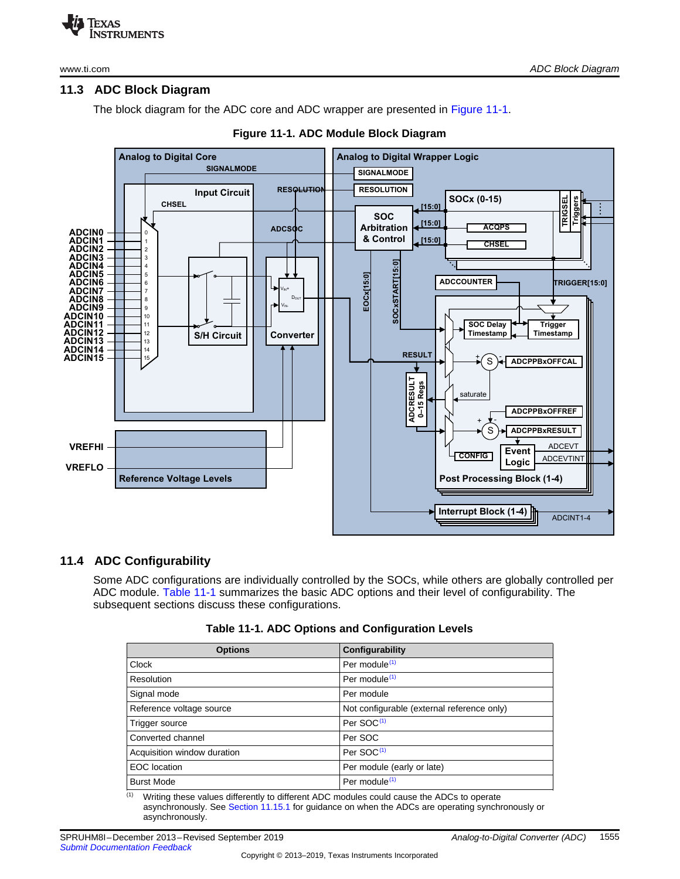## 11.3 ADC Block Diagram

The block diagram for the ADC core and ADC wrapper are presented in Figure 11-1.

**Figure 11-1. ADC Module Block Diagram**

## 11.4 ADC Configurability

Some ADC configurations are individually controlled by the SOCs, while others are globally controlled per ADC module. Table 11-1 summarizes the basic ADC options and their level of configurability. The subsequent sections discuss these configurations.

**Table 11-1. ADC Options and Configuration Levels**

| Options | Configurability |
|---|---|
| Clock | Per module[1] |
| Resolution | Per module[1] |
| Signal mode | Per module |
| Reference voltage source | Not configurable (external reference only) |
| Trigger source | Per SOC[1] |
| Converted channel | Per SOC |
| Acquisition window duration | Per SOC[1] |
| EOC location | Per module (early or late) |
| Burst Mode | Per module[1] |

[1] Writing these values differently to different ADC modules could cause the ADCs to operate asynchronously. See Section 11.15.1 for guidance on when the ADCs are operating synchronously or asynchronously.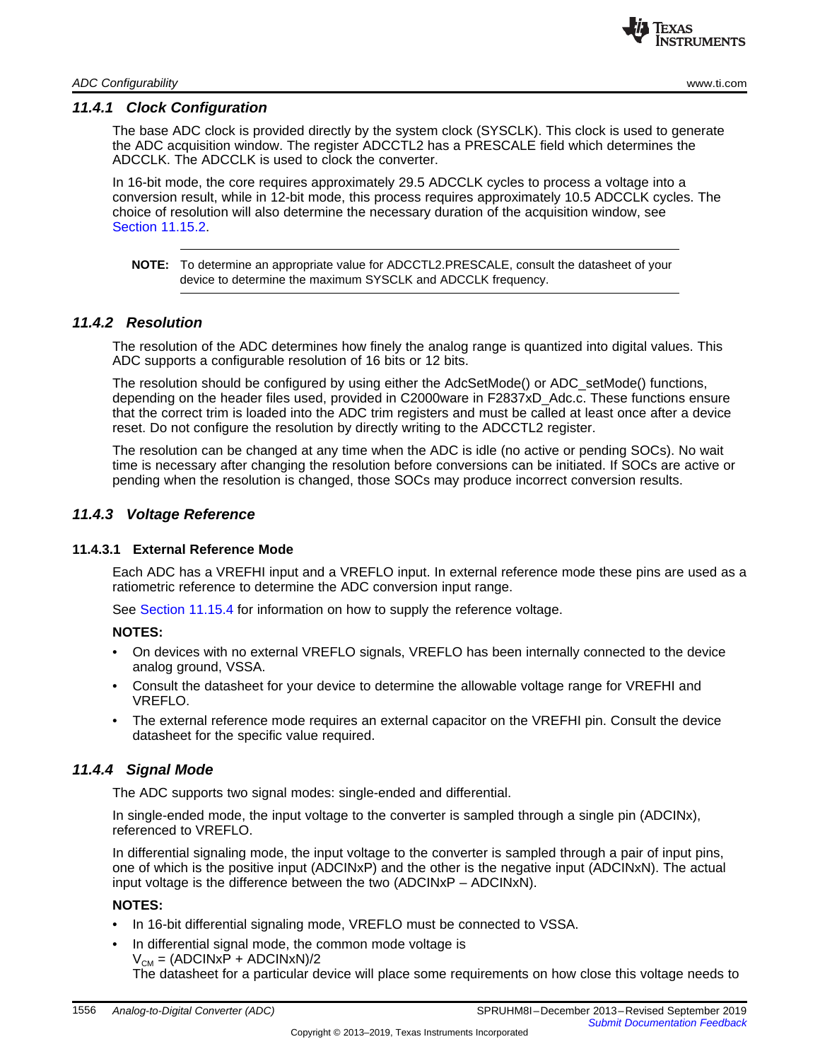### 11.4.1 Clock Configuration

The base ADC clock is provided directly by the system clock (SYSCLK). This clock is used to generate the ADC acquisition window. The register ADCCTL2 has a PRESCALE field which determines the ADCCLK. The ADCCLK is used to clock the converter.

In 16-bit mode, the core requires approximately 29.5 ADCCLK cycles to process a voltage into a conversion result, while in 12-bit mode, this process requires approximately 10.5 ADCCLK cycles. The choice of resolution will also determine the necessary duration of the acquisition window, see Section 11.15.2.

> **NOTE:** To determine an appropriate value for ADCCTL2.PRESCALE, consult the datasheet of your device to determine the maximum SYSCLK and ADCCLK frequency.

### 11.4.2 Resolution

The resolution of the ADC determines how finely the analog range is quantized into digital values. This ADC supports a configurable resolution of 16 bits or 12 bits.

The resolution should be configured by using either the AdcSetMode() or ADC_setMode() functions, depending on the header files used, provided in C2000ware in F2837xD_Adc.c. These functions ensure that the correct trim is loaded into the ADC trim registers and must be called at least once after a device reset. Do not configure the resolution by directly writing to the ADCCTL2 register.

The resolution can be changed at any time when the ADC is idle (no active or pending SOCs). No wait time is necessary after changing the resolution before conversions can be initiated. If SOCs are active or pending when the resolution is changed, those SOCs may produce incorrect conversion results.

### 11.4.3 Voltage Reference

#### 11.4.3.1 External Reference Mode

Each ADC has a VREFHI input and a VREFLO input. In external reference mode these pins are used as a ratiometric reference to determine the ADC conversion input range.

See Section 11.15.4 for information on how to supply the reference voltage.

**NOTES:**

- On devices with no external VREFLO signals, VREFLO has been internally connected to the device analog ground, VSSA.
- Consult the datasheet for your device to determine the allowable voltage range for VREFHI and VREFLO.
- The external reference mode requires an external capacitor on the VREFHI pin. Consult the device datasheet for the specific value required.

### 11.4.4 Signal Mode

The ADC supports two signal modes: single-ended and differential.

In single-ended mode, the input voltage to the converter is sampled through a single pin (ADCINx), referenced to VREFLO.

In differential signaling mode, the input voltage to the converter is sampled through a pair of input pins, one of which is the positive input (ADCINxP) and the other is the negative input (ADCINxN). The actual input voltage is the difference between the two (ADCINxP – ADCINxN).

**NOTES:**

- In 16-bit differential signaling mode, VREFLO must be connected to VSSA.
- In differential signal mode, the common mode voltage is
  $V_{CM}$ = (ADCINxP + ADCINxN)/2
  The datasheet for a particular device will place some requirements on how close this voltage needs to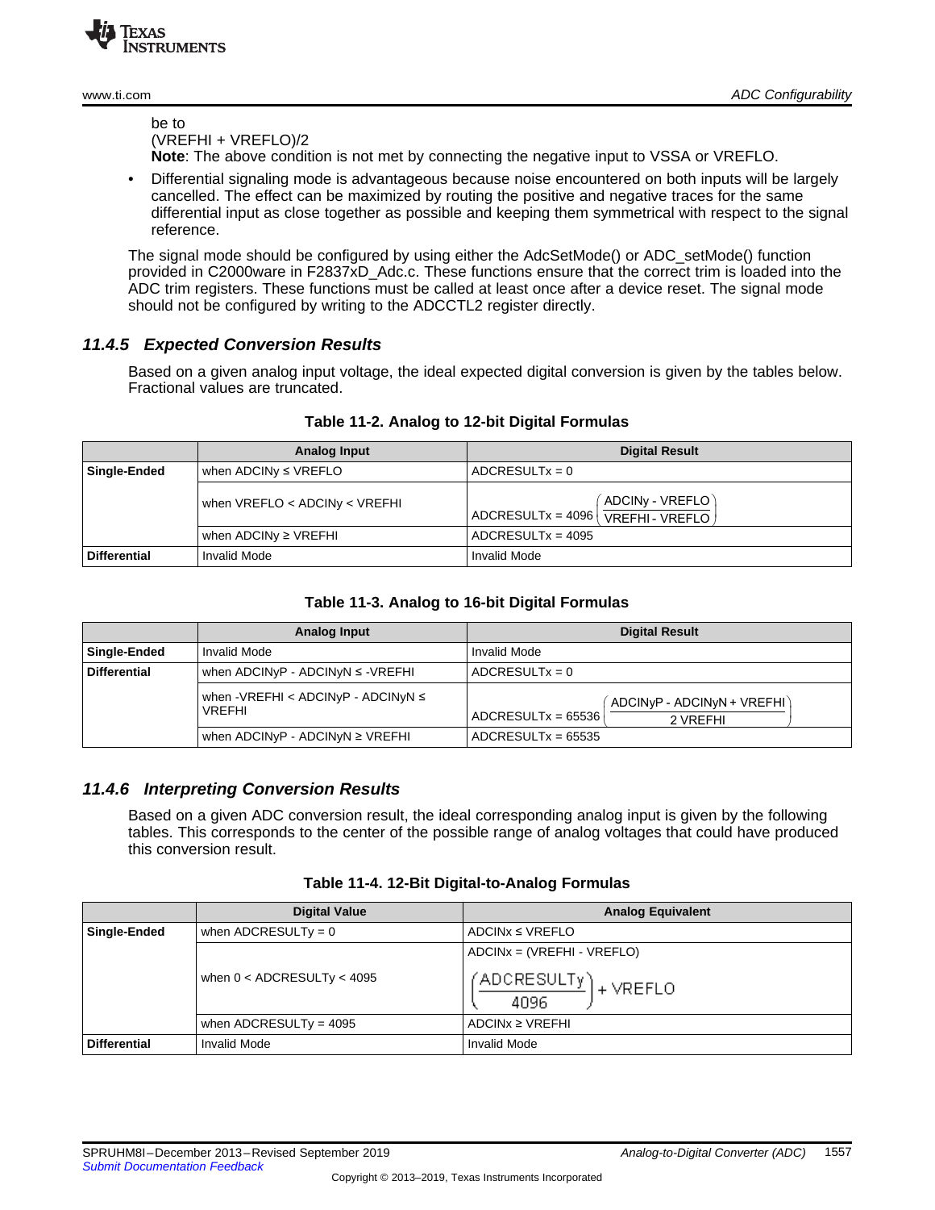be to
(VREFHI + VREFLO)/2
**Note**: The above condition is not met by connecting the negative input to VSSA or VREFLO.

- Differential signaling mode is advantageous because noise encountered on both inputs will be largely cancelled. The effect can be maximized by routing the positive and negative traces for the same differential input as close together as possible and keeping them symmetrical with respect to the signal reference.

The signal mode should be configured by using either the AdcSetMode() or ADC_setMode() function provided in C2000ware in F2837xD_Adc.c. These functions ensure that the correct trim is loaded into the ADC trim registers. These functions must be called at least once after a device reset. The signal mode should not be configured by writing to the ADCCTL2 register directly.

### *11.4.5 Expected Conversion Results*

Based on a given analog input voltage, the ideal expected digital conversion is given by the tables below. Fractional values are truncated.

**Table 11-2. Analog to 12-bit Digital Formulas**

| | Analog Input | Digital Result |
|---|---|---|
| **Single-Ended** | when ADCINy ≤ VREFLO | ADCRESULTx = 0 |
| | when VREFLO < ADCINy < VREFHI | $\text{ADCRESULTx} = 4096\left(\frac{\text{ADCINy - VREFLO}}{\text{VREFHI - VREFLO}}\right)$ |
| | when ADCINy ≥ VREFHI | ADCRESULTx = 4095 |
| **Differential** | Invalid Mode | Invalid Mode |

**Table 11-3. Analog to 16-bit Digital Formulas**

| | Analog Input | Digital Result |
|---|---|---|
| **Single-Ended** | Invalid Mode | Invalid Mode |
| **Differential** | when ADCINyP - ADCINyN ≤ -VREFHI | ADCRESULTx = 0 |
| | when -VREFHI < ADCINyP - ADCINyN ≤ VREFHI | $\text{ADCRESULTx} = 65536\left(\frac{\text{ADCINyP - ADCINyN + VREFHI}}{\text{2 VREFHI}}\right)$ |
| | when ADCINyP - ADCINyN ≥ VREFHI | ADCRESULTx = 65535 |

### *11.4.6 Interpreting Conversion Results*

Based on a given ADC conversion result, the ideal corresponding analog input is given by the following tables. This corresponds to the center of the possible range of analog voltages that could have produced this conversion result.

**Table 11-4. 12-Bit Digital-to-Analog Formulas**

| | Digital Value | Analog Equivalent |
|---|---|---|
| **Single-Ended** | when ADCRESULTy = 0 | ADCINx ≤ VREFLO |
| | when 0 < ADCRESULTy < 4095 | $\text{ADCINx} = (\text{VREFHI - VREFLO})\left(\frac{\text{ADCRESULTy}}{4096}\right) + \text{VREFLO}$ |
| | when ADCRESULTy = 4095 | ADCINx ≥ VREFHI |
| **Differential** | Invalid Mode | Invalid Mode |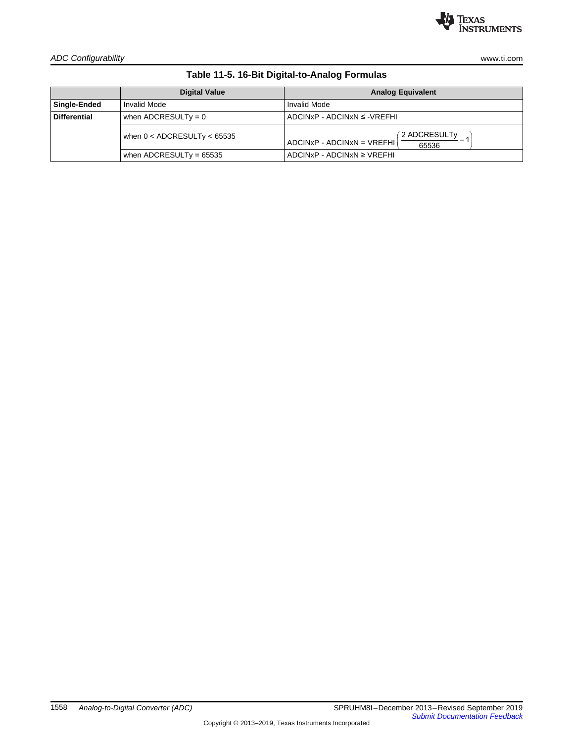**Table 11-5. 16-Bit Digital-to-Analog Formulas**

| | Digital Value | Analog Equivalent |
|---|---|---|
| **Single-Ended** | Invalid Mode | Invalid Mode |
| **Differential** | when ADCRESULTy = 0 | ADCINxP - ADCINxN ≤ -VREFHI |
| | when 0 < ADCRESULTy < 65535 | $\text{ADCINxP - ADCINxN} = \text{VREFHI}\left(\frac{2\ \text{ADCRESULTy}}{65536} - 1\right)$ |
| | when ADCRESULTy = 65535 | ADCINxP - ADCINxN ≥ VREFHI |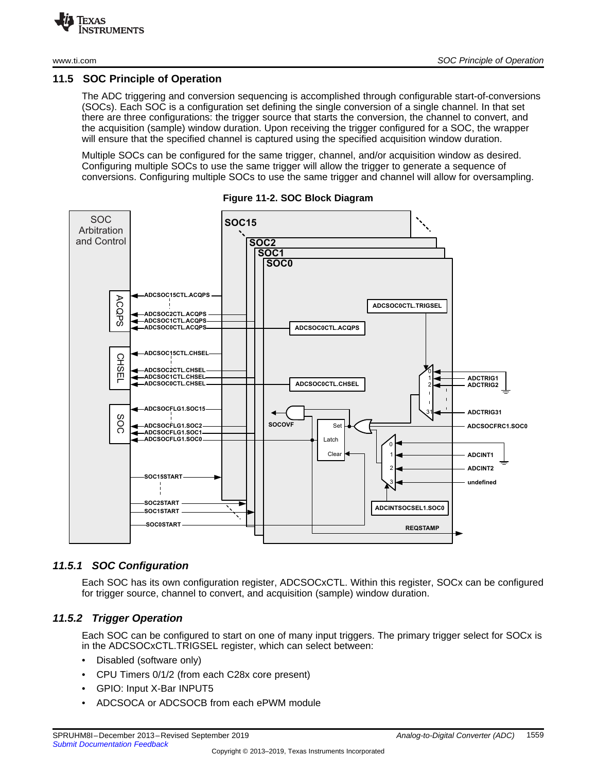## 11.5 SOC Principle of Operation

The ADC triggering and conversion sequencing is accomplished through configurable start-of-conversions (SOCs). Each SOC is a configuration set defining the single conversion of a single channel. In that set there are three configurations: the trigger source that starts the conversion, the channel to convert, and the acquisition (sample) window duration. Upon receiving the trigger configured for a SOC, the wrapper will ensure that the specified channel is captured using the specified acquisition window duration.

Multiple SOCs can be configured for the same trigger, channel, and/or acquisition window as desired. Configuring multiple SOCs to use the same trigger will allow the trigger to generate a sequence of conversions. Configuring multiple SOCs to use the same trigger and channel will allow for oversampling.

**Figure 11-2. SOC Block Diagram**

### 11.5.1 SOC Configuration

Each SOC has its own configuration register, ADCSOCxCTL. Within this register, SOCx can be configured for trigger source, channel to convert, and acquisition (sample) window duration.

### 11.5.2 Trigger Operation

Each SOC can be configured to start on one of many input triggers. The primary trigger select for SOCx is in the ADCSOCxCTL.TRIGSEL register, which can select between:

- Disabled (software only)
- CPU Timers 0/1/2 (from each C28x core present)
- GPIO: Input X-Bar INPUT5
- ADCSOCA or ADCSOCB from each ePWM module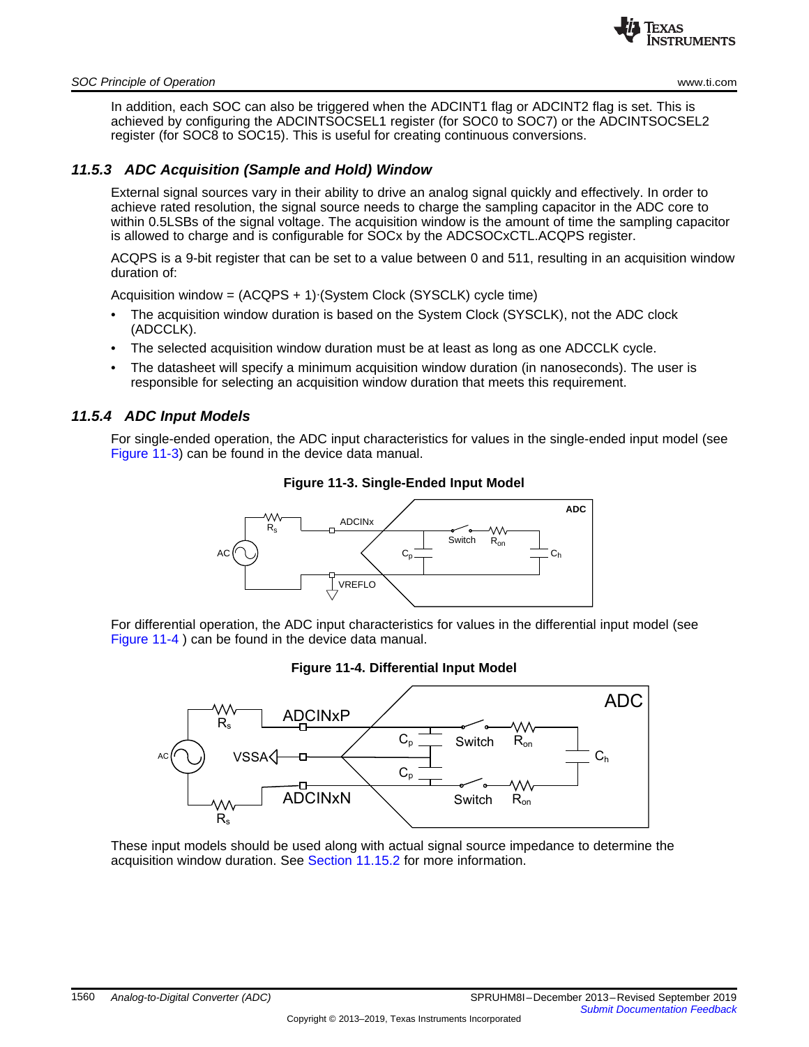In addition, each SOC can also be triggered when the ADCINT1 flag or ADCINT2 flag is set. This is achieved by configuring the ADCINTSOCSEL1 register (for SOC0 to SOC7) or the ADCINTSOCSEL2 register (for SOC8 to SOC15). This is useful for creating continuous conversions.

### *11.5.3 ADC Acquisition (Sample and Hold) Window*

External signal sources vary in their ability to drive an analog signal quickly and effectively. In order to achieve rated resolution, the signal source needs to charge the sampling capacitor in the ADC core to within 0.5LSBs of the signal voltage. The acquisition window is the amount of time the sampling capacitor is allowed to charge and is configurable for SOCx by the ADCSOCxCTL.ACQPS register.

ACQPS is a 9-bit register that can be set to a value between 0 and 511, resulting in an acquisition window duration of:

Acquisition window = (ACQPS + 1)·(System Clock (SYSCLK) cycle time)

- The acquisition window duration is based on the System Clock (SYSCLK), not the ADC clock (ADCCLK).
- The selected acquisition window duration must be at least as long as one ADCCLK cycle.
- The datasheet will specify a minimum acquisition window duration (in nanoseconds). The user is responsible for selecting an acquisition window duration that meets this requirement.

### *11.5.4 ADC Input Models*

For single-ended operation, the ADC input characteristics for values in the single-ended input model (see Figure 11-3) can be found in the device data manual.

**Figure 11-3. Single-Ended Input Model**

For differential operation, the ADC input characteristics for values in the differential input model (see Figure 11-4 ) can be found in the device data manual.

**Figure 11-4. Differential Input Model**

These input models should be used along with actual signal source impedance to determine the acquisition window duration. See Section 11.15.2 for more information.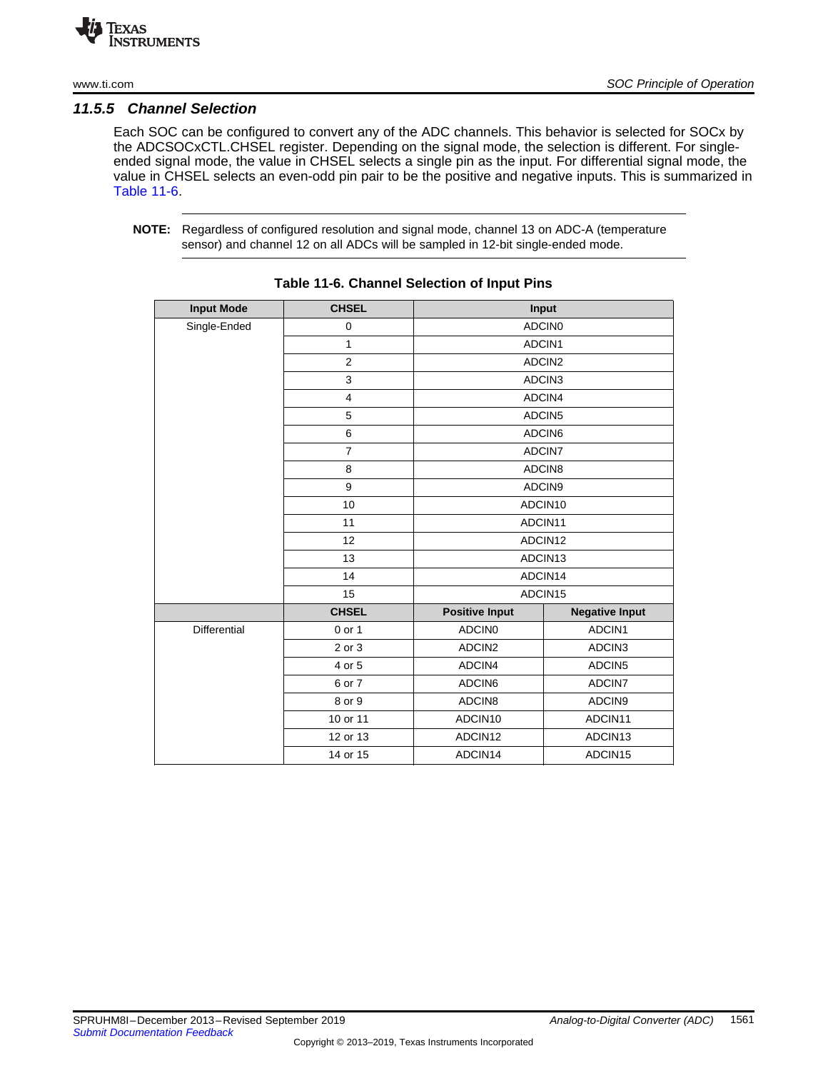### 11.5.5 Channel Selection

Each SOC can be configured to convert any of the ADC channels. This behavior is selected for SOCx by the ADCSOCxCTL.CHSEL register. Depending on the signal mode, the selection is different. For single-ended signal mode, the value in CHSEL selects a single pin as the input. For differential signal mode, the value in CHSEL selects an even-odd pin pair to be the positive and negative inputs. This is summarized in Table 11-6.

**NOTE:** Regardless of configured resolution and signal mode, channel 13 on ADC-A (temperature sensor) and channel 12 on all ADCs will be sampled in 12-bit single-ended mode.

**Table 11-6. Channel Selection of Input Pins**

| Input Mode | CHSEL | Input | |
|---|---|---|---|
| Single-Ended | 0 | ADCIN0 | |
| | 1 | ADCIN1 | |
| | 2 | ADCIN2 | |
| | 3 | ADCIN3 | |
| | 4 | ADCIN4 | |
| | 5 | ADCIN5 | |
| | 6 | ADCIN6 | |
| | 7 | ADCIN7 | |
| | 8 | ADCIN8 | |
| | 9 | ADCIN9 | |
| | 10 | ADCIN10 | |
| | 11 | ADCIN11 | |
| | 12 | ADCIN12 | |
| | 13 | ADCIN13 | |
| | 14 | ADCIN14 | |
| | 15 | ADCIN15 | |
| | **CHSEL** | **Positive Input** | **Negative Input** |
| Differential | 0 or 1 | ADCIN0 | ADCIN1 |
| | 2 or 3 | ADCIN2 | ADCIN3 |
| | 4 or 5 | ADCIN4 | ADCIN5 |
| | 6 or 7 | ADCIN6 | ADCIN7 |
| | 8 or 9 | ADCIN8 | ADCIN9 |
| | 10 or 11 | ADCIN10 | ADCIN11 |
| | 12 or 13 | ADCIN12 | ADCIN13 |
| | 14 or 15 | ADCIN14 | ADCIN15 |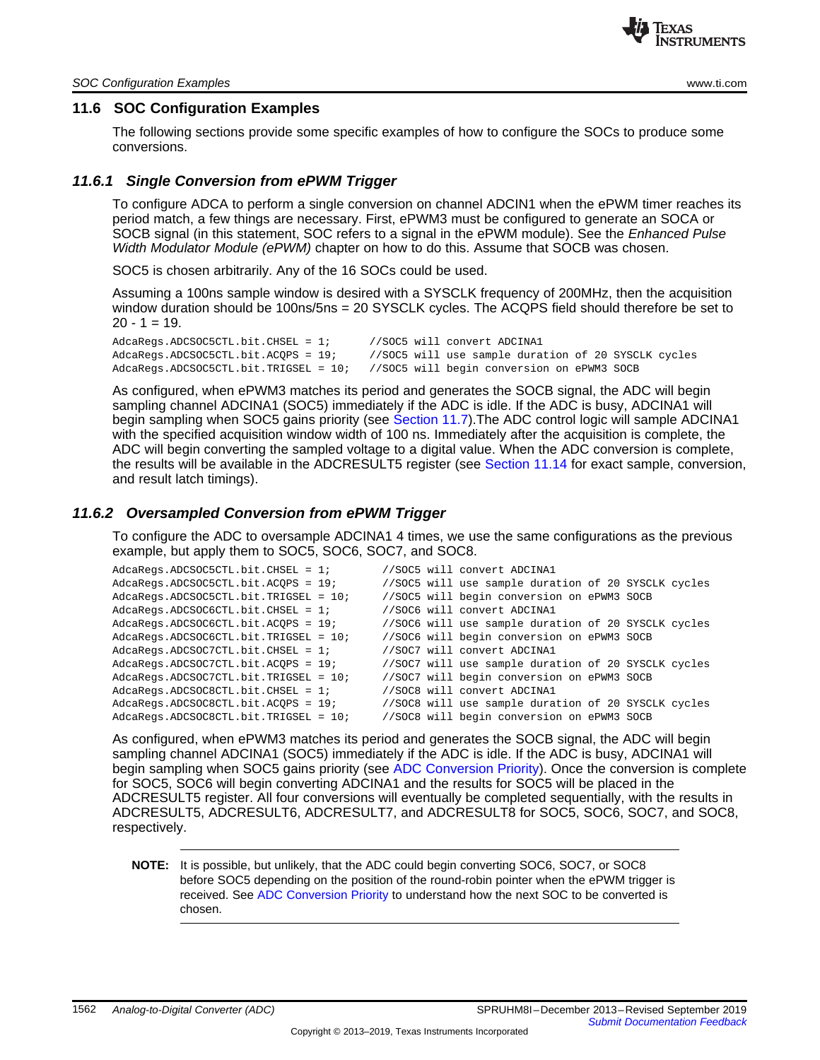## 11.6 SOC Configuration Examples

The following sections provide some specific examples of how to configure the SOCs to produce some conversions.

### 11.6.1 Single Conversion from ePWM Trigger

To configure ADCA to perform a single conversion on channel ADCIN1 when the ePWM timer reaches its period match, a few things are necessary. First, ePWM3 must be configured to generate an SOCA or SOCB signal (in this statement, SOC refers to a signal in the ePWM module). See the *Enhanced Pulse Width Modulator Module (ePWM)* chapter on how to do this. Assume that SOCB was chosen.

SOC5 is chosen arbitrarily. Any of the 16 SOCs could be used.

Assuming a 100ns sample window is desired with a SYSCLK frequency of 200MHz, then the acquisition window duration should be 100ns/5ns = 20 SYSCLK cycles. The ACQPS field should therefore be set to 20 - 1 = 19.

```
AdcaRegs.ADCSOC5CTL.bit.CHSEL = 1;      //SOC5 will convert ADCINA1
AdcaRegs.ADCSOC5CTL.bit.ACQPS = 19;     //SOC5 will use sample duration of 20 SYSCLK cycles
AdcaRegs.ADCSOC5CTL.bit.TRIGSEL = 10;   //SOC5 will begin conversion on ePWM3 SOCB
```

As configured, when ePWM3 matches its period and generates the SOCB signal, the ADC will begin sampling channel ADCINA1 (SOC5) immediately if the ADC is idle. If the ADC is busy, ADCINA1 will begin sampling when SOC5 gains priority (see Section 11.7).The ADC control logic will sample ADCINA1 with the specified acquisition window width of 100 ns. Immediately after the acquisition is complete, the ADC will begin converting the sampled voltage to a digital value. When the ADC conversion is complete, the results will be available in the ADCRESULT5 register (see Section 11.14 for exact sample, conversion, and result latch timings).

### 11.6.2 Oversampled Conversion from ePWM Trigger

To configure the ADC to oversample ADCINA1 4 times, we use the same configurations as the previous example, but apply them to SOC5, SOC6, SOC7, and SOC8.

```
AdcaRegs.ADCSOC5CTL.bit.CHSEL = 1;       //SOC5 will convert ADCINA1
AdcaRegs.ADCSOC5CTL.bit.ACQPS = 19;      //SOC5 will use sample duration of 20 SYSCLK cycles
AdcaRegs.ADCSOC5CTL.bit.TRIGSEL = 10;    //SOC5 will begin conversion on ePWM3 SOCB
AdcaRegs.ADCSOC6CTL.bit.CHSEL = 1;       //SOC6 will convert ADCINA1
AdcaRegs.ADCSOC6CTL.bit.ACQPS = 19;      //SOC6 will use sample duration of 20 SYSCLK cycles
AdcaRegs.ADCSOC6CTL.bit.TRIGSEL = 10;    //SOC6 will begin conversion on ePWM3 SOCB
AdcaRegs.ADCSOC7CTL.bit.CHSEL = 1;       //SOC7 will convert ADCINA1
AdcaRegs.ADCSOC7CTL.bit.ACQPS = 19;      //SOC7 will use sample duration of 20 SYSCLK cycles
AdcaRegs.ADCSOC7CTL.bit.TRIGSEL = 10;    //SOC7 will begin conversion on ePWM3 SOCB
AdcaRegs.ADCSOC8CTL.bit.CHSEL = 1;       //SOC8 will convert ADCINA1
AdcaRegs.ADCSOC8CTL.bit.ACQPS = 19;      //SOC8 will use sample duration of 20 SYSCLK cycles
AdcaRegs.ADCSOC8CTL.bit.TRIGSEL = 10;    //SOC8 will begin conversion on ePWM3 SOCB
```

As configured, when ePWM3 matches its period and generates the SOCB signal, the ADC will begin sampling channel ADCINA1 (SOC5) immediately if the ADC is idle. If the ADC is busy, ADCINA1 will begin sampling when SOC5 gains priority (see ADC Conversion Priority). Once the conversion is complete for SOC5, SOC6 will begin converting ADCINA1 and the results for SOC5 will be placed in the ADCRESULT5 register. All four conversions will eventually be completed sequentially, with the results in ADCRESULT5, ADCRESULT6, ADCRESULT7, and ADCRESULT8 for SOC5, SOC6, SOC7, and SOC8, respectively.

**NOTE:** It is possible, but unlikely, that the ADC could begin converting SOC6, SOC7, or SOC8 before SOC5 depending on the position of the round-robin pointer when the ePWM trigger is received. See ADC Conversion Priority to understand how the next SOC to be converted is chosen.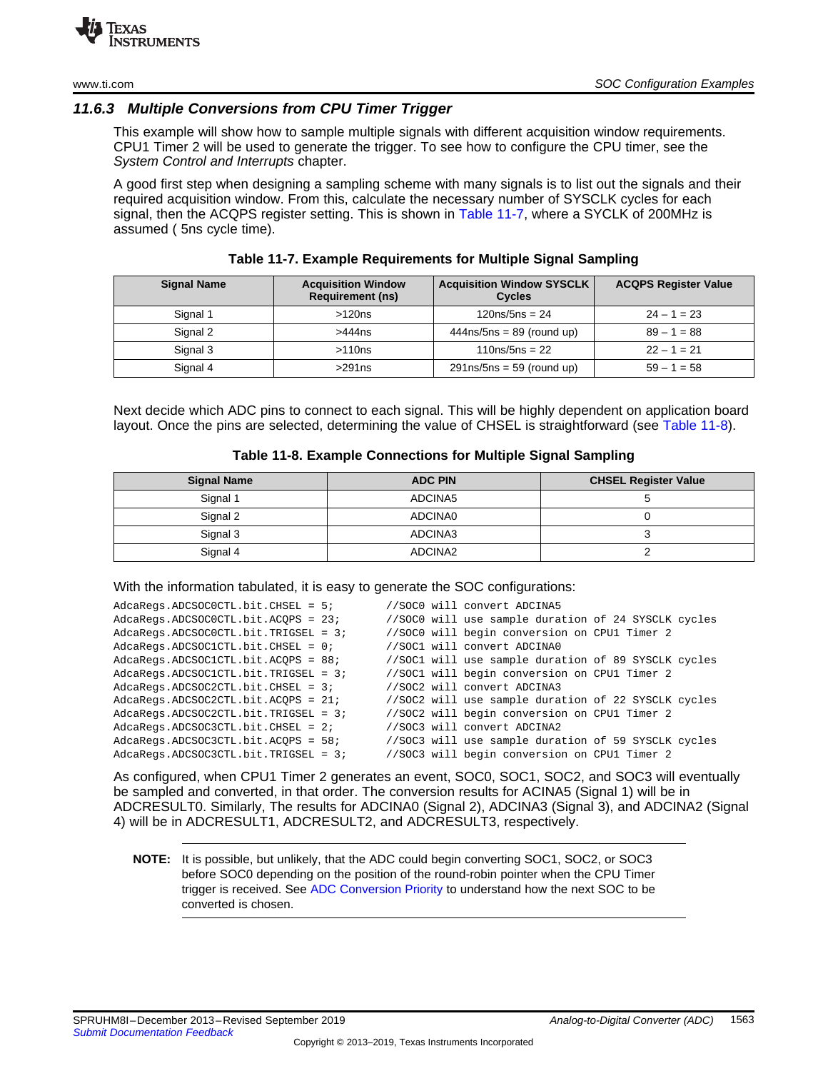### 11.6.3 Multiple Conversions from CPU Timer Trigger

This example will show how to sample multiple signals with different acquisition window requirements. CPU1 Timer 2 will be used to generate the trigger. To see how to configure the CPU timer, see the *System Control and Interrupts* chapter.

A good first step when designing a sampling scheme with many signals is to list out the signals and their required acquisition window. From this, calculate the necessary number of SYSCLK cycles for each signal, then the ACQPS register setting. This is shown in Table 11-7, where a SYCLK of 200MHz is assumed ( 5ns cycle time).

**Table 11-7. Example Requirements for Multiple Signal Sampling**

| Signal Name | Acquisition Window Requirement (ns) | Acquisition Window SYSCLK Cycles | ACQPS Register Value |
|---|---|---|---|
| Signal 1 | >120ns | 120ns/5ns = 24 | 24 – 1 = 23 |
| Signal 2 | >444ns | 444ns/5ns = 89 (round up) | 89 – 1 = 88 |
| Signal 3 | >110ns | 110ns/5ns = 22 | 22 – 1 = 21 |
| Signal 4 | >291ns | 291ns/5ns = 59 (round up) | 59 – 1 = 58 |

Next decide which ADC pins to connect to each signal. This will be highly dependent on application board layout. Once the pins are selected, determining the value of CHSEL is straightforward (see Table 11-8).

**Table 11-8. Example Connections for Multiple Signal Sampling**

| Signal Name | ADC PIN | CHSEL Register Value |
|---|---|---|
| Signal 1 | ADCINA5 | 5 |
| Signal 2 | ADCINA0 | 0 |
| Signal 3 | ADCINA3 | 3 |
| Signal 4 | ADCINA2 | 2 |

With the information tabulated, it is easy to generate the SOC configurations:

```
AdcaRegs.ADCSOC0CTL.bit.CHSEL = 5;       //SOC0 will convert ADCINA5
AdcaRegs.ADCSOC0CTL.bit.ACQPS = 23;      //SOC0 will use sample duration of 24 SYSCLK cycles
AdcaRegs.ADCSOC0CTL.bit.TRIGSEL = 3;     //SOC0 will begin conversion on CPU1 Timer 2
AdcaRegs.ADCSOC1CTL.bit.CHSEL = 0;       //SOC1 will convert ADCINA0
AdcaRegs.ADCSOC1CTL.bit.ACQPS = 88;      //SOC1 will use sample duration of 89 SYSCLK cycles
AdcaRegs.ADCSOC1CTL.bit.TRIGSEL = 3;     //SOC1 will begin conversion on CPU1 Timer 2
AdcaRegs.ADCSOC2CTL.bit.CHSEL = 3;       //SOC2 will convert ADCINA3
AdcaRegs.ADCSOC2CTL.bit.ACQPS = 21;      //SOC2 will use sample duration of 22 SYSCLK cycles
AdcaRegs.ADCSOC2CTL.bit.TRIGSEL = 3;     //SOC2 will begin conversion on CPU1 Timer 2
AdcaRegs.ADCSOC3CTL.bit.CHSEL = 2;       //SOC3 will convert ADCINA2
AdcaRegs.ADCSOC3CTL.bit.ACQPS = 58;      //SOC3 will use sample duration of 59 SYSCLK cycles
AdcaRegs.ADCSOC3CTL.bit.TRIGSEL = 3;     //SOC3 will begin conversion on CPU1 Timer 2
```

As configured, when CPU1 Timer 2 generates an event, SOC0, SOC1, SOC2, and SOC3 will eventually be sampled and converted, in that order. The conversion results for ACINA5 (Signal 1) will be in ADCRESULT0. Similarly, The results for ADCINA0 (Signal 2), ADCINA3 (Signal 3), and ADCINA2 (Signal 4) will be in ADCRESULT1, ADCRESULT2, and ADCRESULT3, respectively.

**NOTE:** It is possible, but unlikely, that the ADC could begin converting SOC1, SOC2, or SOC3 before SOC0 depending on the position of the round-robin pointer when the CPU Timer trigger is received. See ADC Conversion Priority to understand how the next SOC to be converted is chosen.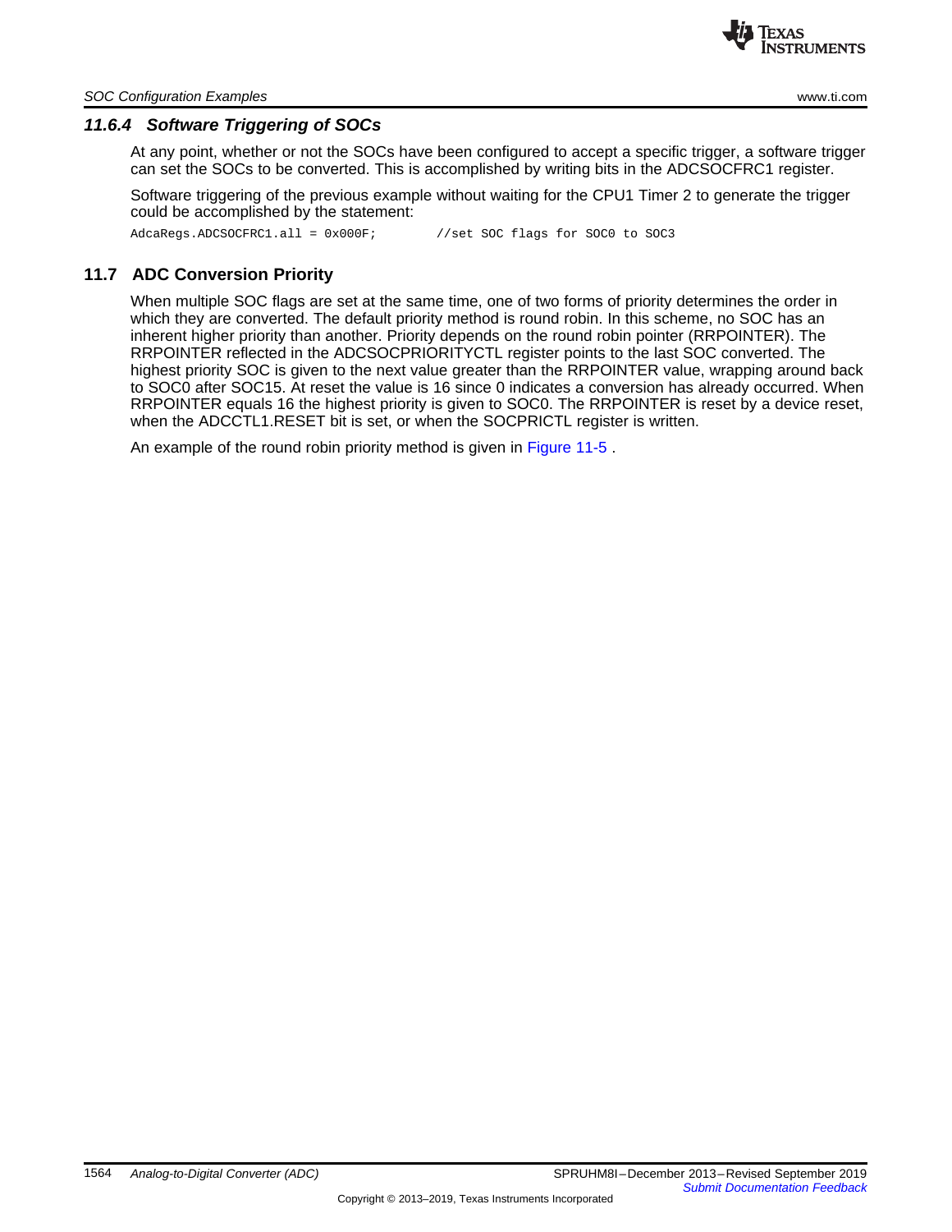### 11.6.4 Software Triggering of SOCs

At any point, whether or not the SOCs have been configured to accept a specific trigger, a software trigger can set the SOCs to be converted. This is accomplished by writing bits in the ADCSOCFRC1 register.

Software triggering of the previous example without waiting for the CPU1 Timer 2 to generate the trigger could be accomplished by the statement:

```
AdcaRegs.ADCSOCFRC1.all = 0x000F;        //set SOC flags for SOC0 to SOC3
```

## 11.7 ADC Conversion Priority

When multiple SOC flags are set at the same time, one of two forms of priority determines the order in which they are converted. The default priority method is round robin. In this scheme, no SOC has an inherent higher priority than another. Priority depends on the round robin pointer (RRPOINTER). The RRPOINTER reflected in the ADCSOCPRIORITYCTL register points to the last SOC converted. The highest priority SOC is given to the next value greater than the RRPOINTER value, wrapping around back to SOC0 after SOC15. At reset the value is 16 since 0 indicates a conversion has already occurred. When RRPOINTER equals 16 the highest priority is given to SOC0. The RRPOINTER is reset by a device reset, when the ADCCTL1.RESET bit is set, or when the SOCPRICTL register is written.

An example of the round robin priority method is given in Figure 11-5 .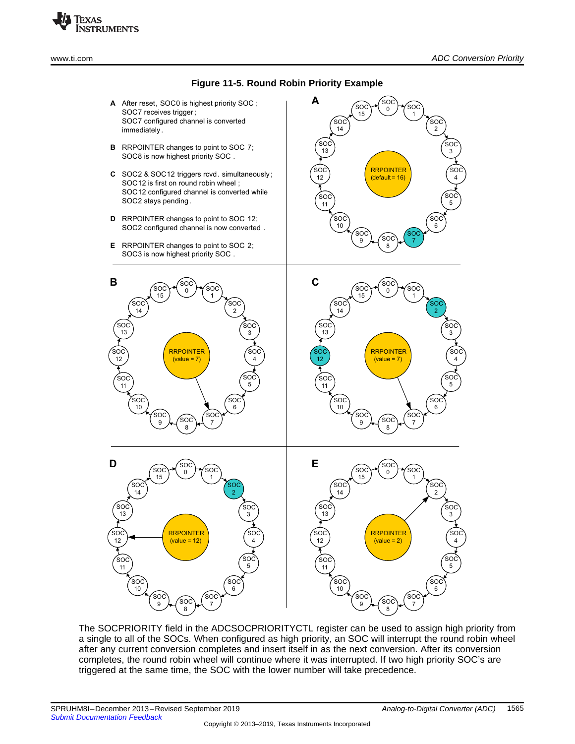**Figure 11-5. Round Robin Priority Example**

**A** After reset, SOC0 is highest priority SOC; SOC7 receives trigger; SOC7 configured channel is converted immediately.

**B** RRPOINTER changes to point to SOC 7; SOC8 is now highest priority SOC.

**C** SOC2 & SOC12 triggers rcvd. simultaneously; SOC12 is first on round robin wheel; SOC12 configured channel is converted while SOC2 stays pending.

**D** RRPOINTER changes to point to SOC 12; SOC2 configured channel is now converted.

**E** RRPOINTER changes to point to SOC 2; SOC3 is now highest priority SOC.

The SOCPRIORITY field in the ADCSOCPRIORITYCTL register can be used to assign high priority from a single to all of the SOCs. When configured as high priority, an SOC will interrupt the round robin wheel after any current conversion completes and insert itself in as the next conversion. After its conversion completes, the round robin wheel will continue where it was interrupted. If two high priority SOC's are triggered at the same time, the SOC with the lower number will take precedence.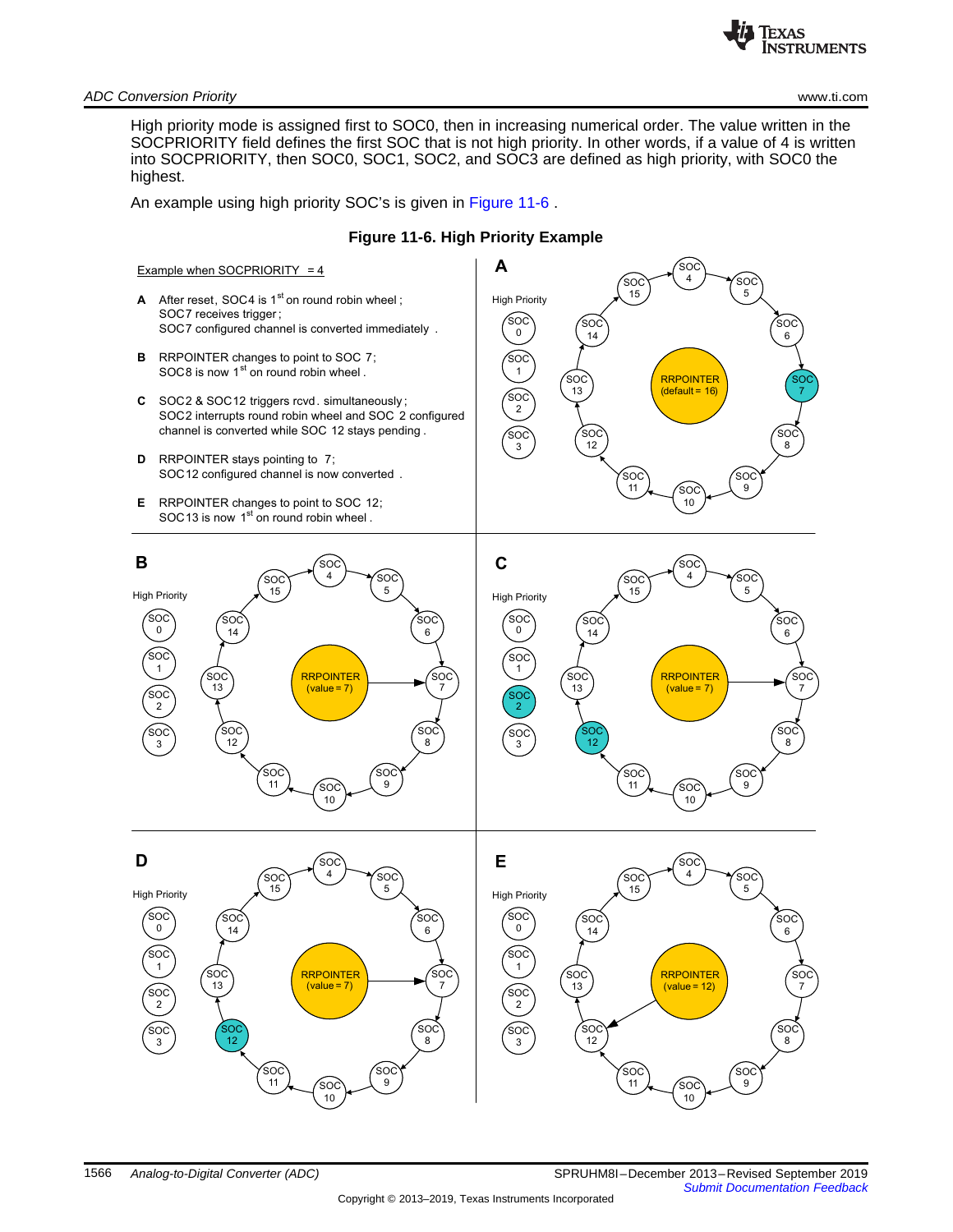High priority mode is assigned first to SOC0, then in increasing numerical order. The value written in the SOCPRIORITY field defines the first SOC that is not high priority. In other words, if a value of 4 is written into SOCPRIORITY, then SOC0, SOC1, SOC2, and SOC3 are defined as high priority, with SOC0 the highest.

An example using high priority SOC's is given in Figure 11-6 .

**Figure 11-6. High Priority Example**

Example when SOCPRIORITY = 4

**A** After reset, SOC4 is 1st on round robin wheel ; SOC7 receives trigger ; SOC7 configured channel is converted immediately .

**B** RRPOINTER changes to point to SOC 7; SOC8 is now 1st on round robin wheel .

**C** SOC2 & SOC12 triggers rcvd. simultaneously ; SOC2 interrupts round robin wheel and SOC 2 configured channel is converted while SOC 12 stays pending .

**D** RRPOINTER stays pointing to 7; SOC12 configured channel is now converted .

**E** RRPOINTER changes to point to SOC 12; SOC13 is now 1st on round robin wheel .

A: High Priority: SOC 0, SOC 1, SOC 2, SOC 3. Round robin wheel: SOC 4 – SOC 15. RRPOINTER (default = 16)

B: High Priority: SOC 0, SOC 1, SOC 2, SOC 3. RRPOINTER (value = 7)

C: High Priority: SOC 0, SOC 1, SOC 2, SOC 3. RRPOINTER (value = 7)

D: High Priority: SOC 0, SOC 1, SOC 2, SOC 3. RRPOINTER (value = 7)

E: High Priority: SOC 0, SOC 1, SOC 2, SOC 3. RRPOINTER (value = 12)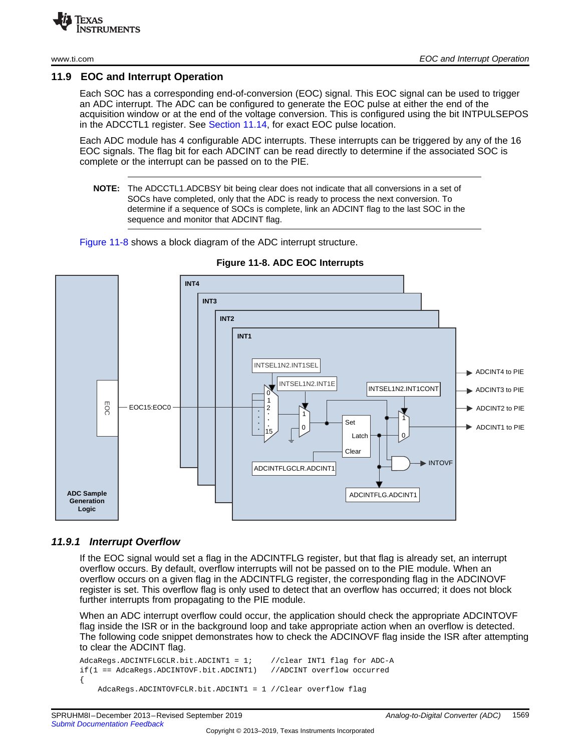## 11.9 EOC and Interrupt Operation

Each SOC has a corresponding end-of-conversion (EOC) signal. This EOC signal can be used to trigger an ADC interrupt. The ADC can be configured to generate the EOC pulse at either the end of the acquisition window or at the end of the voltage conversion. This is configured using the bit INTPULSEPOS in the ADCCTL1 register. See Section 11.14, for exact EOC pulse location.

Each ADC module has 4 configurable ADC interrupts. These interrupts can be triggered by any of the 16 EOC signals. The flag bit for each ADCINT can be read directly to determine if the associated SOC is complete or the interrupt can be passed on to the PIE.

**NOTE:** The ADCCTL1.ADCBSY bit being clear does not indicate that all conversions in a set of SOCs have completed, only that the ADC is ready to process the next conversion. To determine if a sequence of SOCs is complete, link an ADCINT flag to the last SOC in the sequence and monitor that ADCINT flag.

Figure 11-8 shows a block diagram of the ADC interrupt structure.

**Figure 11-8. ADC EOC Interrupts**

### 11.9.1 Interrupt Overflow

If the EOC signal would set a flag in the ADCINTFLG register, but that flag is already set, an interrupt overflow occurs. By default, overflow interrupts will not be passed on to the PIE module. When an overflow occurs on a given flag in the ADCINTFLG register, the corresponding flag in the ADCINOVF register is set. This overflow flag is only used to detect that an overflow has occurred; it does not block further interrupts from propagating to the PIE module.

When an ADC interrupt overflow could occur, the application should check the appropriate ADCINTOVF flag inside the ISR or in the background loop and take appropriate action when an overflow is detected. The following code snippet demonstrates how to check the ADCINOVF flag inside the ISR after attempting to clear the ADCINT flag.

```
AdcaRegs.ADCINTFLGCLR.bit.ADCINT1 = 1;     //clear INT1 flag for ADC-A
if(1 == AdcaRegs.ADCINTOVF.bit.ADCINT1)    //ADCINT overflow occurred
{
    AdcaRegs.ADCINTOVFCLR.bit.ADCINT1 = 1 //Clear overflow flag
```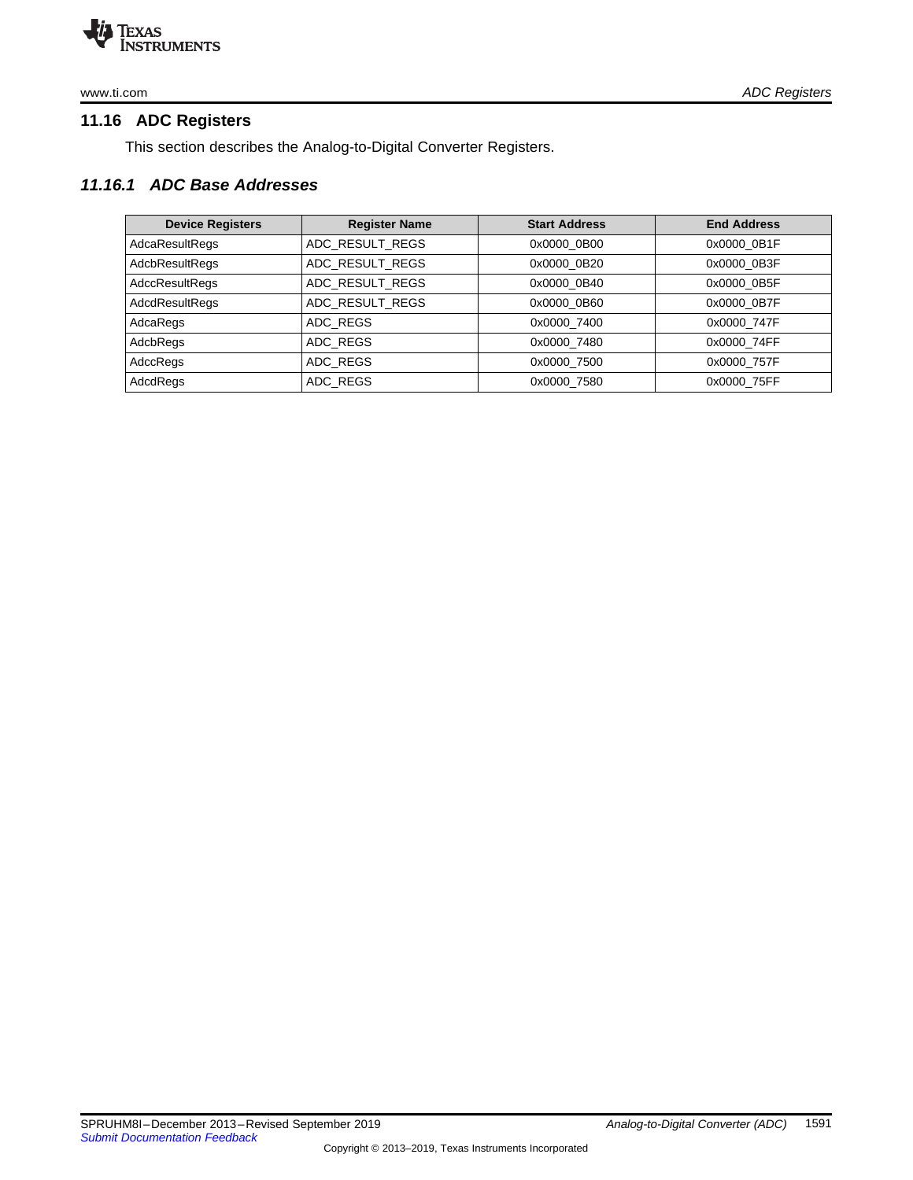## 11.16 ADC Registers

This section describes the Analog-to-Digital Converter Registers.

### *11.16.1 ADC Base Addresses*

| Device Registers | Register Name | Start Address | End Address |
|---|---|---|---|
| AdcaResultRegs | ADC_RESULT_REGS | 0x0000_0B00 | 0x0000_0B1F |
| AdcbResultRegs | ADC_RESULT_REGS | 0x0000_0B20 | 0x0000_0B3F |
| AdccResultRegs | ADC_RESULT_REGS | 0x0000_0B40 | 0x0000_0B5F |
| AdcdResultRegs | ADC_RESULT_REGS | 0x0000_0B60 | 0x0000_0B7F |
| AdcaRegs | ADC_REGS | 0x0000_7400 | 0x0000_747F |
| AdcbRegs | ADC_REGS | 0x0000_7480 | 0x0000_74FF |
| AdccRegs | ADC_REGS | 0x0000_7500 | 0x0000_757F |
| AdcdRegs | ADC_REGS | 0x0000_7580 | 0x0000_75FF |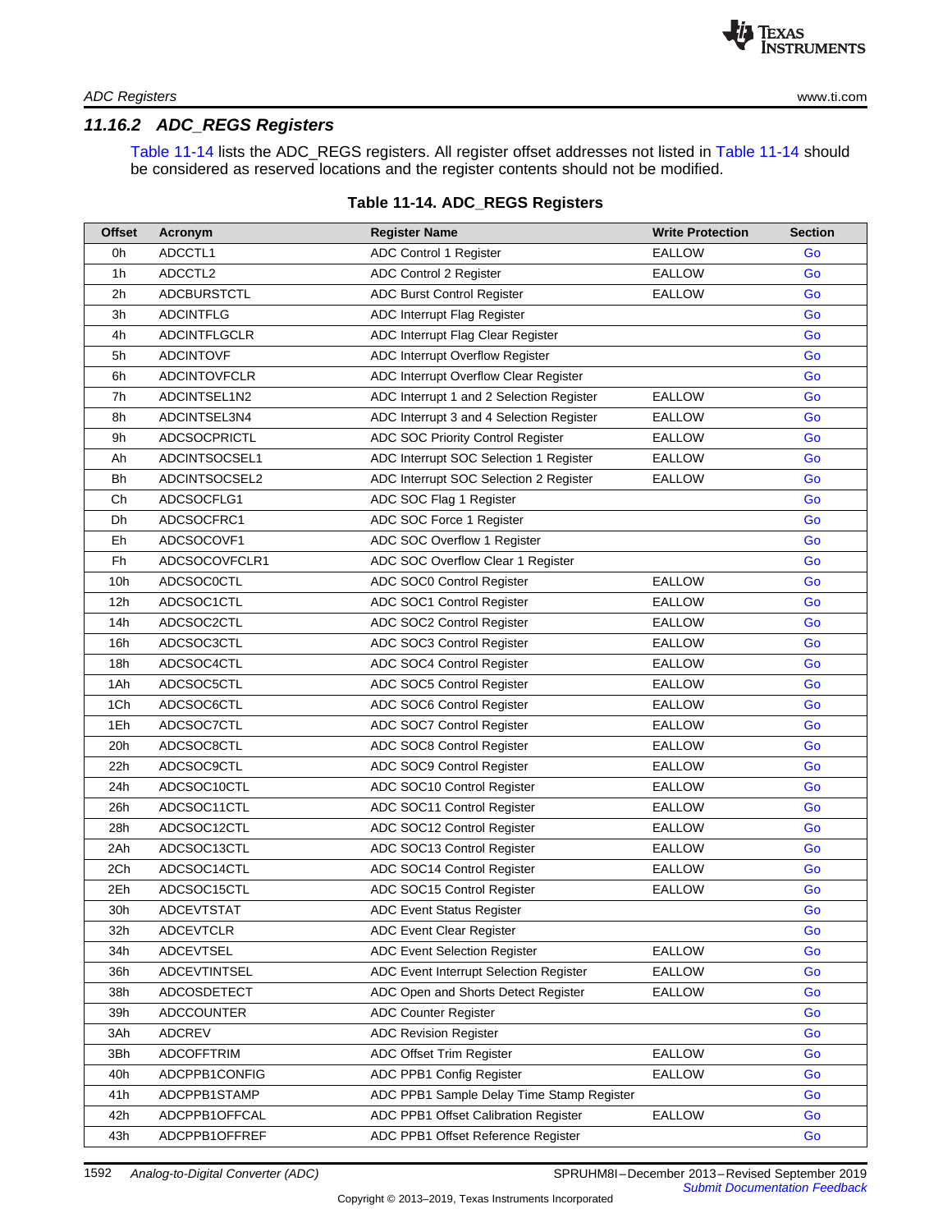### 11.16.2 ADC_REGS Registers

Table 11-14 lists the ADC_REGS registers. All register offset addresses not listed in Table 11-14 should be considered as reserved locations and the register contents should not be modified.

**Table 11-14. ADC_REGS Registers**

| Offset | Acronym | Register Name | Write Protection | Section |
|---|---|---|---|---|
| 0h | ADCCTL1 | ADC Control 1 Register | EALLOW | Go |
| 1h | ADCCTL2 | ADC Control 2 Register | EALLOW | Go |
| 2h | ADCBURSTCTL | ADC Burst Control Register | EALLOW | Go |
| 3h | ADCINTFLG | ADC Interrupt Flag Register | | Go |
| 4h | ADCINTFLGCLR | ADC Interrupt Flag Clear Register | | Go |
| 5h | ADCINTOVF | ADC Interrupt Overflow Register | | Go |
| 6h | ADCINTOVFCLR | ADC Interrupt Overflow Clear Register | | Go |
| 7h | ADCINTSEL1N2 | ADC Interrupt 1 and 2 Selection Register | EALLOW | Go |
| 8h | ADCINTSEL3N4 | ADC Interrupt 3 and 4 Selection Register | EALLOW | Go |
| 9h | ADCSOCPRICTL | ADC SOC Priority Control Register | EALLOW | Go |
| Ah | ADCINTSOCSEL1 | ADC Interrupt SOC Selection 1 Register | EALLOW | Go |
| Bh | ADCINTSOCSEL2 | ADC Interrupt SOC Selection 2 Register | EALLOW | Go |
| Ch | ADCSOCFLG1 | ADC SOC Flag 1 Register | | Go |
| Dh | ADCSOCFRC1 | ADC SOC Force 1 Register | | Go |
| Eh | ADCSOCOVF1 | ADC SOC Overflow 1 Register | | Go |
| Fh | ADCSOCOVFCLR1 | ADC SOC Overflow Clear 1 Register | | Go |
| 10h | ADCSOC0CTL | ADC SOC0 Control Register | EALLOW | Go |
| 12h | ADCSOC1CTL | ADC SOC1 Control Register | EALLOW | Go |
| 14h | ADCSOC2CTL | ADC SOC2 Control Register | EALLOW | Go |
| 16h | ADCSOC3CTL | ADC SOC3 Control Register | EALLOW | Go |
| 18h | ADCSOC4CTL | ADC SOC4 Control Register | EALLOW | Go |
| 1Ah | ADCSOC5CTL | ADC SOC5 Control Register | EALLOW | Go |
| 1Ch | ADCSOC6CTL | ADC SOC6 Control Register | EALLOW | Go |
| 1Eh | ADCSOC7CTL | ADC SOC7 Control Register | EALLOW | Go |
| 20h | ADCSOC8CTL | ADC SOC8 Control Register | EALLOW | Go |
| 22h | ADCSOC9CTL | ADC SOC9 Control Register | EALLOW | Go |
| 24h | ADCSOC10CTL | ADC SOC10 Control Register | EALLOW | Go |
| 26h | ADCSOC11CTL | ADC SOC11 Control Register | EALLOW | Go |
| 28h | ADCSOC12CTL | ADC SOC12 Control Register | EALLOW | Go |
| 2Ah | ADCSOC13CTL | ADC SOC13 Control Register | EALLOW | Go |
| 2Ch | ADCSOC14CTL | ADC SOC14 Control Register | EALLOW | Go |
| 2Eh | ADCSOC15CTL | ADC SOC15 Control Register | EALLOW | Go |
| 30h | ADCEVTSTAT | ADC Event Status Register | | Go |
| 32h | ADCEVTCLR | ADC Event Clear Register | | Go |
| 34h | ADCEVTSEL | ADC Event Selection Register | EALLOW | Go |
| 36h | ADCEVTINTSEL | ADC Event Interrupt Selection Register | EALLOW | Go |
| 38h | ADCOSDETECT | ADC Open and Shorts Detect Register | EALLOW | Go |
| 39h | ADCCOUNTER | ADC Counter Register | | Go |
| 3Ah | ADCREV | ADC Revision Register | | Go |
| 3Bh | ADCOFFTRIM | ADC Offset Trim Register | EALLOW | Go |
| 40h | ADCPPB1CONFIG | ADC PPB1 Config Register | EALLOW | Go |
| 41h | ADCPPB1STAMP | ADC PPB1 Sample Delay Time Stamp Register | | Go |
| 42h | ADCPPB1OFFCAL | ADC PPB1 Offset Calibration Register | EALLOW | Go |
| 43h | ADCPPB1OFFREF | ADC PPB1 Offset Reference Register | | Go |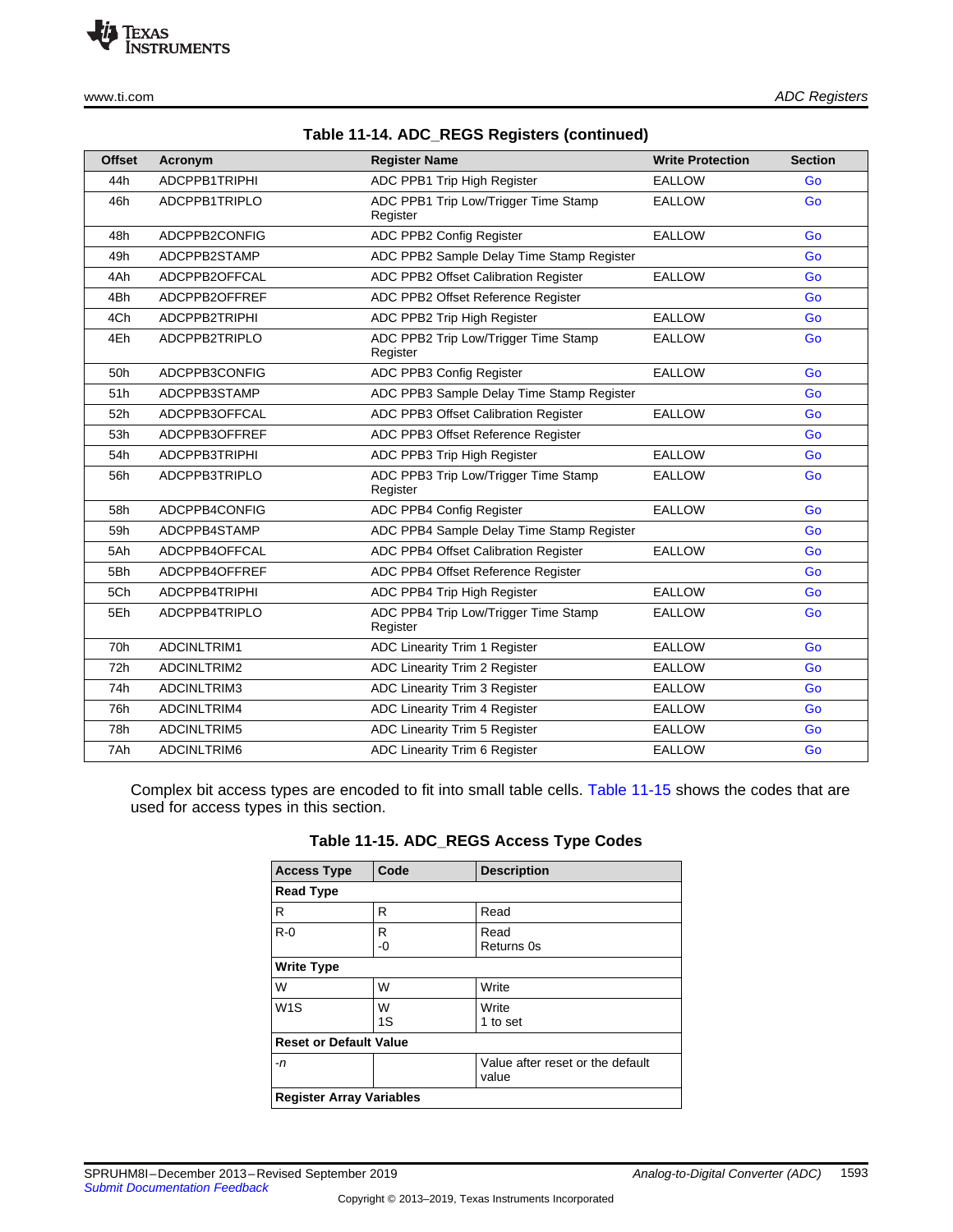**Table 11-14. ADC_REGS Registers (continued)**

| Offset | Acronym | Register Name | Write Protection | Section |
|---|---|---|---|---|
| 44h | ADCPPB1TRIPHI | ADC PPB1 Trip High Register | EALLOW | Go |
| 46h | ADCPPB1TRIPLO | ADC PPB1 Trip Low/Trigger Time Stamp Register | EALLOW | Go |
| 48h | ADCPPB2CONFIG | ADC PPB2 Config Register | EALLOW | Go |
| 49h | ADCPPB2STAMP | ADC PPB2 Sample Delay Time Stamp Register | | Go |
| 4Ah | ADCPPB2OFFCAL | ADC PPB2 Offset Calibration Register | EALLOW | Go |
| 4Bh | ADCPPB2OFFREF | ADC PPB2 Offset Reference Register | | Go |
| 4Ch | ADCPPB2TRIPHI | ADC PPB2 Trip High Register | EALLOW | Go |
| 4Eh | ADCPPB2TRIPLO | ADC PPB2 Trip Low/Trigger Time Stamp Register | EALLOW | Go |
| 50h | ADCPPB3CONFIG | ADC PPB3 Config Register | EALLOW | Go |
| 51h | ADCPPB3STAMP | ADC PPB3 Sample Delay Time Stamp Register | | Go |
| 52h | ADCPPB3OFFCAL | ADC PPB3 Offset Calibration Register | EALLOW | Go |
| 53h | ADCPPB3OFFREF | ADC PPB3 Offset Reference Register | | Go |
| 54h | ADCPPB3TRIPHI | ADC PPB3 Trip High Register | EALLOW | Go |
| 56h | ADCPPB3TRIPLO | ADC PPB3 Trip Low/Trigger Time Stamp Register | EALLOW | Go |
| 58h | ADCPPB4CONFIG | ADC PPB4 Config Register | EALLOW | Go |
| 59h | ADCPPB4STAMP | ADC PPB4 Sample Delay Time Stamp Register | | Go |
| 5Ah | ADCPPB4OFFCAL | ADC PPB4 Offset Calibration Register | EALLOW | Go |
| 5Bh | ADCPPB4OFFREF | ADC PPB4 Offset Reference Register | | Go |
| 5Ch | ADCPPB4TRIPHI | ADC PPB4 Trip High Register | EALLOW | Go |
| 5Eh | ADCPPB4TRIPLO | ADC PPB4 Trip Low/Trigger Time Stamp Register | EALLOW | Go |
| 70h | ADCINLTRIM1 | ADC Linearity Trim 1 Register | EALLOW | Go |
| 72h | ADCINLTRIM2 | ADC Linearity Trim 2 Register | EALLOW | Go |
| 74h | ADCINLTRIM3 | ADC Linearity Trim 3 Register | EALLOW | Go |
| 76h | ADCINLTRIM4 | ADC Linearity Trim 4 Register | EALLOW | Go |
| 78h | ADCINLTRIM5 | ADC Linearity Trim 5 Register | EALLOW | Go |
| 7Ah | ADCINLTRIM6 | ADC Linearity Trim 6 Register | EALLOW | Go |

Complex bit access types are encoded to fit into small table cells. Table 11-15 shows the codes that are used for access types in this section.

**Table 11-15. ADC_REGS Access Type Codes**

| Access Type | Code | Description |
|---|---|---|
| **Read Type** | | |
| R | R | Read |
| R-0 | R -0 | Read Returns 0s |
| **Write Type** | | |
| W | W | Write |
| W1S | W 1S | Write 1 to set |
| **Reset or Default Value** | | |
| *-n* | | Value after reset or the default value |
| **Register Array Variables** | | |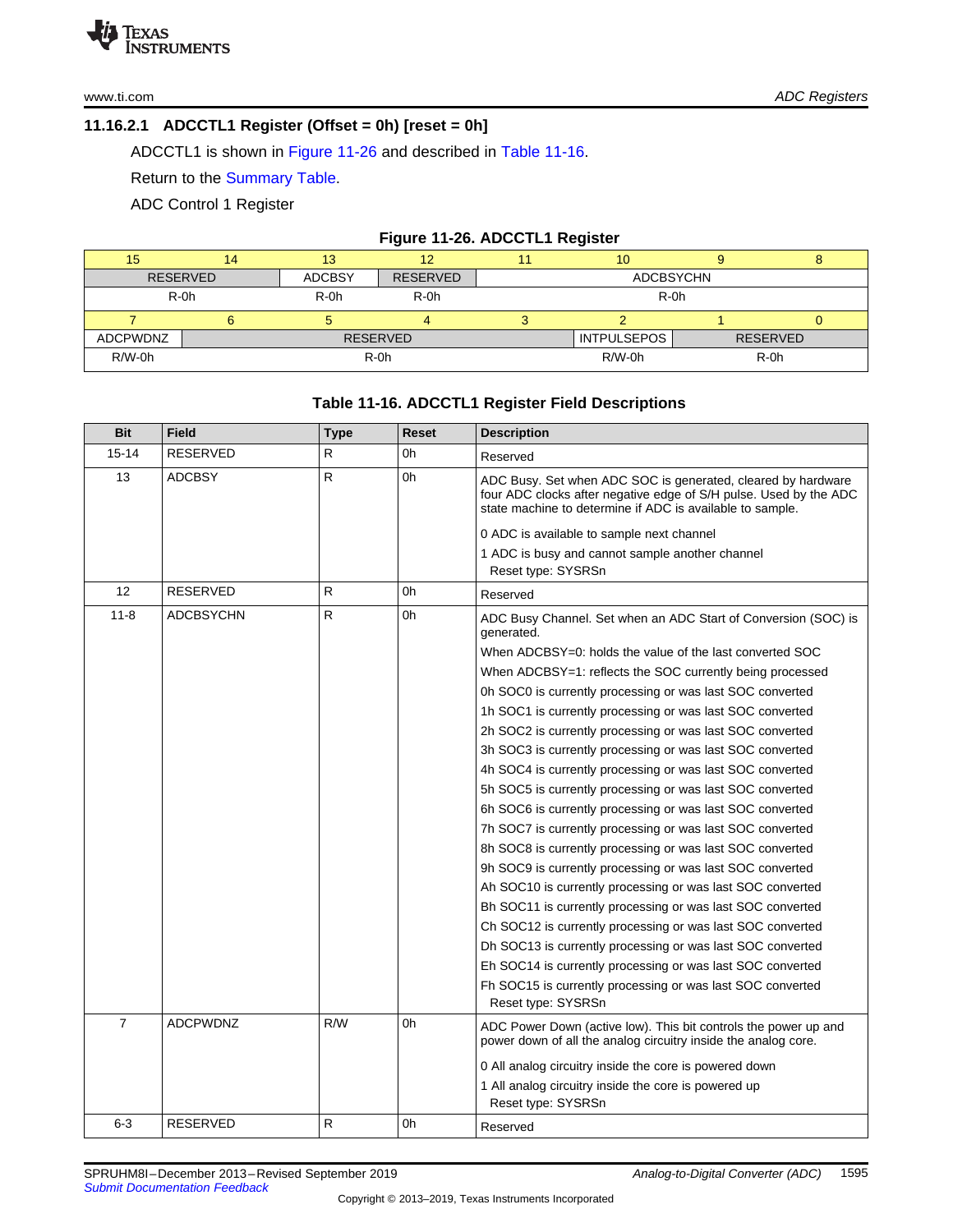### 11.16.2.1 ADCCTL1 Register (Offset = 0h) [reset = 0h]

ADCCTL1 is shown in Figure 11-26 and described in Table 11-16.

Return to the Summary Table.

ADC Control 1 Register

**Figure 11-26. ADCCTL1 Register**

| 15 | 14 | 13 | 12 | 11 | 10 | 9 | 8 |
|---|---|---|---|---|---|---|---|
| RESERVED | | ADCBSY | RESERVED | ADCBSYCHN | | | |
| R-0h | | R-0h | R-0h | R-0h | | | |
| **7** | **6** | **5** | **4** | **3** | **2** | **1** | **0** |
| ADCPWDNZ | RESERVED | | | | INTPULSEPOS | RESERVED | |
| R/W-0h | R-0h | | | | R/W-0h | R-0h | |

**Table 11-16. ADCCTL1 Register Field Descriptions**

| Bit | Field | Type | Reset | Description |
|---|---|---|---|---|
| 15-14 | RESERVED | R | 0h | Reserved |
| 13 | ADCBSY | R | 0h | ADC Busy. Set when ADC SOC is generated, cleared by hardware four ADC clocks after negative edge of S/H pulse. Used by the ADC state machine to determine if ADC is available to sample.<br>0 ADC is available to sample next channel<br>1 ADC is busy and cannot sample another channel<br>Reset type: SYSRSn |
| 12 | RESERVED | R | 0h | Reserved |
| 11-8 | ADCBSYCHN | R | 0h | ADC Busy Channel. Set when an ADC Start of Conversion (SOC) is generated.<br>When ADCBSY=0: holds the value of the last converted SOC<br>When ADCBSY=1: reflects the SOC currently being processed<br>0h SOC0 is currently processing or was last SOC converted<br>1h SOC1 is currently processing or was last SOC converted<br>2h SOC2 is currently processing or was last SOC converted<br>3h SOC3 is currently processing or was last SOC converted<br>4h SOC4 is currently processing or was last SOC converted<br>5h SOC5 is currently processing or was last SOC converted<br>6h SOC6 is currently processing or was last SOC converted<br>7h SOC7 is currently processing or was last SOC converted<br>8h SOC8 is currently processing or was last SOC converted<br>9h SOC9 is currently processing or was last SOC converted<br>Ah SOC10 is currently processing or was last SOC converted<br>Bh SOC11 is currently processing or was last SOC converted<br>Ch SOC12 is currently processing or was last SOC converted<br>Dh SOC13 is currently processing or was last SOC converted<br>Eh SOC14 is currently processing or was last SOC converted<br>Fh SOC15 is currently processing or was last SOC converted<br>Reset type: SYSRSn |
| 7 | ADCPWDNZ | R/W | 0h | ADC Power Down (active low). This bit controls the power up and power down of all the analog circuitry inside the analog core.<br>0 All analog circuitry inside the core is powered down<br>1 All analog circuitry inside the core is powered up<br>Reset type: SYSRSn |
| 6-3 | RESERVED | R | 0h | Reserved |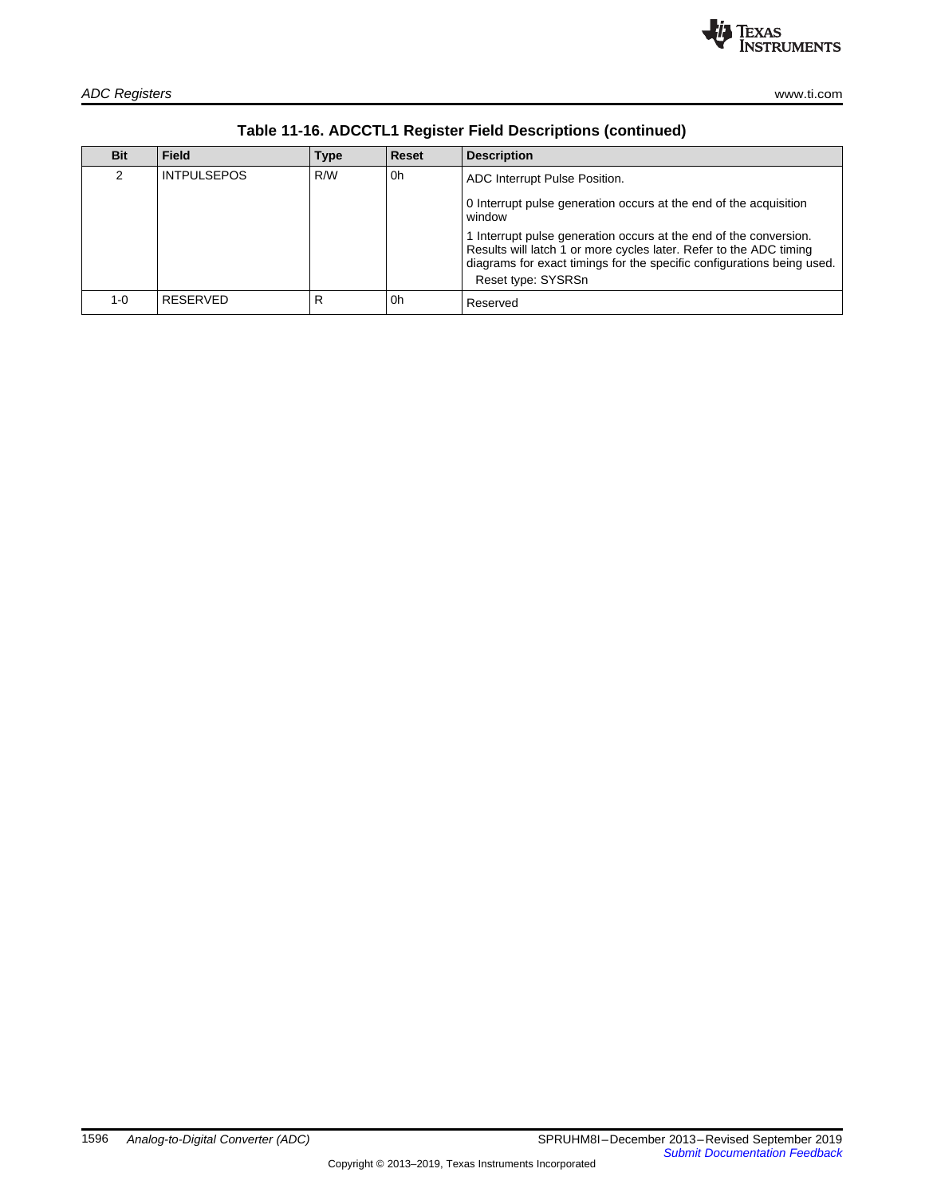### Table 11-16. ADCCTL1 Register Field Descriptions (continued)

| Bit | Field | Type | Reset | Description |
|---|---|---|---|---|
| 2 | INTPULSEPOS | R/W | 0h | ADC Interrupt Pulse Position.<br><br>0 Interrupt pulse generation occurs at the end of the acquisition window<br><br>1 Interrupt pulse generation occurs at the end of the conversion. Results will latch 1 or more cycles later. Refer to the ADC timing diagrams for exact timings for the specific configurations being used.<br>Reset type: SYSRSn |
| 1-0 | RESERVED | R | 0h | Reserved |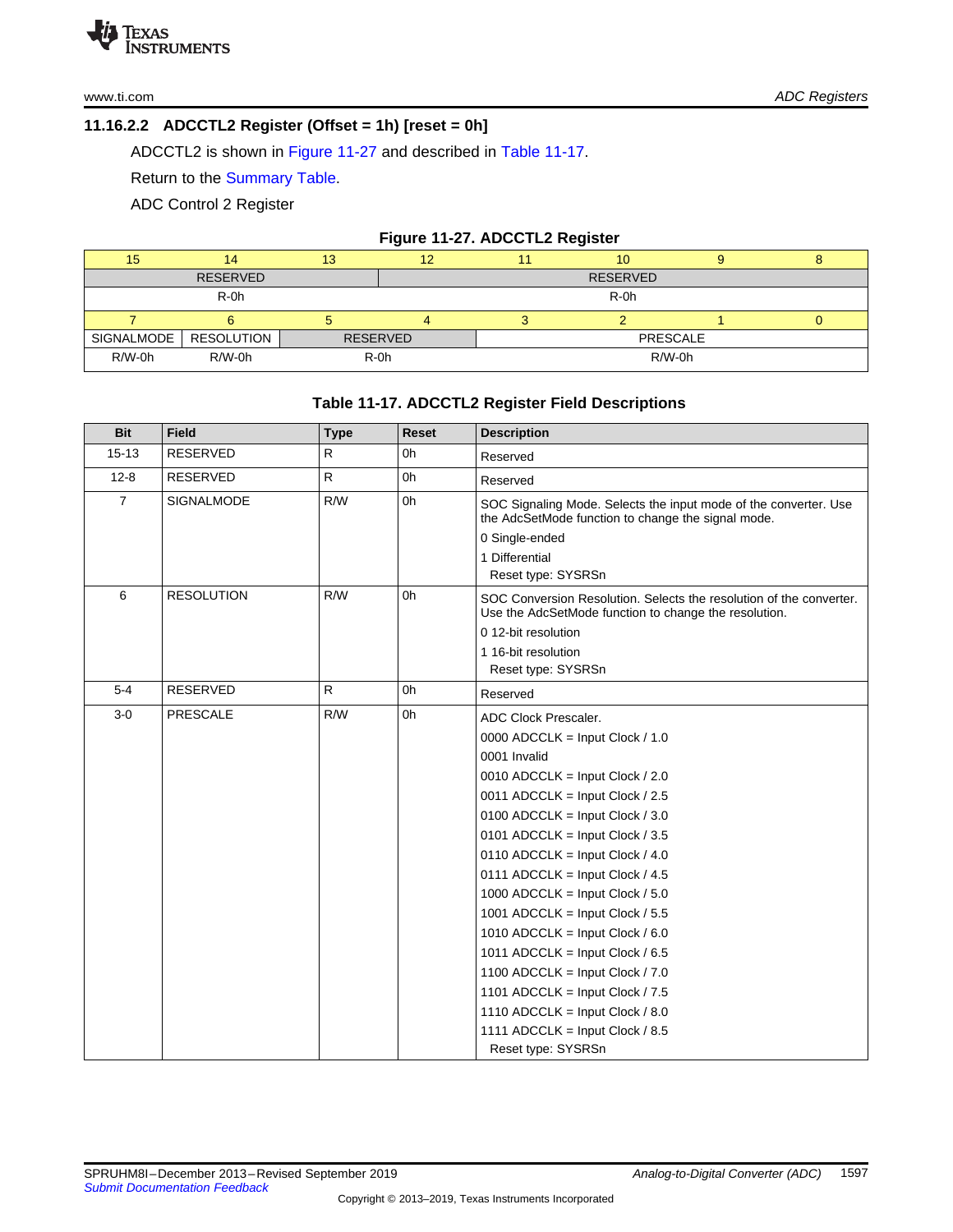### 11.16.2.2 ADCCTL2 Register (Offset = 1h) [reset = 0h]

ADCCTL2 is shown in Figure 11-27 and described in Table 11-17.

Return to the Summary Table.

ADC Control 2 Register

**Figure 11-27. ADCCTL2 Register**

| 15 | 14 | 13 | 12 | 11 | 10 | 9 | 8 |
|---|---|---|---|---|---|---|---|
| RESERVED | | | RESERVED | | | | |
| R-0h | | | R-0h | | | | |
| **7** | **6** | **5** | **4** | **3** | **2** | **1** | **0** |
| SIGNALMODE | RESOLUTION | RESERVED | | PRESCALE | | | |
| R/W-0h | R/W-0h | R-0h | | R/W-0h | | | |

**Table 11-17. ADCCTL2 Register Field Descriptions**

| Bit | Field | Type | Reset | Description |
|---|---|---|---|---|
| 15-13 | RESERVED | R | 0h | Reserved |
| 12-8 | RESERVED | R | 0h | Reserved |
| 7 | SIGNALMODE | R/W | 0h | SOC Signaling Mode. Selects the input mode of the converter. Use the AdcSetMode function to change the signal mode.<br>0 Single-ended<br>1 Differential<br>Reset type: SYSRSn |
| 6 | RESOLUTION | R/W | 0h | SOC Conversion Resolution. Selects the resolution of the converter. Use the AdcSetMode function to change the resolution.<br>0 12-bit resolution<br>1 16-bit resolution<br>Reset type: SYSRSn |
| 5-4 | RESERVED | R | 0h | Reserved |
| 3-0 | PRESCALE | R/W | 0h | ADC Clock Prescaler.<br>0000 ADCCLK = Input Clock / 1.0<br>0001 Invalid<br>0010 ADCCLK = Input Clock / 2.0<br>0011 ADCCLK = Input Clock / 2.5<br>0100 ADCCLK = Input Clock / 3.0<br>0101 ADCCLK = Input Clock / 3.5<br>0110 ADCCLK = Input Clock / 4.0<br>0111 ADCCLK = Input Clock / 4.5<br>1000 ADCCLK = Input Clock / 5.0<br>1001 ADCCLK = Input Clock / 5.5<br>1010 ADCCLK = Input Clock / 6.0<br>1011 ADCCLK = Input Clock / 6.5<br>1100 ADCCLK = Input Clock / 7.0<br>1101 ADCCLK = Input Clock / 7.5<br>1110 ADCCLK = Input Clock / 8.0<br>1111 ADCCLK = Input Clock / 8.5<br>Reset type: SYSRSn |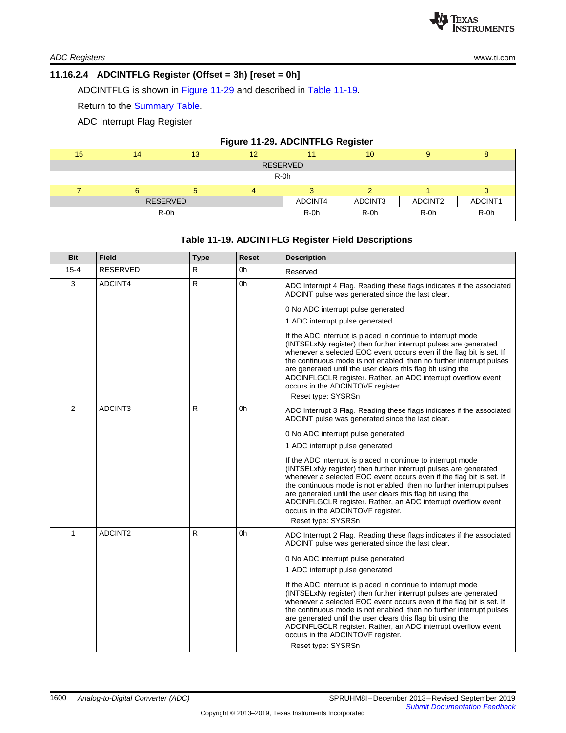### 11.16.2.4 ADCINTFLG Register (Offset = 3h) [reset = 0h]

ADCINTFLG is shown in Figure 11-29 and described in Table 11-19.

Return to the Summary Table.

ADC Interrupt Flag Register

**Figure 11-29. ADCINTFLG Register**

| 15 | 14 | 13 | 12 | 11 | 10 | 9 | 8 |
|---|---|---|---|---|---|---|---|
| RESERVED | | | | | | | |
| R-0h | | | | | | | |
| **7** | **6** | **5** | **4** | **3** | **2** | **1** | **0** |
| RESERVED | | | | ADCINT4 | ADCINT3 | ADCINT2 | ADCINT1 |
| R-0h | | | | R-0h | R-0h | R-0h | R-0h |

**Table 11-19. ADCINTFLG Register Field Descriptions**

| Bit | Field | Type | Reset | Description |
|---|---|---|---|---|
| 15-4 | RESERVED | R | 0h | Reserved |
| 3 | ADCINT4 | R | 0h | ADC Interrupt 4 Flag. Reading these flags indicates if the associated ADCINT pulse was generated since the last clear.<br><br>0 No ADC interrupt pulse generated<br><br>1 ADC interrupt pulse generated<br><br>If the ADC interrupt is placed in continue to interrupt mode (INTSELxNy register) then further interrupt pulses are generated whenever a selected EOC event occurs even if the flag bit is set. If the continuous mode is not enabled, then no further interrupt pulses are generated until the user clears this flag bit using the ADCINFLGCLR register. Rather, an ADC interrupt overflow event occurs in the ADCINTOVF register.<br>Reset type: SYSRSn |
| 2 | ADCINT3 | R | 0h | ADC Interrupt 3 Flag. Reading these flags indicates if the associated ADCINT pulse was generated since the last clear.<br><br>0 No ADC interrupt pulse generated<br><br>1 ADC interrupt pulse generated<br><br>If the ADC interrupt is placed in continue to interrupt mode (INTSELxNy register) then further interrupt pulses are generated whenever a selected EOC event occurs even if the flag bit is set. If the continuous mode is not enabled, then no further interrupt pulses are generated until the user clears this flag bit using the ADCINFLGCLR register. Rather, an ADC interrupt overflow event occurs in the ADCINTOVF register.<br>Reset type: SYSRSn |
| 1 | ADCINT2 | R | 0h | ADC Interrupt 2 Flag. Reading these flags indicates if the associated ADCINT pulse was generated since the last clear.<br><br>0 No ADC interrupt pulse generated<br><br>1 ADC interrupt pulse generated<br><br>If the ADC interrupt is placed in continue to interrupt mode (INTSELxNy register) then further interrupt pulses are generated whenever a selected EOC event occurs even if the flag bit is set. If the continuous mode is not enabled, then no further interrupt pulses are generated until the user clears this flag bit using the ADCINFLGCLR register. Rather, an ADC interrupt overflow event occurs in the ADCINTOVF register.<br>Reset type: SYSRSn |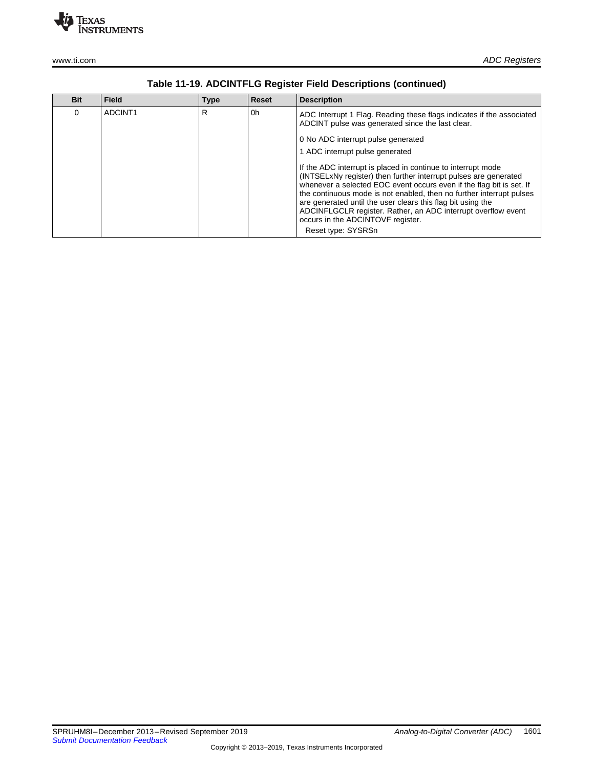**Table 11-19. ADCINTFLG Register Field Descriptions (continued)**

| Bit | Field | Type | Reset | Description |
|---|---|---|---|---|
| 0 | ADCINT1 | R | 0h | ADC Interrupt 1 Flag. Reading these flags indicates if the associated ADCINT pulse was generated since the last clear.<br><br>0 No ADC interrupt pulse generated<br><br>1 ADC interrupt pulse generated<br><br>If the ADC interrupt is placed in continue to interrupt mode (INTSELxNy register) then further interrupt pulses are generated whenever a selected EOC event occurs even if the flag bit is set. If the continuous mode is not enabled, then no further interrupt pulses are generated until the user clears this flag bit using the ADCINFLGCLR register. Rather, an ADC interrupt overflow event occurs in the ADCINTOVF register.<br>Reset type: SYSRSn |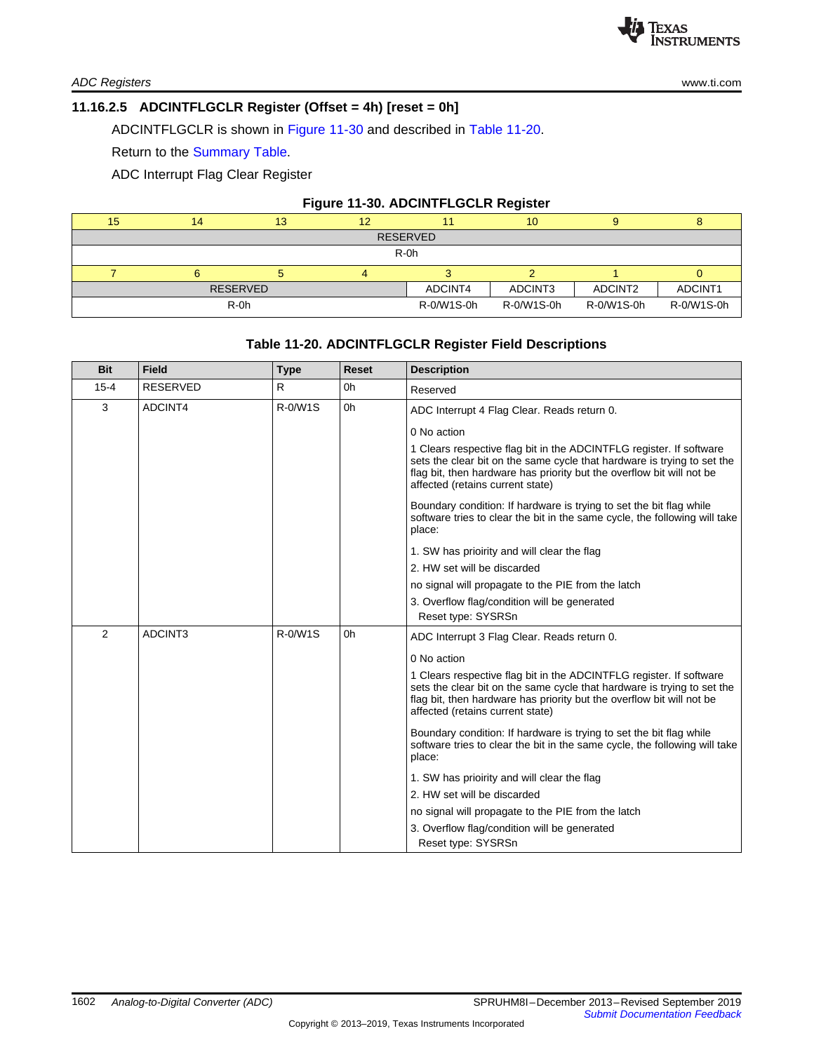### 11.16.2.5 ADCINTFLGCLR Register (Offset = 4h) [reset = 0h]

ADCINTFLGCLR is shown in Figure 11-30 and described in Table 11-20.

Return to the Summary Table.

ADC Interrupt Flag Clear Register

**Figure 11-30. ADCINTFLGCLR Register**

| 15 | 14 | 13 | 12 | 11 | 10 | 9 | 8 |
|---|---|---|---|---|---|---|---|
| RESERVED | | | | | | | |
| R-0h | | | | | | | |
| **7** | **6** | **5** | **4** | **3** | **2** | **1** | **0** |
| RESERVED | | | | ADCINT4 | ADCINT3 | ADCINT2 | ADCINT1 |
| R-0h | | | | R-0/W1S-0h | R-0/W1S-0h | R-0/W1S-0h | R-0/W1S-0h |

**Table 11-20. ADCINTFLGCLR Register Field Descriptions**

| Bit | Field | Type | Reset | Description |
|---|---|---|---|---|
| 15-4 | RESERVED | R | 0h | Reserved |
| 3 | ADCINT4 | R-0/W1S | 0h | ADC Interrupt 4 Flag Clear. Reads return 0.<br><br>0 No action<br><br>1 Clears respective flag bit in the ADCINTFLG register. If software sets the clear bit on the same cycle that hardware is trying to set the flag bit, then hardware has priority but the overflow bit will not be affected (retains current state)<br><br>Boundary condition: If hardware is trying to set the bit flag while software tries to clear the bit in the same cycle, the following will take place:<br><br>1. SW has prioirity and will clear the flag<br>2. HW set will be discarded<br>no signal will propagate to the PIE from the latch<br>3. Overflow flag/condition will be generated<br>Reset type: SYSRSn |
| 2 | ADCINT3 | R-0/W1S | 0h | ADC Interrupt 3 Flag Clear. Reads return 0.<br><br>0 No action<br><br>1 Clears respective flag bit in the ADCINTFLG register. If software sets the clear bit on the same cycle that hardware is trying to set the flag bit, then hardware has priority but the overflow bit will not be affected (retains current state)<br><br>Boundary condition: If hardware is trying to set the bit flag while software tries to clear the bit in the same cycle, the following will take place:<br><br>1. SW has prioirity and will clear the flag<br>2. HW set will be discarded<br>no signal will propagate to the PIE from the latch<br>3. Overflow flag/condition will be generated<br>Reset type: SYSRSn |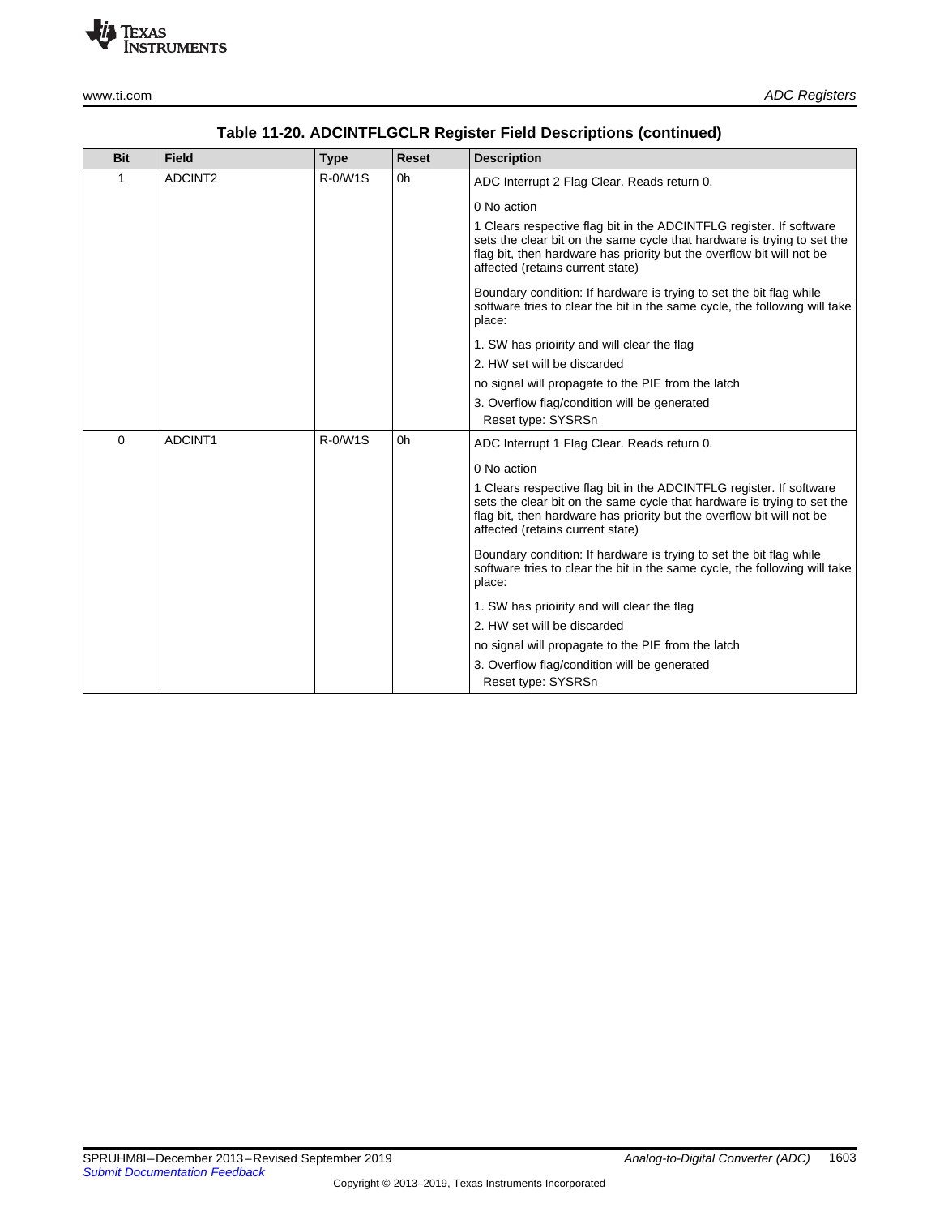**Table 11-20. ADCINTFLGCLR Register Field Descriptions (continued)**

| Bit | Field | Type | Reset | Description |
|---|---|---|---|---|
| 1 | ADCINT2 | R-0/W1S | 0h | ADC Interrupt 2 Flag Clear. Reads return 0.<br><br>0 No action<br><br>1 Clears respective flag bit in the ADCINTFLG register. If software sets the clear bit on the same cycle that hardware is trying to set the flag bit, then hardware has priority but the overflow bit will not be affected (retains current state)<br><br>Boundary condition: If hardware is trying to set the bit flag while software tries to clear the bit in the same cycle, the following will take place:<br><br>1. SW has prioirity and will clear the flag<br><br>2. HW set will be discarded<br><br>no signal will propagate to the PIE from the latch<br><br>3. Overflow flag/condition will be generated<br>Reset type: SYSRSn |
| 0 | ADCINT1 | R-0/W1S | 0h | ADC Interrupt 1 Flag Clear. Reads return 0.<br><br>0 No action<br><br>1 Clears respective flag bit in the ADCINTFLG register. If software sets the clear bit on the same cycle that hardware is trying to set the flag bit, then hardware has priority but the overflow bit will not be affected (retains current state)<br><br>Boundary condition: If hardware is trying to set the bit flag while software tries to clear the bit in the same cycle, the following will take place:<br><br>1. SW has prioirity and will clear the flag<br><br>2. HW set will be discarded<br><br>no signal will propagate to the PIE from the latch<br><br>3. Overflow flag/condition will be generated<br>Reset type: SYSRSn |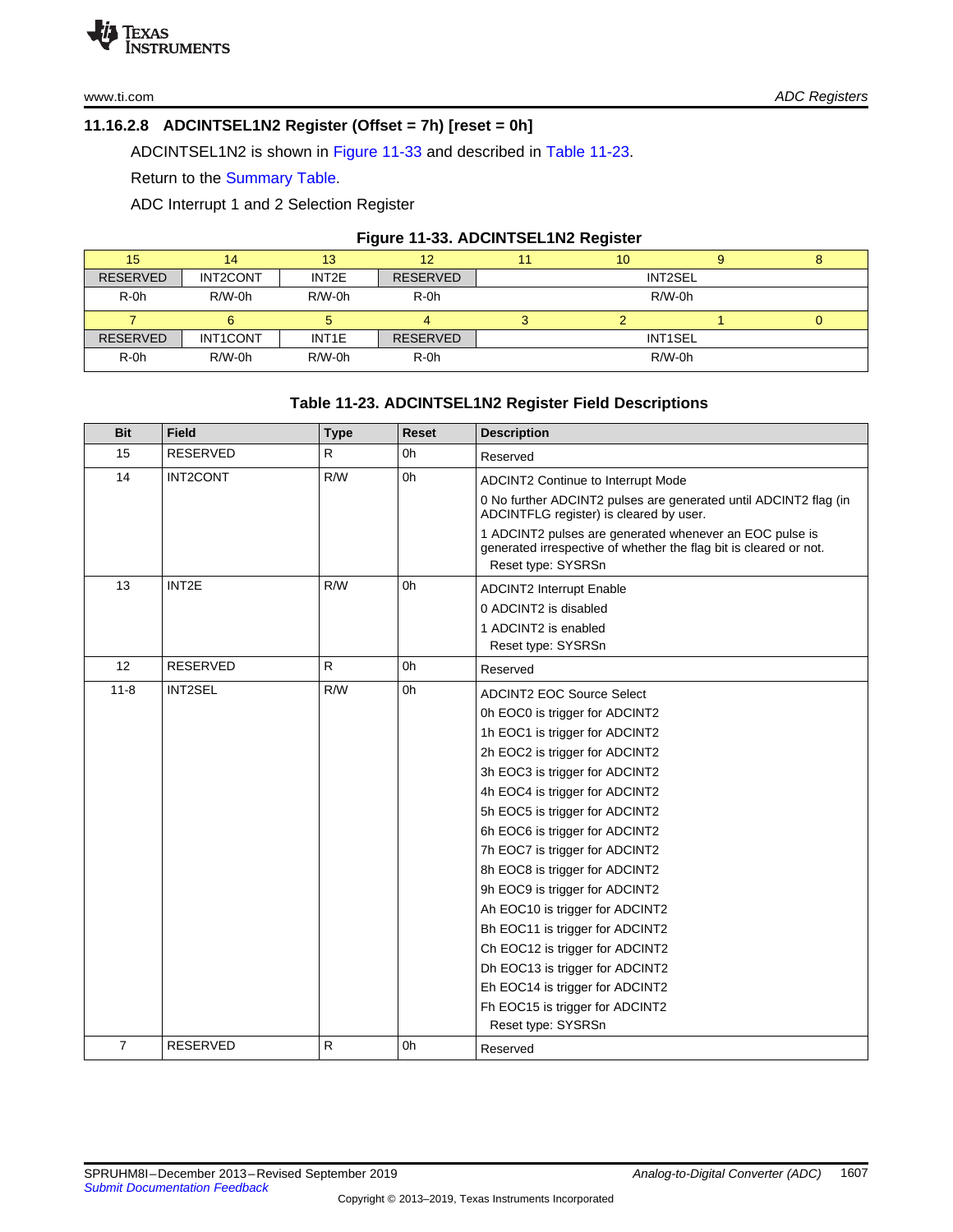### 11.16.2.8 ADCINTSEL1N2 Register (Offset = 7h) [reset = 0h]

ADCINTSEL1N2 is shown in Figure 11-33 and described in Table 11-23.

Return to the Summary Table.

ADC Interrupt 1 and 2 Selection Register

**Figure 11-33. ADCINTSEL1N2 Register**

| 15 | 14 | 13 | 12 | 11 | 10 | 9 | 8 |
|---|---|---|---|---|---|---|---|
| RESERVED | INT2CONT | INT2E | RESERVED | INT2SEL | | | |
| R-0h | R/W-0h | R/W-0h | R-0h | R/W-0h | | | |
| **7** | **6** | **5** | **4** | **3** | **2** | **1** | **0** |
| RESERVED | INT1CONT | INT1E | RESERVED | INT1SEL | | | |
| R-0h | R/W-0h | R/W-0h | R-0h | R/W-0h | | | |

**Table 11-23. ADCINTSEL1N2 Register Field Descriptions**

| Bit | Field | Type | Reset | Description |
|---|---|---|---|---|
| 15 | RESERVED | R | 0h | Reserved |
| 14 | INT2CONT | R/W | 0h | ADCINT2 Continue to Interrupt Mode<br>0 No further ADCINT2 pulses are generated until ADCINT2 flag (in ADCINTFLG register) is cleared by user.<br>1 ADCINT2 pulses are generated whenever an EOC pulse is generated irrespective of whether the flag bit is cleared or not.<br>Reset type: SYSRSn |
| 13 | INT2E | R/W | 0h | ADCINT2 Interrupt Enable<br>0 ADCINT2 is disabled<br>1 ADCINT2 is enabled<br>Reset type: SYSRSn |
| 12 | RESERVED | R | 0h | Reserved |
| 11-8 | INT2SEL | R/W | 0h | ADCINT2 EOC Source Select<br>0h EOC0 is trigger for ADCINT2<br>1h EOC1 is trigger for ADCINT2<br>2h EOC2 is trigger for ADCINT2<br>3h EOC3 is trigger for ADCINT2<br>4h EOC4 is trigger for ADCINT2<br>5h EOC5 is trigger for ADCINT2<br>6h EOC6 is trigger for ADCINT2<br>7h EOC7 is trigger for ADCINT2<br>8h EOC8 is trigger for ADCINT2<br>9h EOC9 is trigger for ADCINT2<br>Ah EOC10 is trigger for ADCINT2<br>Bh EOC11 is trigger for ADCINT2<br>Ch EOC12 is trigger for ADCINT2<br>Dh EOC13 is trigger for ADCINT2<br>Eh EOC14 is trigger for ADCINT2<br>Fh EOC15 is trigger for ADCINT2<br>Reset type: SYSRSn |
| 7 | RESERVED | R | 0h | Reserved |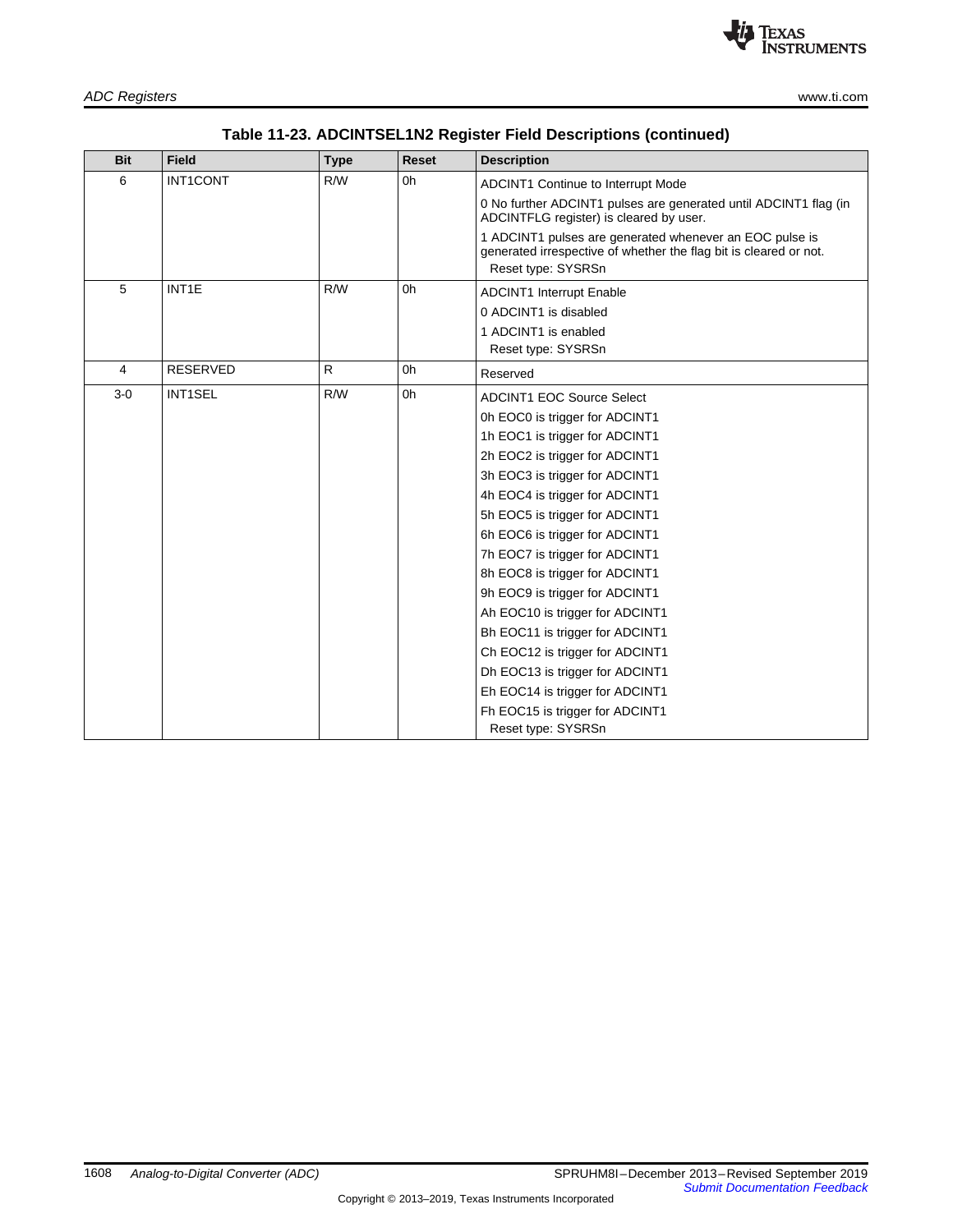### Table 11-23. ADCINTSEL1N2 Register Field Descriptions (continued)

| Bit | Field | Type | Reset | Description |
|---|---|---|---|---|
| 6 | INT1CONT | R/W | 0h | ADCINT1 Continue to Interrupt Mode<br>0 No further ADCINT1 pulses are generated until ADCINT1 flag (in ADCINTFLG register) is cleared by user.<br>1 ADCINT1 pulses are generated whenever an EOC pulse is generated irrespective of whether the flag bit is cleared or not.<br>Reset type: SYSRSn |
| 5 | INT1E | R/W | 0h | ADCINT1 Interrupt Enable<br>0 ADCINT1 is disabled<br>1 ADCINT1 is enabled<br>Reset type: SYSRSn |
| 4 | RESERVED | R | 0h | Reserved |
| 3-0 | INT1SEL | R/W | 0h | ADCINT1 EOC Source Select<br>0h EOC0 is trigger for ADCINT1<br>1h EOC1 is trigger for ADCINT1<br>2h EOC2 is trigger for ADCINT1<br>3h EOC3 is trigger for ADCINT1<br>4h EOC4 is trigger for ADCINT1<br>5h EOC5 is trigger for ADCINT1<br>6h EOC6 is trigger for ADCINT1<br>7h EOC7 is trigger for ADCINT1<br>8h EOC8 is trigger for ADCINT1<br>9h EOC9 is trigger for ADCINT1<br>Ah EOC10 is trigger for ADCINT1<br>Bh EOC11 is trigger for ADCINT1<br>Ch EOC12 is trigger for ADCINT1<br>Dh EOC13 is trigger for ADCINT1<br>Eh EOC14 is trigger for ADCINT1<br>Fh EOC15 is trigger for ADCINT1<br>Reset type: SYSRSn |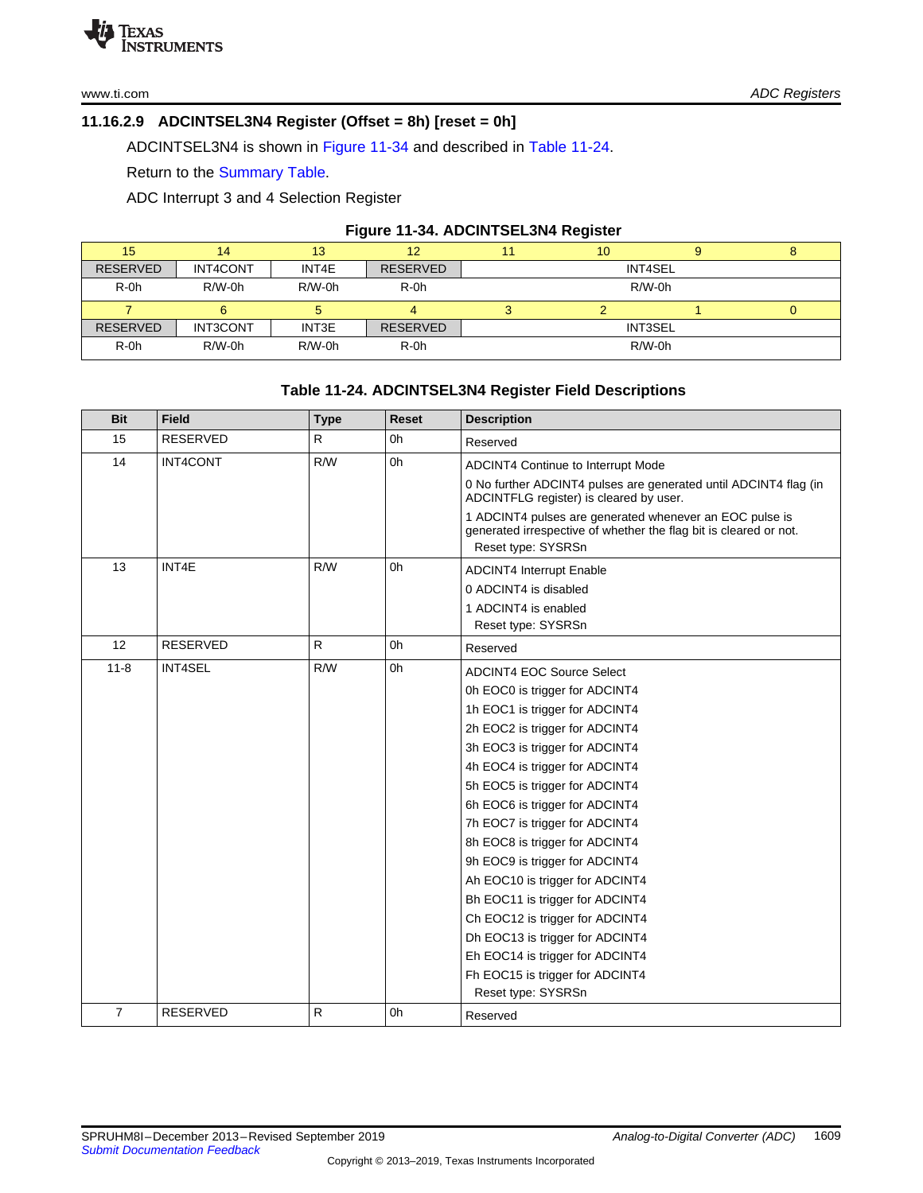### 11.16.2.9 ADCINTSEL3N4 Register (Offset = 8h) [reset = 0h]

ADCINTSEL3N4 is shown in Figure 11-34 and described in Table 11-24.

Return to the Summary Table.

ADC Interrupt 3 and 4 Selection Register

**Figure 11-34. ADCINTSEL3N4 Register**

| 15 | 14 | 13 | 12 | 11 | 10 | 9 | 8 |
|---|---|---|---|---|---|---|---|
| RESERVED | INT4CONT | INT4E | RESERVED | INT4SEL | | | |
| R-0h | R/W-0h | R/W-0h | R-0h | R/W-0h | | | |
| **7** | **6** | **5** | **4** | **3** | **2** | **1** | **0** |
| RESERVED | INT3CONT | INT3E | RESERVED | INT3SEL | | | |
| R-0h | R/W-0h | R/W-0h | R-0h | R/W-0h | | | |

**Table 11-24. ADCINTSEL3N4 Register Field Descriptions**

| Bit | Field | Type | Reset | Description |
|---|---|---|---|---|
| 15 | RESERVED | R | 0h | Reserved |
| 14 | INT4CONT | R/W | 0h | ADCINT4 Continue to Interrupt Mode<br>0 No further ADCINT4 pulses are generated until ADCINT4 flag (in ADCINTFLG register) is cleared by user.<br>1 ADCINT4 pulses are generated whenever an EOC pulse is generated irrespective of whether the flag bit is cleared or not.<br>Reset type: SYSRSn |
| 13 | INT4E | R/W | 0h | ADCINT4 Interrupt Enable<br>0 ADCINT4 is disabled<br>1 ADCINT4 is enabled<br>Reset type: SYSRSn |
| 12 | RESERVED | R | 0h | Reserved |
| 11-8 | INT4SEL | R/W | 0h | ADCINT4 EOC Source Select<br>0h EOC0 is trigger for ADCINT4<br>1h EOC1 is trigger for ADCINT4<br>2h EOC2 is trigger for ADCINT4<br>3h EOC3 is trigger for ADCINT4<br>4h EOC4 is trigger for ADCINT4<br>5h EOC5 is trigger for ADCINT4<br>6h EOC6 is trigger for ADCINT4<br>7h EOC7 is trigger for ADCINT4<br>8h EOC8 is trigger for ADCINT4<br>9h EOC9 is trigger for ADCINT4<br>Ah EOC10 is trigger for ADCINT4<br>Bh EOC11 is trigger for ADCINT4<br>Ch EOC12 is trigger for ADCINT4<br>Dh EOC13 is trigger for ADCINT4<br>Eh EOC14 is trigger for ADCINT4<br>Fh EOC15 is trigger for ADCINT4<br>Reset type: SYSRSn |
| 7 | RESERVED | R | 0h | Reserved |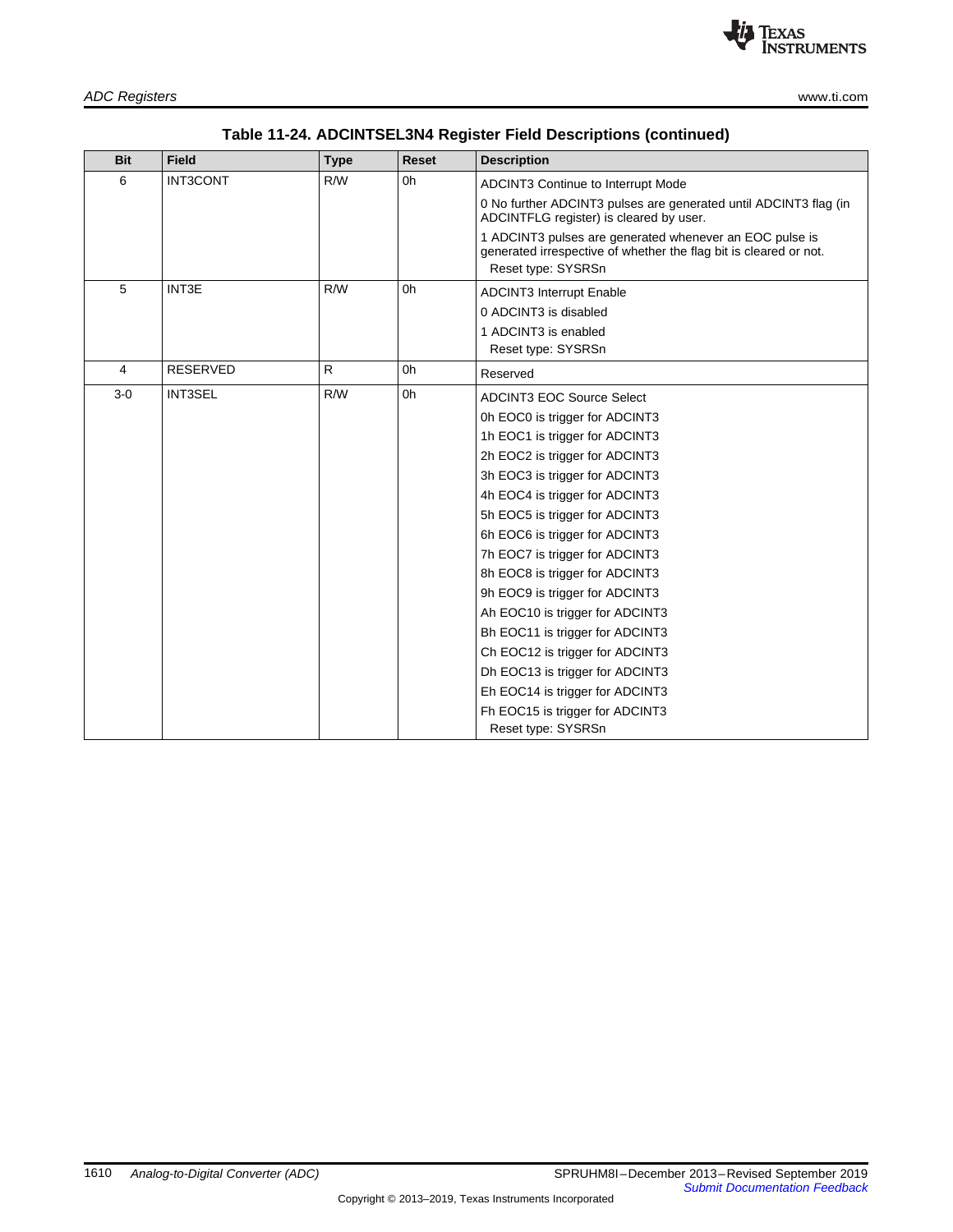### Table 11-24. ADCINTSEL3N4 Register Field Descriptions (continued)

| Bit | Field | Type | Reset | Description |
|---|---|---|---|---|
| 6 | INT3CONT | R/W | 0h | ADCINT3 Continue to Interrupt Mode<br>0 No further ADCINT3 pulses are generated until ADCINT3 flag (in ADCINTFLG register) is cleared by user.<br>1 ADCINT3 pulses are generated whenever an EOC pulse is generated irrespective of whether the flag bit is cleared or not.<br>Reset type: SYSRSn |
| 5 | INT3E | R/W | 0h | ADCINT3 Interrupt Enable<br>0 ADCINT3 is disabled<br>1 ADCINT3 is enabled<br>Reset type: SYSRSn |
| 4 | RESERVED | R | 0h | Reserved |
| 3-0 | INT3SEL | R/W | 0h | ADCINT3 EOC Source Select<br>0h EOC0 is trigger for ADCINT3<br>1h EOC1 is trigger for ADCINT3<br>2h EOC2 is trigger for ADCINT3<br>3h EOC3 is trigger for ADCINT3<br>4h EOC4 is trigger for ADCINT3<br>5h EOC5 is trigger for ADCINT3<br>6h EOC6 is trigger for ADCINT3<br>7h EOC7 is trigger for ADCINT3<br>8h EOC8 is trigger for ADCINT3<br>9h EOC9 is trigger for ADCINT3<br>Ah EOC10 is trigger for ADCINT3<br>Bh EOC11 is trigger for ADCINT3<br>Ch EOC12 is trigger for ADCINT3<br>Dh EOC13 is trigger for ADCINT3<br>Eh EOC14 is trigger for ADCINT3<br>Fh EOC15 is trigger for ADCINT3<br>Reset type: SYSRSn |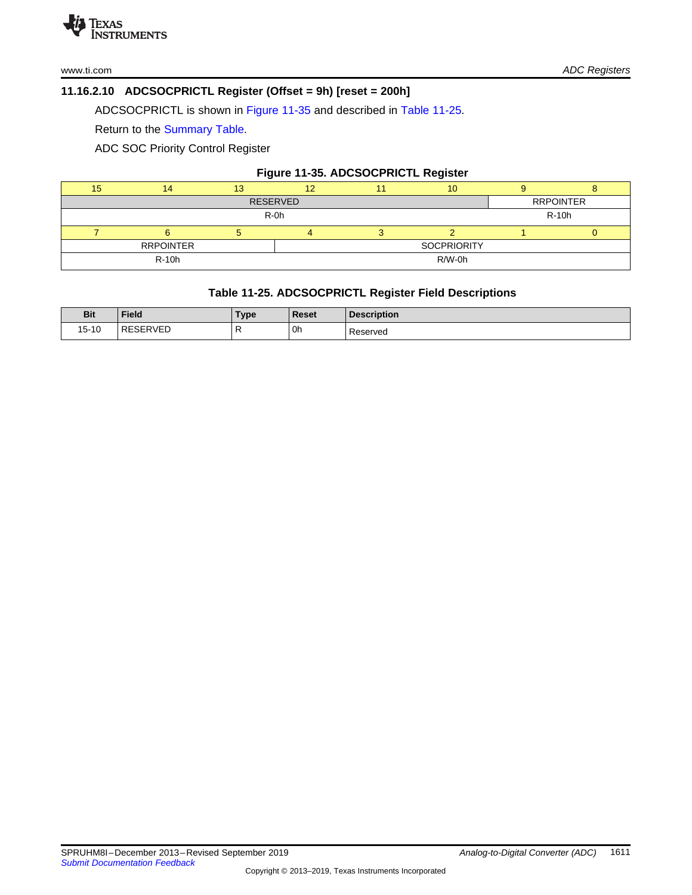### 11.16.2.10 ADCSOCPRICTL Register (Offset = 9h) [reset = 200h]

ADCSOCPRICTL is shown in Figure 11-35 and described in Table 11-25.

Return to the Summary Table.

ADC SOC Priority Control Register

**Figure 11-35. ADCSOCPRICTL Register**

| 15 | 14 | 13 | 12 | 11 | 10 | 9 | 8 |
|---|---|---|---|---|---|---|---|
| RESERVED | | | | | | RRPOINTER | |
| R-0h | | | | | | R-10h | |

| 7 | 6 | 5 | 4 | 3 | 2 | 1 | 0 |
|---|---|---|---|---|---|---|---|
| RRPOINTER | | | SOCPRIORITY | | | | |
| R-10h | | | R/W-0h | | | | |

**Table 11-25. ADCSOCPRICTL Register Field Descriptions**

| Bit | Field | Type | Reset | Description |
|---|---|---|---|---|
| 15-10 | RESERVED | R | 0h | Reserved |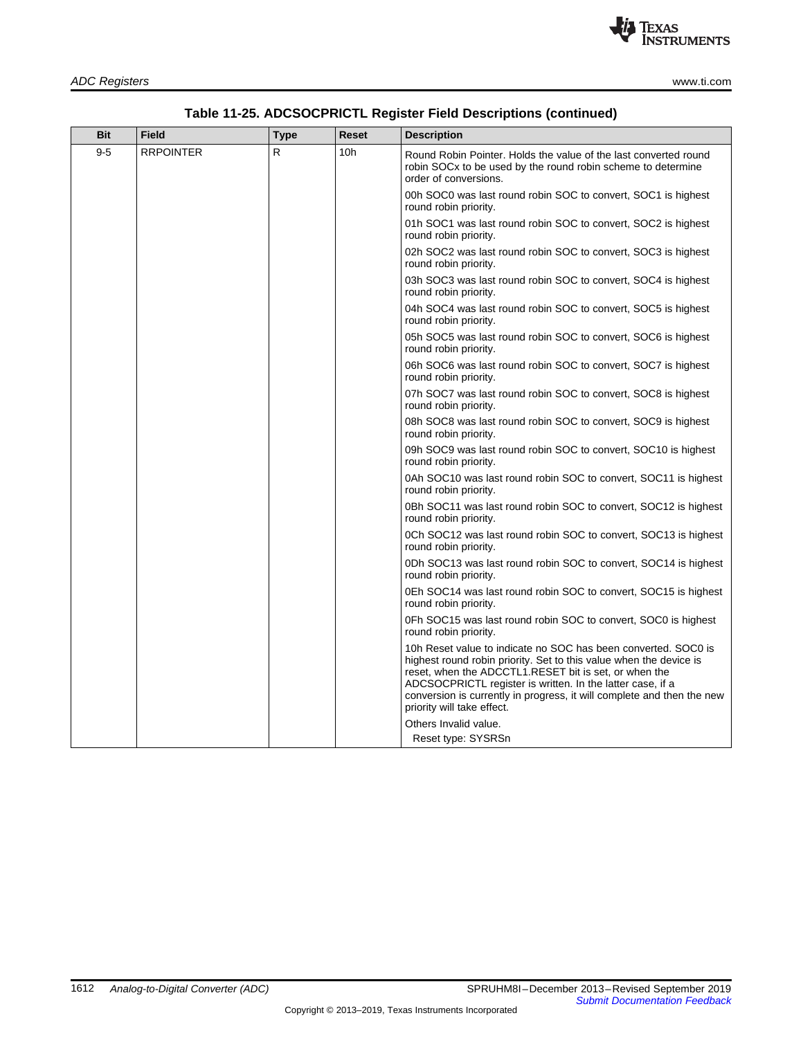### Table 11-25. ADCSOCPRICTL Register Field Descriptions (continued)

| Bit | Field | Type | Reset | Description |
|---|---|---|---|---|
| 9-5 | RRPOINTER | R | 10h | Round Robin Pointer. Holds the value of the last converted round robin SOCx to be used by the round robin scheme to determine order of conversions.<br><br>00h SOC0 was last round robin SOC to convert, SOC1 is highest round robin priority.<br><br>01h SOC1 was last round robin SOC to convert, SOC2 is highest round robin priority.<br><br>02h SOC2 was last round robin SOC to convert, SOC3 is highest round robin priority.<br><br>03h SOC3 was last round robin SOC to convert, SOC4 is highest round robin priority.<br><br>04h SOC4 was last round robin SOC to convert, SOC5 is highest round robin priority.<br><br>05h SOC5 was last round robin SOC to convert, SOC6 is highest round robin priority.<br><br>06h SOC6 was last round robin SOC to convert, SOC7 is highest round robin priority.<br><br>07h SOC7 was last round robin SOC to convert, SOC8 is highest round robin priority.<br><br>08h SOC8 was last round robin SOC to convert, SOC9 is highest round robin priority.<br><br>09h SOC9 was last round robin SOC to convert, SOC10 is highest round robin priority.<br><br>0Ah SOC10 was last round robin SOC to convert, SOC11 is highest round robin priority.<br><br>0Bh SOC11 was last round robin SOC to convert, SOC12 is highest round robin priority.<br><br>0Ch SOC12 was last round robin SOC to convert, SOC13 is highest round robin priority.<br><br>0Dh SOC13 was last round robin SOC to convert, SOC14 is highest round robin priority.<br><br>0Eh SOC14 was last round robin SOC to convert, SOC15 is highest round robin priority.<br><br>0Fh SOC15 was last round robin SOC to convert, SOC0 is highest round robin priority.<br><br>10h Reset value to indicate no SOC has been converted. SOC0 is highest round robin priority. Set to this value when the device is reset, when the ADCCTL1.RESET bit is set, or when the ADCSOCPRICTL register is written. In the latter case, if a conversion is currently in progress, it will complete and then the new priority will take effect.<br><br>Others Invalid value.<br>Reset type: SYSRSn |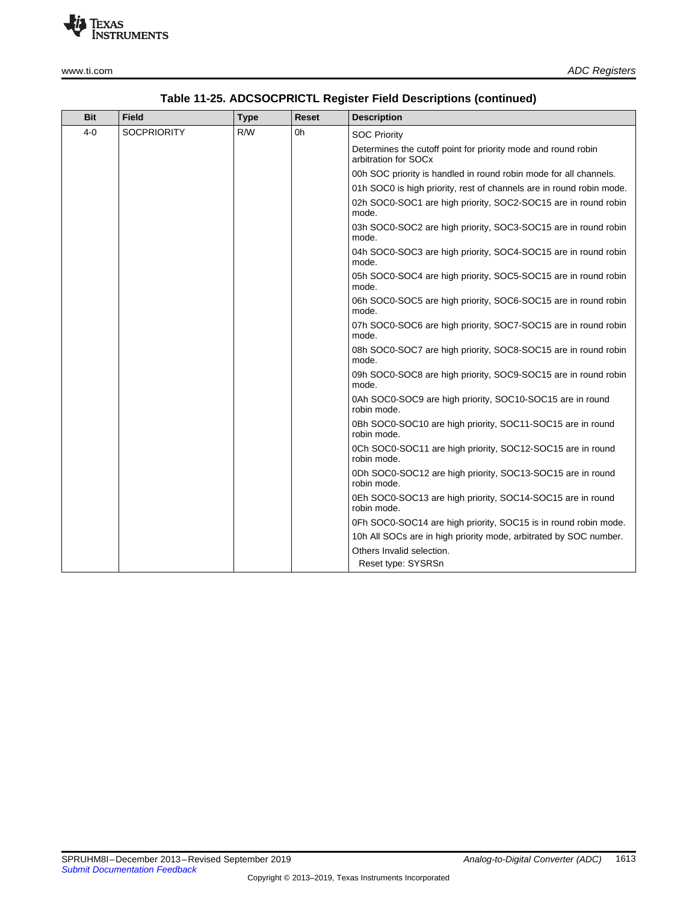### Table 11-25. ADCSOCPRICTL Register Field Descriptions (continued)

| Bit | Field | Type | Reset | Description |
|---|---|---|---|---|
| 4-0 | SOCPRIORITY | R/W | 0h | SOC Priority<br><br>Determines the cutoff point for priority mode and round robin arbitration for SOCx<br><br>00h SOC priority is handled in round robin mode for all channels.<br><br>01h SOC0 is high priority, rest of channels are in round robin mode.<br><br>02h SOC0-SOC1 are high priority, SOC2-SOC15 are in round robin mode.<br><br>03h SOC0-SOC2 are high priority, SOC3-SOC15 are in round robin mode.<br><br>04h SOC0-SOC3 are high priority, SOC4-SOC15 are in round robin mode.<br><br>05h SOC0-SOC4 are high priority, SOC5-SOC15 are in round robin mode.<br><br>06h SOC0-SOC5 are high priority, SOC6-SOC15 are in round robin mode.<br><br>07h SOC0-SOC6 are high priority, SOC7-SOC15 are in round robin mode.<br><br>08h SOC0-SOC7 are high priority, SOC8-SOC15 are in round robin mode.<br><br>09h SOC0-SOC8 are high priority, SOC9-SOC15 are in round robin mode.<br><br>0Ah SOC0-SOC9 are high priority, SOC10-SOC15 are in round robin mode.<br><br>0Bh SOC0-SOC10 are high priority, SOC11-SOC15 are in round robin mode.<br><br>0Ch SOC0-SOC11 are high priority, SOC12-SOC15 are in round robin mode.<br><br>0Dh SOC0-SOC12 are high priority, SOC13-SOC15 are in round robin mode.<br><br>0Eh SOC0-SOC13 are high priority, SOC14-SOC15 are in round robin mode.<br><br>0Fh SOC0-SOC14 are high priority, SOC15 is in round robin mode.<br><br>10h All SOCs are in high priority mode, arbitrated by SOC number.<br><br>Others Invalid selection.<br><br>Reset type: SYSRSn |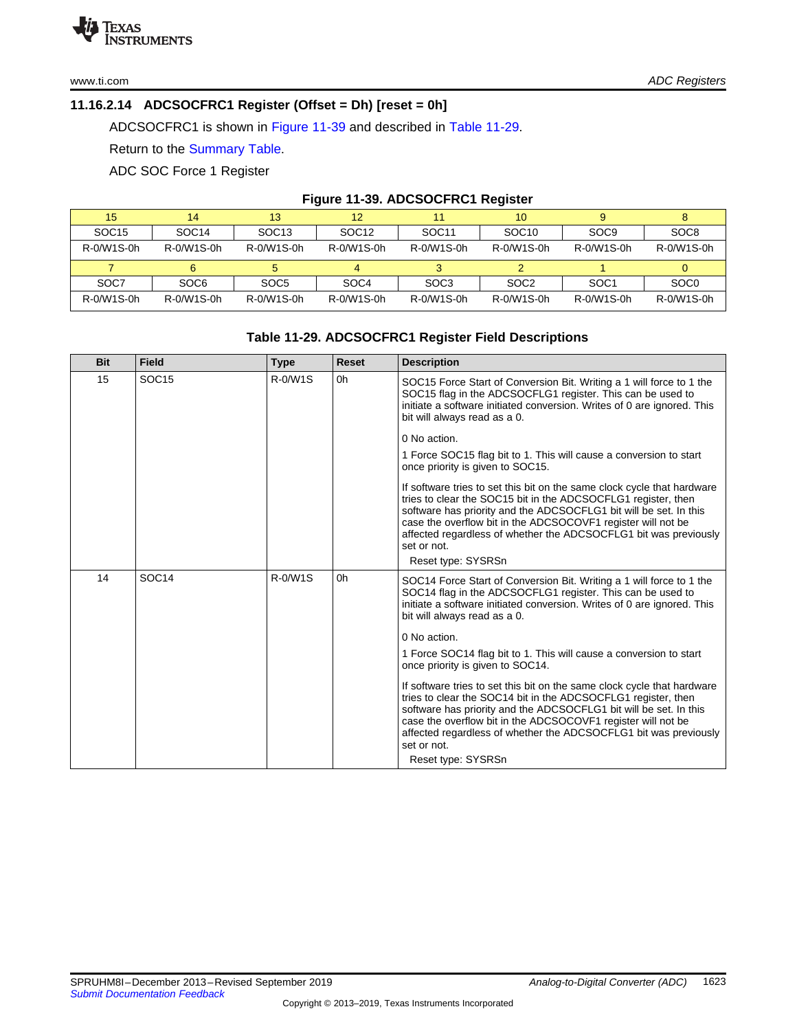### 11.16.2.14 ADCSOCFRC1 Register (Offset = Dh) [reset = 0h]

ADCSOCFRC1 is shown in Figure 11-39 and described in Table 11-29.

Return to the Summary Table.

ADC SOC Force 1 Register

**Figure 11-39. ADCSOCFRC1 Register**

| 15 | 14 | 13 | 12 | 11 | 10 | 9 | 8 |
|---|---|---|---|---|---|---|---|
| SOC15 | SOC14 | SOC13 | SOC12 | SOC11 | SOC10 | SOC9 | SOC8 |
| R-0/W1S-0h | R-0/W1S-0h | R-0/W1S-0h | R-0/W1S-0h | R-0/W1S-0h | R-0/W1S-0h | R-0/W1S-0h | R-0/W1S-0h |
| **7** | **6** | **5** | **4** | **3** | **2** | **1** | **0** |
| SOC7 | SOC6 | SOC5 | SOC4 | SOC3 | SOC2 | SOC1 | SOC0 |
| R-0/W1S-0h | R-0/W1S-0h | R-0/W1S-0h | R-0/W1S-0h | R-0/W1S-0h | R-0/W1S-0h | R-0/W1S-0h | R-0/W1S-0h |

**Table 11-29. ADCSOCFRC1 Register Field Descriptions**

| Bit | Field | Type | Reset | Description |
|---|---|---|---|---|
| 15 | SOC15 | R-0/W1S | 0h | SOC15 Force Start of Conversion Bit. Writing a 1 will force to 1 the SOC15 flag in the ADCSOCFLG1 register. This can be used to initiate a software initiated conversion. Writes of 0 are ignored. This bit will always read as a 0.<br><br>0 No action.<br><br>1 Force SOC15 flag bit to 1. This will cause a conversion to start once priority is given to SOC15.<br><br>If software tries to set this bit on the same clock cycle that hardware tries to clear the SOC15 bit in the ADCSOCFLG1 register, then software has priority and the ADCSOCFLG1 bit will be set. In this case the overflow bit in the ADCSOCOVF1 register will not be affected regardless of whether the ADCSOCFLG1 bit was previously set or not.<br>Reset type: SYSRSn |
| 14 | SOC14 | R-0/W1S | 0h | SOC14 Force Start of Conversion Bit. Writing a 1 will force to 1 the SOC14 flag in the ADCSOCFLG1 register. This can be used to initiate a software initiated conversion. Writes of 0 are ignored. This bit will always read as a 0.<br><br>0 No action.<br><br>1 Force SOC14 flag bit to 1. This will cause a conversion to start once priority is given to SOC14.<br><br>If software tries to set this bit on the same clock cycle that hardware tries to clear the SOC14 bit in the ADCSOCFLG1 register, then software has priority and the ADCSOCFLG1 bit will be set. In this case the overflow bit in the ADCSOCOVF1 register will not be affected regardless of whether the ADCSOCFLG1 bit was previously set or not.<br>Reset type: SYSRSn |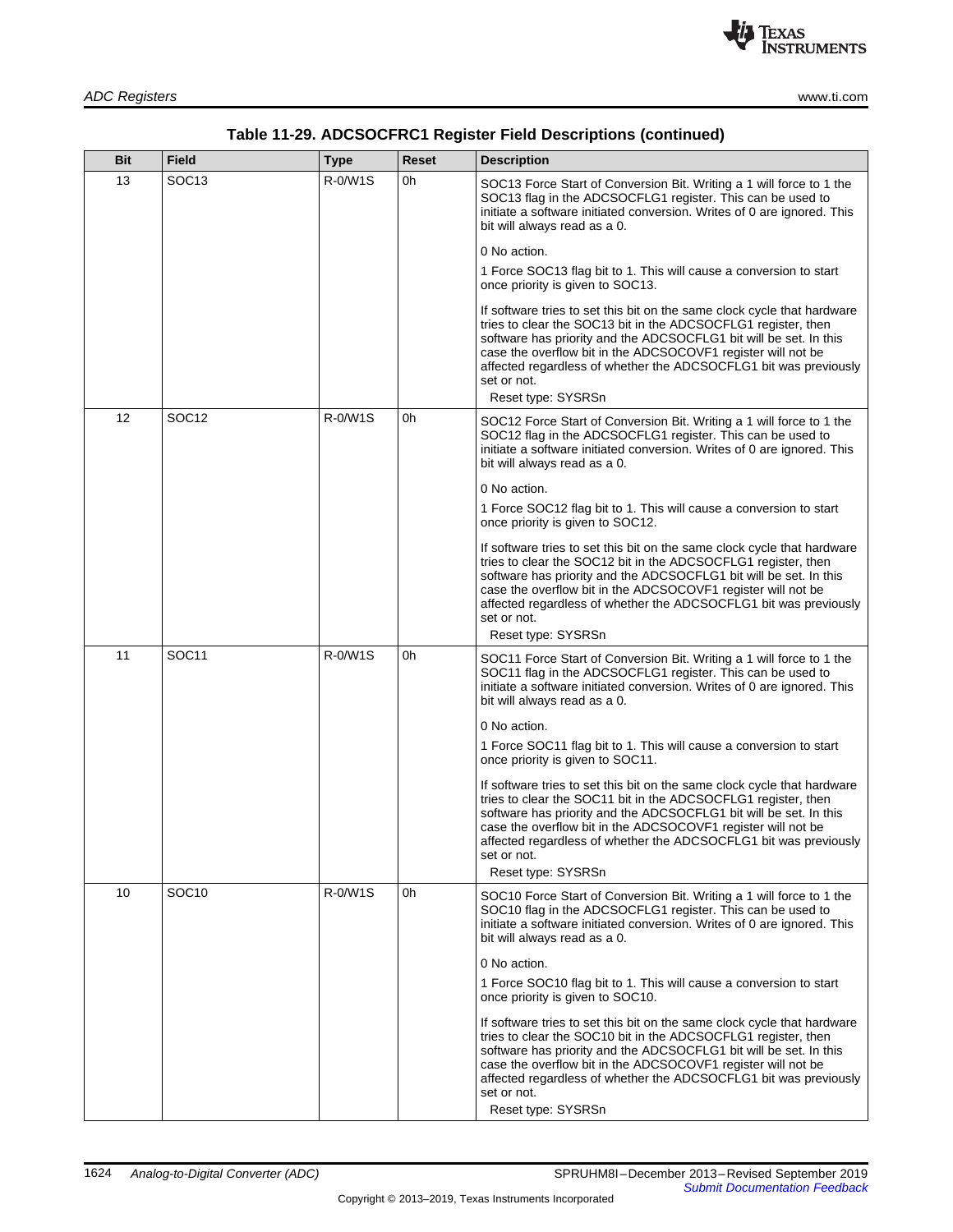### Table 11-29. ADCSOCFRC1 Register Field Descriptions (continued)

| Bit | Field | Type | Reset | Description |
|---|---|---|---|---|
| 13 | SOC13 | R-0/W1S | 0h | SOC13 Force Start of Conversion Bit. Writing a 1 will force to 1 the SOC13 flag in the ADCSOCFLG1 register. This can be used to initiate a software initiated conversion. Writes of 0 are ignored. This bit will always read as a 0.<br><br>0 No action.<br><br>1 Force SOC13 flag bit to 1. This will cause a conversion to start once priority is given to SOC13.<br><br>If software tries to set this bit on the same clock cycle that hardware tries to clear the SOC13 bit in the ADCSOCFLG1 register, then software has priority and the ADCSOCFLG1 bit will be set. In this case the overflow bit in the ADCSOCOVF1 register will not be affected regardless of whether the ADCSOCFLG1 bit was previously set or not.<br>Reset type: SYSRSn |
| 12 | SOC12 | R-0/W1S | 0h | SOC12 Force Start of Conversion Bit. Writing a 1 will force to 1 the SOC12 flag in the ADCSOCFLG1 register. This can be used to initiate a software initiated conversion. Writes of 0 are ignored. This bit will always read as a 0.<br><br>0 No action.<br><br>1 Force SOC12 flag bit to 1. This will cause a conversion to start once priority is given to SOC12.<br><br>If software tries to set this bit on the same clock cycle that hardware tries to clear the SOC12 bit in the ADCSOCFLG1 register, then software has priority and the ADCSOCFLG1 bit will be set. In this case the overflow bit in the ADCSOCOVF1 register will not be affected regardless of whether the ADCSOCFLG1 bit was previously set or not.<br>Reset type: SYSRSn |
| 11 | SOC11 | R-0/W1S | 0h | SOC11 Force Start of Conversion Bit. Writing a 1 will force to 1 the SOC11 flag in the ADCSOCFLG1 register. This can be used to initiate a software initiated conversion. Writes of 0 are ignored. This bit will always read as a 0.<br><br>0 No action.<br><br>1 Force SOC11 flag bit to 1. This will cause a conversion to start once priority is given to SOC11.<br><br>If software tries to set this bit on the same clock cycle that hardware tries to clear the SOC11 bit in the ADCSOCFLG1 register, then software has priority and the ADCSOCFLG1 bit will be set. In this case the overflow bit in the ADCSOCOVF1 register will not be affected regardless of whether the ADCSOCFLG1 bit was previously set or not.<br>Reset type: SYSRSn |
| 10 | SOC10 | R-0/W1S | 0h | SOC10 Force Start of Conversion Bit. Writing a 1 will force to 1 the SOC10 flag in the ADCSOCFLG1 register. This can be used to initiate a software initiated conversion. Writes of 0 are ignored. This bit will always read as a 0.<br><br>0 No action.<br><br>1 Force SOC10 flag bit to 1. This will cause a conversion to start once priority is given to SOC10.<br><br>If software tries to set this bit on the same clock cycle that hardware tries to clear the SOC10 bit in the ADCSOCFLG1 register, then software has priority and the ADCSOCFLG1 bit will be set. In this case the overflow bit in the ADCSOCOVF1 register will not be affected regardless of whether the ADCSOCFLG1 bit was previously set or not.<br>Reset type: SYSRSn |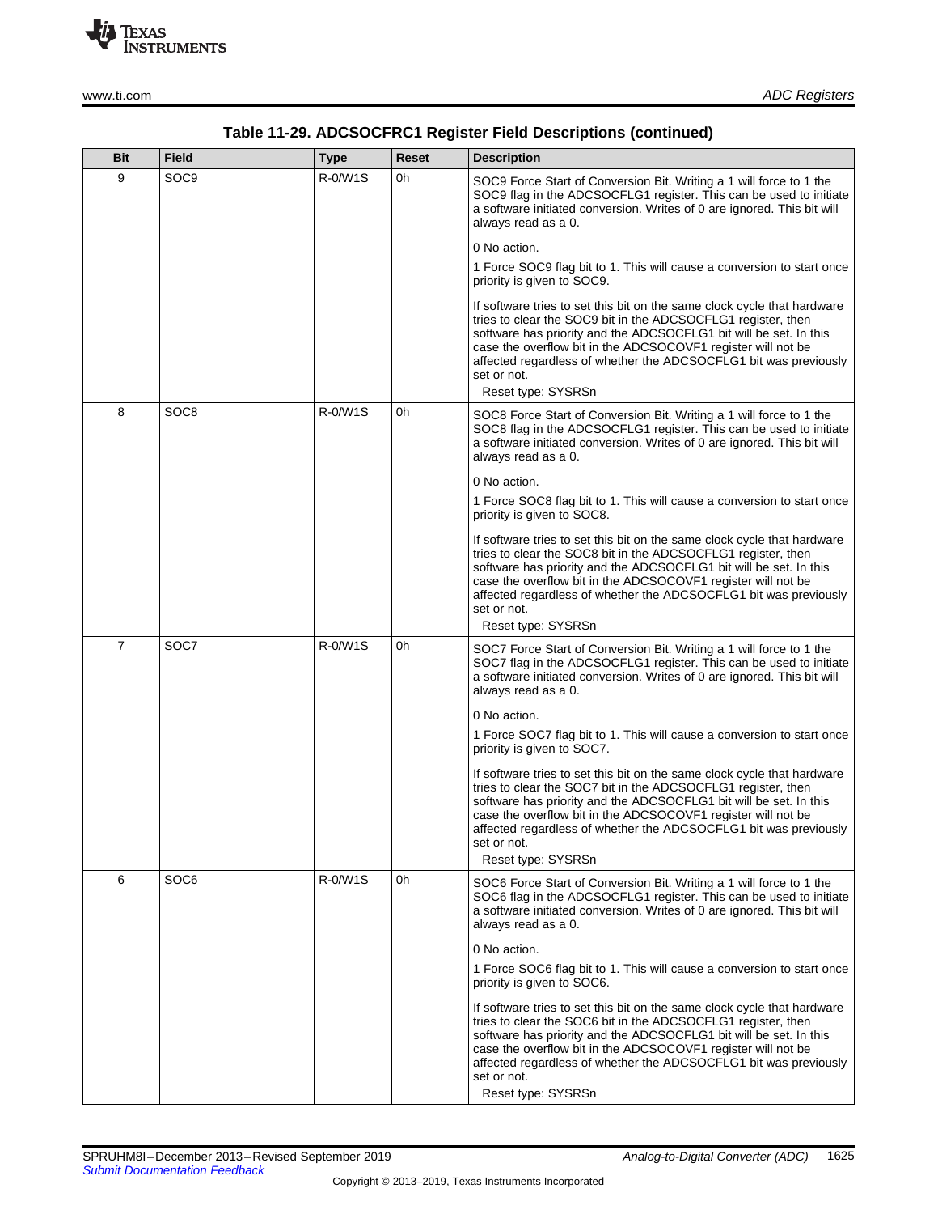**Table 11-29. ADCSOCFRC1 Register Field Descriptions (continued)**

| Bit | Field | Type | Reset | Description |
|---|---|---|---|---|
| 9 | SOC9 | R-0/W1S | 0h | SOC9 Force Start of Conversion Bit. Writing a 1 will force to 1 the SOC9 flag in the ADCSOCFLG1 register. This can be used to initiate a software initiated conversion. Writes of 0 are ignored. This bit will always read as a 0.<br><br>0 No action.<br>1 Force SOC9 flag bit to 1. This will cause a conversion to start once priority is given to SOC9.<br><br>If software tries to set this bit on the same clock cycle that hardware tries to clear the SOC9 bit in the ADCSOCFLG1 register, then software has priority and the ADCSOCFLG1 bit will be set. In this case the overflow bit in the ADCSOCOVF1 register will not be affected regardless of whether the ADCSOCFLG1 bit was previously set or not.<br>Reset type: SYSRSn |
| 8 | SOC8 | R-0/W1S | 0h | SOC8 Force Start of Conversion Bit. Writing a 1 will force to 1 the SOC8 flag in the ADCSOCFLG1 register. This can be used to initiate a software initiated conversion. Writes of 0 are ignored. This bit will always read as a 0.<br><br>0 No action.<br>1 Force SOC8 flag bit to 1. This will cause a conversion to start once priority is given to SOC8.<br><br>If software tries to set this bit on the same clock cycle that hardware tries to clear the SOC8 bit in the ADCSOCFLG1 register, then software has priority and the ADCSOCFLG1 bit will be set. In this case the overflow bit in the ADCSOCOVF1 register will not be affected regardless of whether the ADCSOCFLG1 bit was previously set or not.<br>Reset type: SYSRSn |
| 7 | SOC7 | R-0/W1S | 0h | SOC7 Force Start of Conversion Bit. Writing a 1 will force to 1 the SOC7 flag in the ADCSOCFLG1 register. This can be used to initiate a software initiated conversion. Writes of 0 are ignored. This bit will always read as a 0.<br><br>0 No action.<br>1 Force SOC7 flag bit to 1. This will cause a conversion to start once priority is given to SOC7.<br><br>If software tries to set this bit on the same clock cycle that hardware tries to clear the SOC7 bit in the ADCSOCFLG1 register, then software has priority and the ADCSOCFLG1 bit will be set. In this case the overflow bit in the ADCSOCOVF1 register will not be affected regardless of whether the ADCSOCFLG1 bit was previously set or not.<br>Reset type: SYSRSn |
| 6 | SOC6 | R-0/W1S | 0h | SOC6 Force Start of Conversion Bit. Writing a 1 will force to 1 the SOC6 flag in the ADCSOCFLG1 register. This can be used to initiate a software initiated conversion. Writes of 0 are ignored. This bit will always read as a 0.<br><br>0 No action.<br>1 Force SOC6 flag bit to 1. This will cause a conversion to start once priority is given to SOC6.<br><br>If software tries to set this bit on the same clock cycle that hardware tries to clear the SOC6 bit in the ADCSOCFLG1 register, then software has priority and the ADCSOCFLG1 bit will be set. In this case the overflow bit in the ADCSOCOVF1 register will not be affected regardless of whether the ADCSOCFLG1 bit was previously set or not.<br>Reset type: SYSRSn |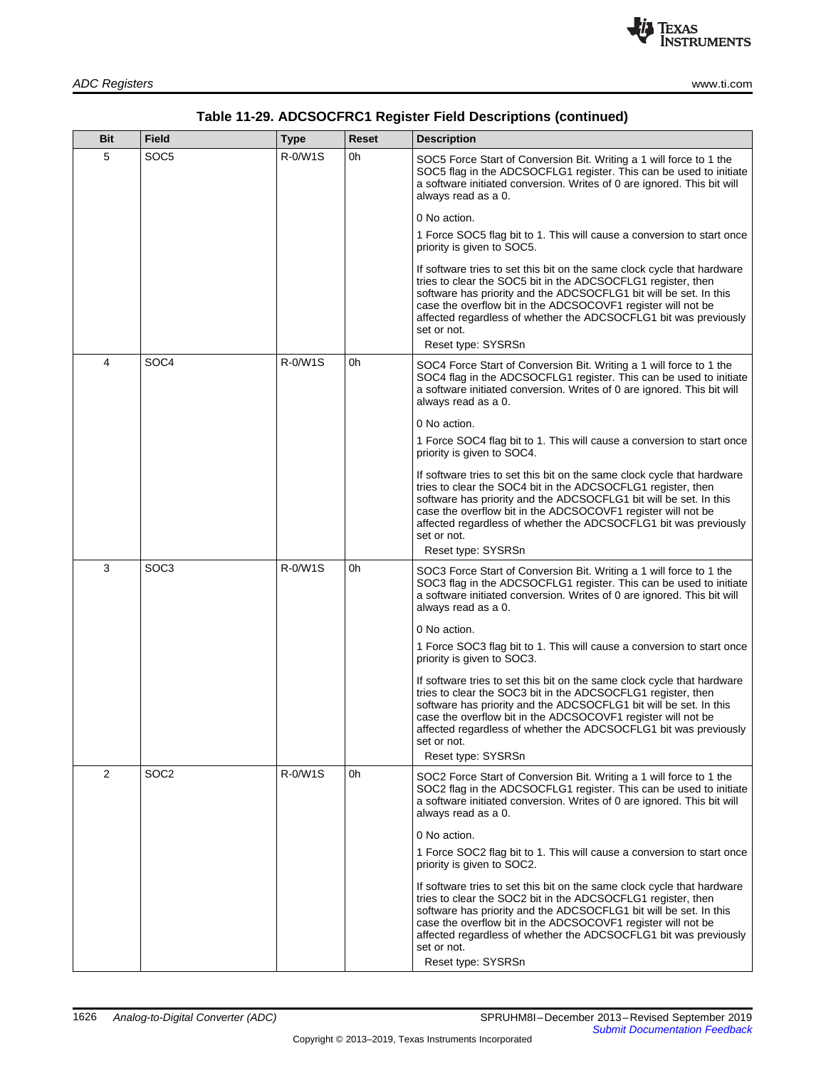### Table 11-29. ADCSOCFRC1 Register Field Descriptions (continued)

| Bit | Field | Type | Reset | Description |
|---|---|---|---|---|
| 5 | SOC5 | R-0/W1S | 0h | SOC5 Force Start of Conversion Bit. Writing a 1 will force to 1 the SOC5 flag in the ADCSOCFLG1 register. This can be used to initiate a software initiated conversion. Writes of 0 are ignored. This bit will always read as a 0.<br><br>0 No action.<br><br>1 Force SOC5 flag bit to 1. This will cause a conversion to start once priority is given to SOC5.<br><br>If software tries to set this bit on the same clock cycle that hardware tries to clear the SOC5 bit in the ADCSOCFLG1 register, then software has priority and the ADCSOCFLG1 bit will be set. In this case the overflow bit in the ADCSOCOVF1 register will not be affected regardless of whether the ADCSOCFLG1 bit was previously set or not.<br>Reset type: SYSRSn |
| 4 | SOC4 | R-0/W1S | 0h | SOC4 Force Start of Conversion Bit. Writing a 1 will force to 1 the SOC4 flag in the ADCSOCFLG1 register. This can be used to initiate a software initiated conversion. Writes of 0 are ignored. This bit will always read as a 0.<br><br>0 No action.<br><br>1 Force SOC4 flag bit to 1. This will cause a conversion to start once priority is given to SOC4.<br><br>If software tries to set this bit on the same clock cycle that hardware tries to clear the SOC4 bit in the ADCSOCFLG1 register, then software has priority and the ADCSOCFLG1 bit will be set. In this case the overflow bit in the ADCSOCOVF1 register will not be affected regardless of whether the ADCSOCFLG1 bit was previously set or not.<br>Reset type: SYSRSn |
| 3 | SOC3 | R-0/W1S | 0h | SOC3 Force Start of Conversion Bit. Writing a 1 will force to 1 the SOC3 flag in the ADCSOCFLG1 register. This can be used to initiate a software initiated conversion. Writes of 0 are ignored. This bit will always read as a 0.<br><br>0 No action.<br><br>1 Force SOC3 flag bit to 1. This will cause a conversion to start once priority is given to SOC3.<br><br>If software tries to set this bit on the same clock cycle that hardware tries to clear the SOC3 bit in the ADCSOCFLG1 register, then software has priority and the ADCSOCFLG1 bit will be set. In this case the overflow bit in the ADCSOCOVF1 register will not be affected regardless of whether the ADCSOCFLG1 bit was previously set or not.<br>Reset type: SYSRSn |
| 2 | SOC2 | R-0/W1S | 0h | SOC2 Force Start of Conversion Bit. Writing a 1 will force to 1 the SOC2 flag in the ADCSOCFLG1 register. This can be used to initiate a software initiated conversion. Writes of 0 are ignored. This bit will always read as a 0.<br><br>0 No action.<br><br>1 Force SOC2 flag bit to 1. This will cause a conversion to start once priority is given to SOC2.<br><br>If software tries to set this bit on the same clock cycle that hardware tries to clear the SOC2 bit in the ADCSOCFLG1 register, then software has priority and the ADCSOCFLG1 bit will be set. In this case the overflow bit in the ADCSOCOVF1 register will not be affected regardless of whether the ADCSOCFLG1 bit was previously set or not.<br>Reset type: SYSRSn |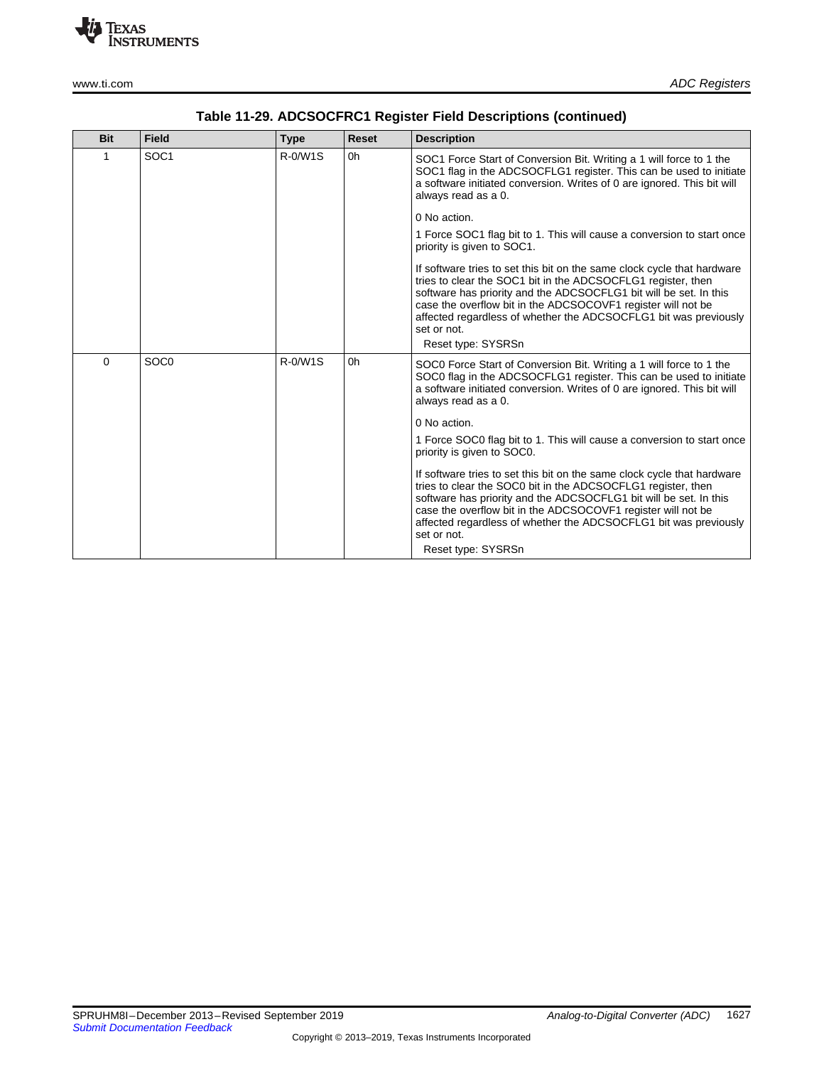**Table 11-29. ADCSOCFRC1 Register Field Descriptions (continued)**

| Bit | Field | Type | Reset | Description |
|---|---|---|---|---|
| 1 | SOC1 | R-0/W1S | 0h | SOC1 Force Start of Conversion Bit. Writing a 1 will force to 1 the SOC1 flag in the ADCSOCFLG1 register. This can be used to initiate a software initiated conversion. Writes of 0 are ignored. This bit will always read as a 0.<br><br>0 No action.<br><br>1 Force SOC1 flag bit to 1. This will cause a conversion to start once priority is given to SOC1.<br><br>If software tries to set this bit on the same clock cycle that hardware tries to clear the SOC1 bit in the ADCSOCFLG1 register, then software has priority and the ADCSOCFLG1 bit will be set. In this case the overflow bit in the ADCSOCOVF1 register will not be affected regardless of whether the ADCSOCFLG1 bit was previously set or not.<br>Reset type: SYSRSn |
| 0 | SOC0 | R-0/W1S | 0h | SOC0 Force Start of Conversion Bit. Writing a 1 will force to 1 the SOC0 flag in the ADCSOCFLG1 register. This can be used to initiate a software initiated conversion. Writes of 0 are ignored. This bit will always read as a 0.<br><br>0 No action.<br><br>1 Force SOC0 flag bit to 1. This will cause a conversion to start once priority is given to SOC0.<br><br>If software tries to set this bit on the same clock cycle that hardware tries to clear the SOC0 bit in the ADCSOCFLG1 register, then software has priority and the ADCSOCFLG1 bit will be set. In this case the overflow bit in the ADCSOCOVF1 register will not be affected regardless of whether the ADCSOCFLG1 bit was previously set or not.<br>Reset type: SYSRSn |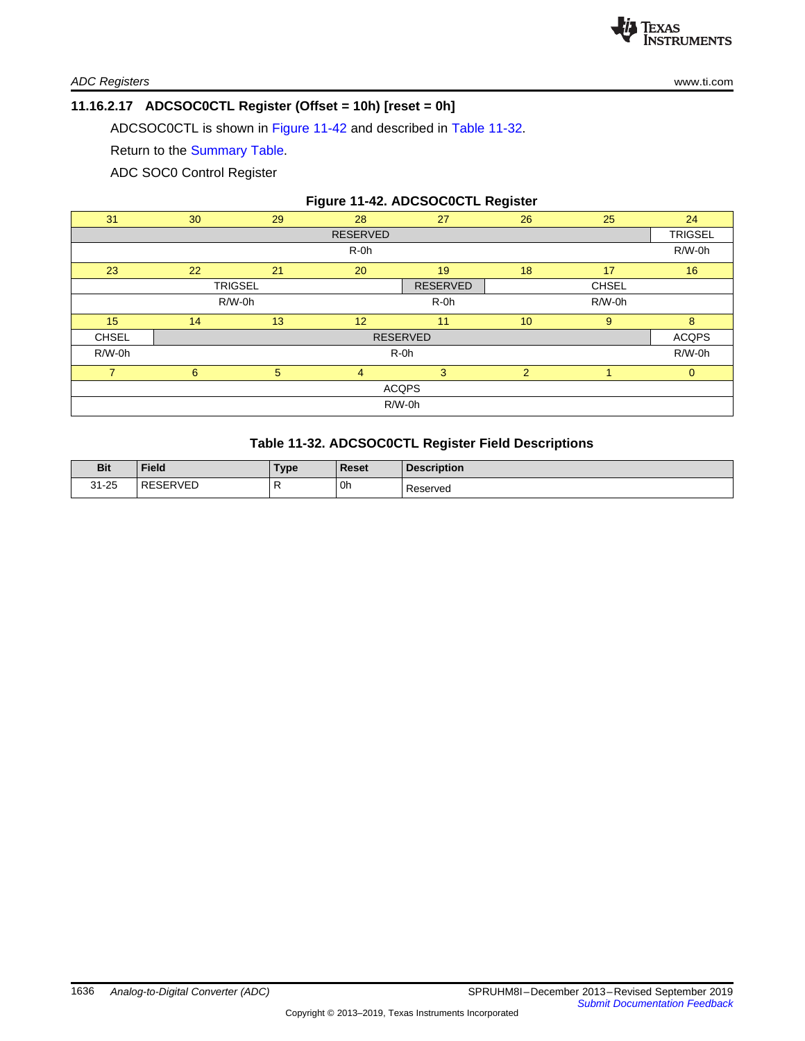### 11.16.2.17 ADCSOC0CTL Register (Offset = 10h) [reset = 0h]

ADCSOC0CTL is shown in Figure 11-42 and described in Table 11-32.

Return to the Summary Table.

ADC SOC0 Control Register

**Figure 11-42. ADCSOC0CTL Register**

| 31 | 30 | 29 | 28 | 27 | 26 | 25 | 24 |
|---|---|---|---|---|---|---|---|
| RESERVED | | | | | | | TRIGSEL |
| R-0h | | | | | | | R/W-0h |
| **23** | **22** | **21** | **20** | **19** | **18** | **17** | **16** |
| TRIGSEL | | | | RESERVED | CHSEL | | |
| R/W-0h | | | | R-0h | R/W-0h | | |
| **15** | **14** | **13** | **12** | **11** | **10** | **9** | **8** |
| CHSEL | RESERVED | | | | | | ACQPS |
| R/W-0h | R-0h | | | | | | R/W-0h |
| **7** | **6** | **5** | **4** | **3** | **2** | **1** | **0** |
| ACQPS | | | | | | | |
| R/W-0h | | | | | | | |

**Table 11-32. ADCSOC0CTL Register Field Descriptions**

| Bit | Field | Type | Reset | Description |
|---|---|---|---|---|
| 31-25 | RESERVED | R | 0h | Reserved |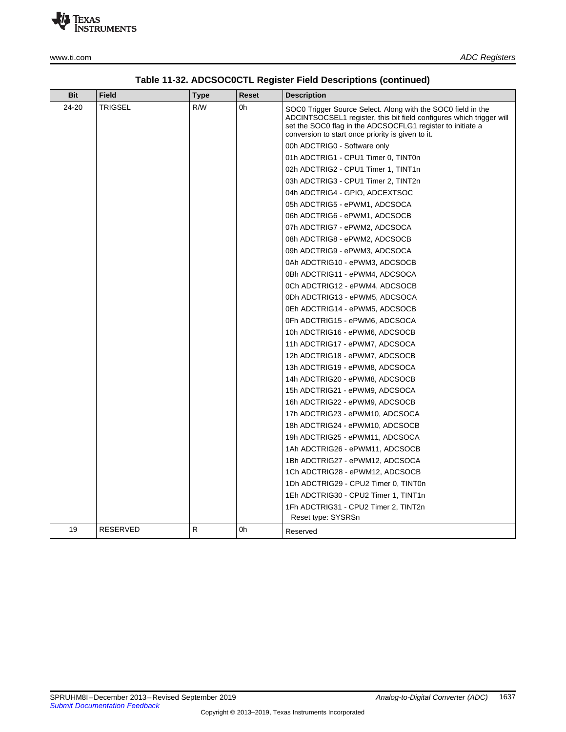**Table 11-32. ADCSOC0CTL Register Field Descriptions (continued)**

| Bit | Field | Type | Reset | Description |
|---|---|---|---|---|
| 24-20 | TRIGSEL | R/W | 0h | SOC0 Trigger Source Select. Along with the SOC0 field in the ADCINTSOCSEL1 register, this bit field configures which trigger will set the SOC0 flag in the ADCSOCFLG1 register to initiate a conversion to start once priority is given to it.<br>00h ADCTRIG0 - Software only<br>01h ADCTRIG1 - CPU1 Timer 0, TINT0n<br>02h ADCTRIG2 - CPU1 Timer 1, TINT1n<br>03h ADCTRIG3 - CPU1 Timer 2, TINT2n<br>04h ADCTRIG4 - GPIO, ADCEXTSOC<br>05h ADCTRIG5 - ePWM1, ADCSOCA<br>06h ADCTRIG6 - ePWM1, ADCSOCB<br>07h ADCTRIG7 - ePWM2, ADCSOCA<br>08h ADCTRIG8 - ePWM2, ADCSOCB<br>09h ADCTRIG9 - ePWM3, ADCSOCA<br>0Ah ADCTRIG10 - ePWM3, ADCSOCB<br>0Bh ADCTRIG11 - ePWM4, ADCSOCA<br>0Ch ADCTRIG12 - ePWM4, ADCSOCB<br>0Dh ADCTRIG13 - ePWM5, ADCSOCA<br>0Eh ADCTRIG14 - ePWM5, ADCSOCB<br>0Fh ADCTRIG15 - ePWM6, ADCSOCA<br>10h ADCTRIG16 - ePWM6, ADCSOCB<br>11h ADCTRIG17 - ePWM7, ADCSOCA<br>12h ADCTRIG18 - ePWM7, ADCSOCB<br>13h ADCTRIG19 - ePWM8, ADCSOCA<br>14h ADCTRIG20 - ePWM8, ADCSOCB<br>15h ADCTRIG21 - ePWM9, ADCSOCA<br>16h ADCTRIG22 - ePWM9, ADCSOCB<br>17h ADCTRIG23 - ePWM10, ADCSOCA<br>18h ADCTRIG24 - ePWM10, ADCSOCB<br>19h ADCTRIG25 - ePWM11, ADCSOCA<br>1Ah ADCTRIG26 - ePWM11, ADCSOCB<br>1Bh ADCTRIG27 - ePWM12, ADCSOCA<br>1Ch ADCTRIG28 - ePWM12, ADCSOCB<br>1Dh ADCTRIG29 - CPU2 Timer 0, TINT0n<br>1Eh ADCTRIG30 - CPU2 Timer 1, TINT1n<br>1Fh ADCTRIG31 - CPU2 Timer 2, TINT2n<br>Reset type: SYSRSn |
| 19 | RESERVED | R | 0h | Reserved |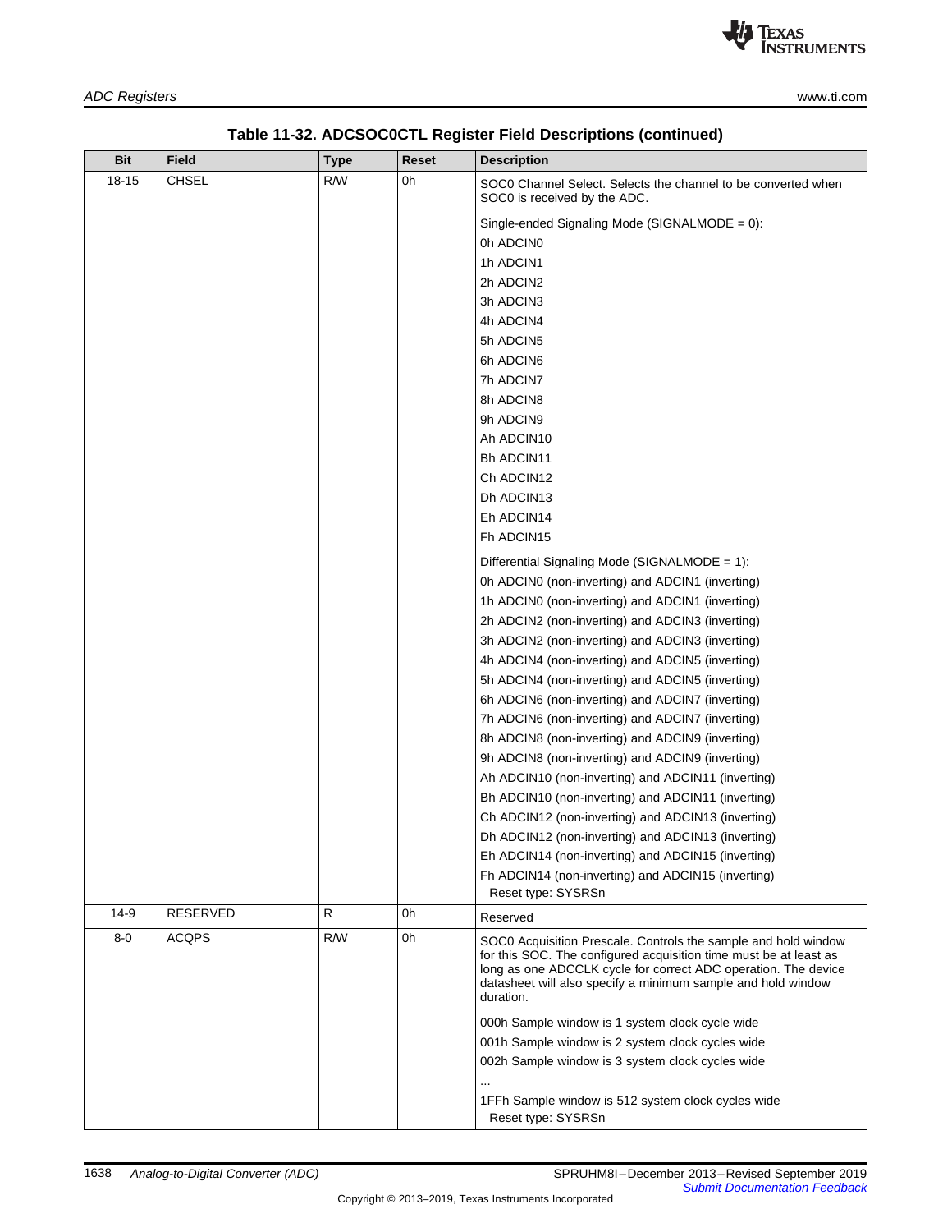**Table 11-32. ADCSOC0CTL Register Field Descriptions (continued)**

| Bit | Field | Type | Reset | Description |
|---|---|---|---|---|
| 18-15 | CHSEL | R/W | 0h | SOC0 Channel Select. Selects the channel to be converted when SOC0 is received by the ADC.<br><br>Single-ended Signaling Mode (SIGNALMODE = 0):<br>0h ADCIN0<br>1h ADCIN1<br>2h ADCIN2<br>3h ADCIN3<br>4h ADCIN4<br>5h ADCIN5<br>6h ADCIN6<br>7h ADCIN7<br>8h ADCIN8<br>9h ADCIN9<br>Ah ADCIN10<br>Bh ADCIN11<br>Ch ADCIN12<br>Dh ADCIN13<br>Eh ADCIN14<br>Fh ADCIN15<br><br>Differential Signaling Mode (SIGNALMODE = 1):<br>0h ADCIN0 (non-inverting) and ADCIN1 (inverting)<br>1h ADCIN0 (non-inverting) and ADCIN1 (inverting)<br>2h ADCIN2 (non-inverting) and ADCIN3 (inverting)<br>3h ADCIN2 (non-inverting) and ADCIN3 (inverting)<br>4h ADCIN4 (non-inverting) and ADCIN5 (inverting)<br>5h ADCIN4 (non-inverting) and ADCIN5 (inverting)<br>6h ADCIN6 (non-inverting) and ADCIN7 (inverting)<br>7h ADCIN6 (non-inverting) and ADCIN7 (inverting)<br>8h ADCIN8 (non-inverting) and ADCIN9 (inverting)<br>9h ADCIN8 (non-inverting) and ADCIN9 (inverting)<br>Ah ADCIN10 (non-inverting) and ADCIN11 (inverting)<br>Bh ADCIN10 (non-inverting) and ADCIN11 (inverting)<br>Ch ADCIN12 (non-inverting) and ADCIN13 (inverting)<br>Dh ADCIN12 (non-inverting) and ADCIN13 (inverting)<br>Eh ADCIN14 (non-inverting) and ADCIN15 (inverting)<br>Fh ADCIN14 (non-inverting) and ADCIN15 (inverting)<br>Reset type: SYSRSn |
| 14-9 | RESERVED | R | 0h | Reserved |
| 8-0 | ACQPS | R/W | 0h | SOC0 Acquisition Prescale. Controls the sample and hold window for this SOC. The configured acquisition time must be at least as long as one ADCCLK cycle for correct ADC operation. The device datasheet will also specify a minimum sample and hold window duration.<br><br>000h Sample window is 1 system clock cycle wide<br>001h Sample window is 2 system clock cycles wide<br>002h Sample window is 3 system clock cycles wide<br>...<br>1FFh Sample window is 512 system clock cycles wide<br>Reset type: SYSRSn |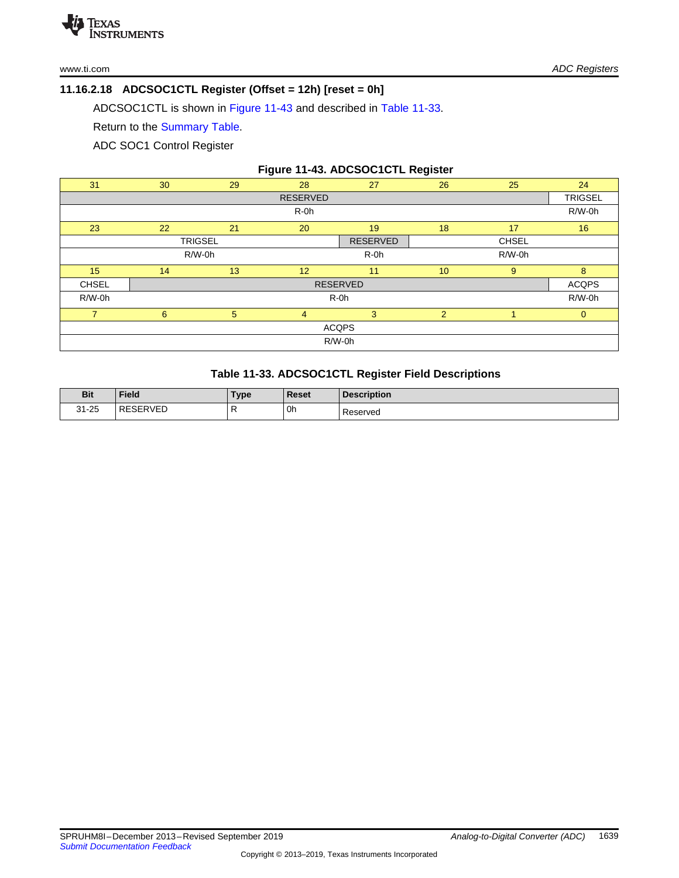### 11.16.2.18 ADCSOC1CTL Register (Offset = 12h) [reset = 0h]

ADCSOC1CTL is shown in Figure 11-43 and described in Table 11-33.

Return to the Summary Table.

ADC SOC1 Control Register

**Figure 11-43. ADCSOC1CTL Register**

| 31 | 30 | 29 | 28 | 27 | 26 | 25 | 24 |
|---|---|---|---|---|---|---|---|
| RESERVED | | | | | | | TRIGSEL |
| R-0h | | | | | | | R/W-0h |
| **23** | **22** | **21** | **20** | **19** | **18** | **17** | **16** |
| TRIGSEL | | | | RESERVED | CHSEL | | |
| R/W-0h | | | | R-0h | R/W-0h | | |
| **15** | **14** | **13** | **12** | **11** | **10** | **9** | **8** |
| CHSEL | RESERVED | | | | | | ACQPS |
| R/W-0h | R-0h | | | | | | R/W-0h |
| **7** | **6** | **5** | **4** | **3** | **2** | **1** | **0** |
| ACQPS | | | | | | | |
| R/W-0h | | | | | | | |

**Table 11-33. ADCSOC1CTL Register Field Descriptions**

| Bit | Field | Type | Reset | Description |
|---|---|---|---|---|
| 31-25 | RESERVED | R | 0h | Reserved |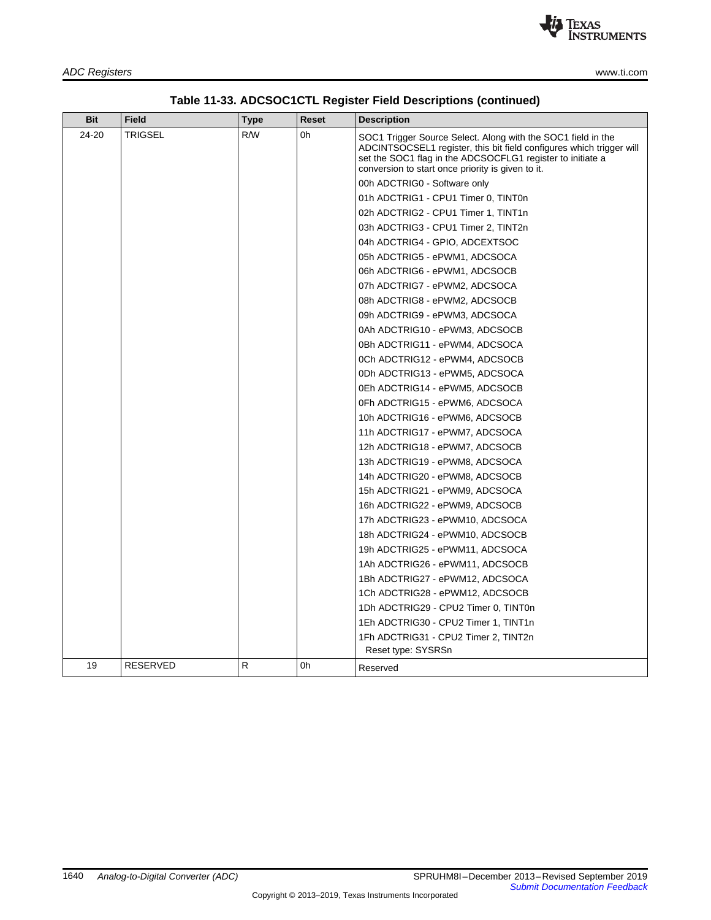**Table 11-33. ADCSOC1CTL Register Field Descriptions (continued)**

| Bit | Field | Type | Reset | Description |
|---|---|---|---|---|
| 24-20 | TRIGSEL | R/W | 0h | SOC1 Trigger Source Select. Along with the SOC1 field in the ADCINTSOCSEL1 register, this bit field configures which trigger will set the SOC1 flag in the ADCSOCFLG1 register to initiate a conversion to start once priority is given to it.<br>00h ADCTRIG0 - Software only<br>01h ADCTRIG1 - CPU1 Timer 0, TINT0n<br>02h ADCTRIG2 - CPU1 Timer 1, TINT1n<br>03h ADCTRIG3 - CPU1 Timer 2, TINT2n<br>04h ADCTRIG4 - GPIO, ADCEXTSOC<br>05h ADCTRIG5 - ePWM1, ADCSOCA<br>06h ADCTRIG6 - ePWM1, ADCSOCB<br>07h ADCTRIG7 - ePWM2, ADCSOCA<br>08h ADCTRIG8 - ePWM2, ADCSOCB<br>09h ADCTRIG9 - ePWM3, ADCSOCA<br>0Ah ADCTRIG10 - ePWM3, ADCSOCB<br>0Bh ADCTRIG11 - ePWM4, ADCSOCA<br>0Ch ADCTRIG12 - ePWM4, ADCSOCB<br>0Dh ADCTRIG13 - ePWM5, ADCSOCA<br>0Eh ADCTRIG14 - ePWM5, ADCSOCB<br>0Fh ADCTRIG15 - ePWM6, ADCSOCA<br>10h ADCTRIG16 - ePWM6, ADCSOCB<br>11h ADCTRIG17 - ePWM7, ADCSOCA<br>12h ADCTRIG18 - ePWM7, ADCSOCB<br>13h ADCTRIG19 - ePWM8, ADCSOCA<br>14h ADCTRIG20 - ePWM8, ADCSOCB<br>15h ADCTRIG21 - ePWM9, ADCSOCA<br>16h ADCTRIG22 - ePWM9, ADCSOCB<br>17h ADCTRIG23 - ePWM10, ADCSOCA<br>18h ADCTRIG24 - ePWM10, ADCSOCB<br>19h ADCTRIG25 - ePWM11, ADCSOCA<br>1Ah ADCTRIG26 - ePWM11, ADCSOCB<br>1Bh ADCTRIG27 - ePWM12, ADCSOCA<br>1Ch ADCTRIG28 - ePWM12, ADCSOCB<br>1Dh ADCTRIG29 - CPU2 Timer 0, TINT0n<br>1Eh ADCTRIG30 - CPU2 Timer 1, TINT1n<br>1Fh ADCTRIG31 - CPU2 Timer 2, TINT2n<br>Reset type: SYSRSn |
| 19 | RESERVED | R | 0h | Reserved |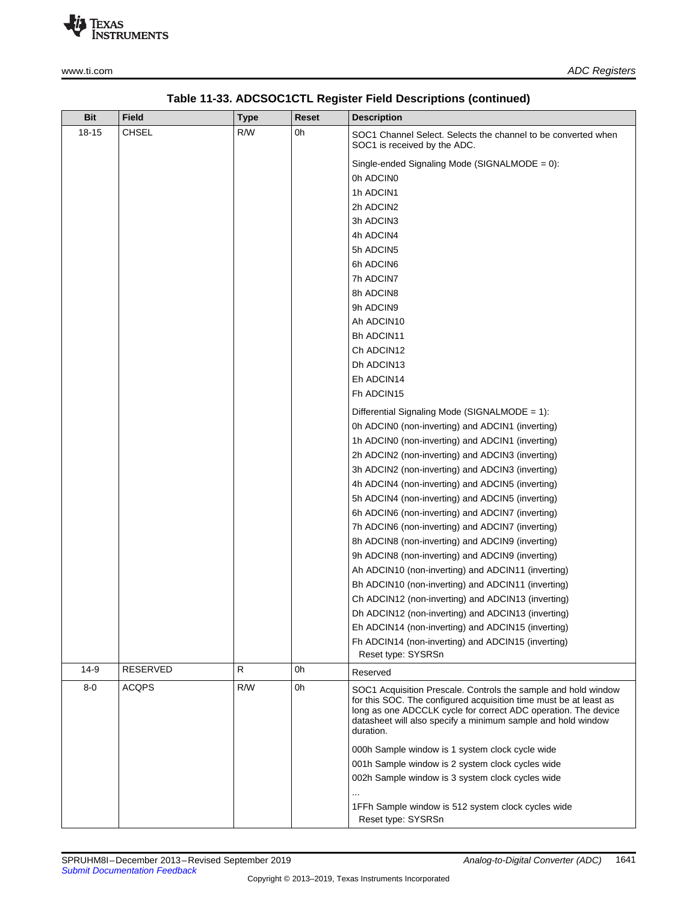**Table 11-33. ADCSOC1CTL Register Field Descriptions (continued)**

| Bit | Field | Type | Reset | Description |
|---|---|---|---|---|
| 18-15 | CHSEL | R/W | 0h | SOC1 Channel Select. Selects the channel to be converted when SOC1 is received by the ADC.<br><br>Single-ended Signaling Mode (SIGNALMODE = 0):<br>0h ADCIN0<br>1h ADCIN1<br>2h ADCIN2<br>3h ADCIN3<br>4h ADCIN4<br>5h ADCIN5<br>6h ADCIN6<br>7h ADCIN7<br>8h ADCIN8<br>9h ADCIN9<br>Ah ADCIN10<br>Bh ADCIN11<br>Ch ADCIN12<br>Dh ADCIN13<br>Eh ADCIN14<br>Fh ADCIN15<br><br>Differential Signaling Mode (SIGNALMODE = 1):<br>0h ADCIN0 (non-inverting) and ADCIN1 (inverting)<br>1h ADCIN0 (non-inverting) and ADCIN1 (inverting)<br>2h ADCIN2 (non-inverting) and ADCIN3 (inverting)<br>3h ADCIN2 (non-inverting) and ADCIN3 (inverting)<br>4h ADCIN4 (non-inverting) and ADCIN5 (inverting)<br>5h ADCIN4 (non-inverting) and ADCIN5 (inverting)<br>6h ADCIN6 (non-inverting) and ADCIN7 (inverting)<br>7h ADCIN6 (non-inverting) and ADCIN7 (inverting)<br>8h ADCIN8 (non-inverting) and ADCIN9 (inverting)<br>9h ADCIN8 (non-inverting) and ADCIN9 (inverting)<br>Ah ADCIN10 (non-inverting) and ADCIN11 (inverting)<br>Bh ADCIN10 (non-inverting) and ADCIN11 (inverting)<br>Ch ADCIN12 (non-inverting) and ADCIN13 (inverting)<br>Dh ADCIN12 (non-inverting) and ADCIN13 (inverting)<br>Eh ADCIN14 (non-inverting) and ADCIN15 (inverting)<br>Fh ADCIN14 (non-inverting) and ADCIN15 (inverting)<br>Reset type: SYSRSn |
| 14-9 | RESERVED | R | 0h | Reserved |
| 8-0 | ACQPS | R/W | 0h | SOC1 Acquisition Prescale. Controls the sample and hold window for this SOC. The configured acquisition time must be at least as long as one ADCCLK cycle for correct ADC operation. The device datasheet will also specify a minimum sample and hold window duration.<br><br>000h Sample window is 1 system clock cycle wide<br>001h Sample window is 2 system clock cycles wide<br>002h Sample window is 3 system clock cycles wide<br>...<br>1FFh Sample window is 512 system clock cycles wide<br>Reset type: SYSRSn |